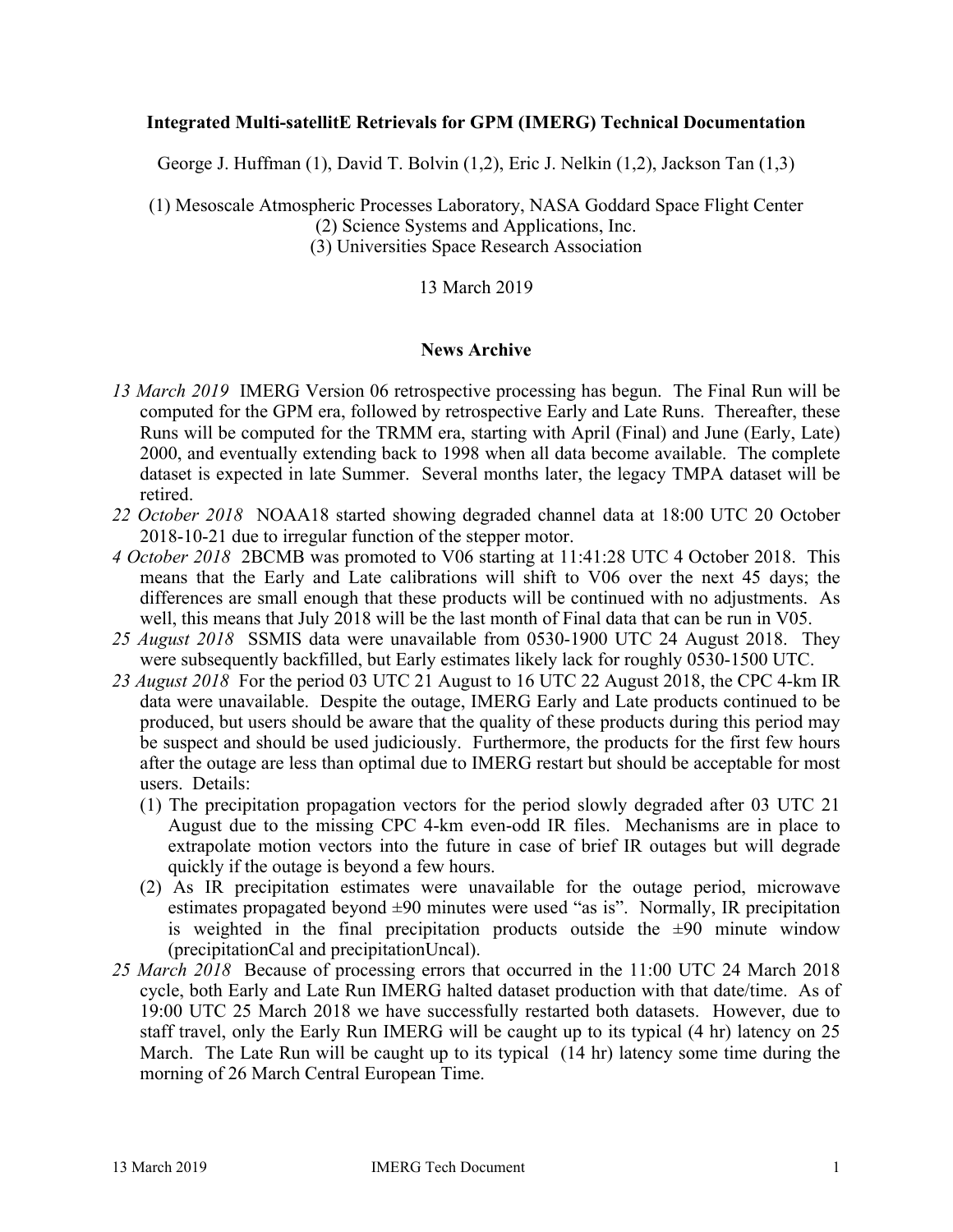# Integrated Multi-satellitE Retrievals for GPM (IMERG) Technical Documentation

George J. Huffman (1), David T. Bolvin (1,2), Eric J. Nelkin (1,2), Jackson Tan (1,3)

(1) Mesoscale Atmospheric Processes Laboratory, NASA Goddard Space Flight Center
(2) Science Systems and Applications, Inc.
(3) Universities Space Research Association

13 March 2019

## News Archive

*13 March 2019* IMERG Version 06 retrospective processing has begun. The Final Run will be computed for the GPM era, followed by retrospective Early and Late Runs. Thereafter, these Runs will be computed for the TRMM era, starting with April (Final) and June (Early, Late) 2000, and eventually extending back to 1998 when all data become available. The complete dataset is expected in late Summer. Several months later, the legacy TMPA dataset will be retired.

*22 October 2018* NOAA18 started showing degraded channel data at 18:00 UTC 20 October 2018-10-21 due to irregular function of the stepper motor.

*4 October 2018* 2BCMB was promoted to V06 starting at 11:41:28 UTC 4 October 2018. This means that the Early and Late calibrations will shift to V06 over the next 45 days; the differences are small enough that these products will be continued with no adjustments. As well, this means that July 2018 will be the last month of Final data that can be run in V05.

*25 August 2018* SSMIS data were unavailable from 0530-1900 UTC 24 August 2018. They were subsequently backfilled, but Early estimates likely lack for roughly 0530-1500 UTC.

*23 August 2018* For the period 03 UTC 21 August to 16 UTC 22 August 2018, the CPC 4-km IR data were unavailable. Despite the outage, IMERG Early and Late products continued to be produced, but users should be aware that the quality of these products during this period may be suspect and should be used judiciously. Furthermore, the products for the first few hours after the outage are less than optimal due to IMERG restart but should be acceptable for most users. Details:

1. The precipitation propagation vectors for the period slowly degraded after 03 UTC 21 August due to the missing CPC 4-km even-odd IR files. Mechanisms are in place to extrapolate motion vectors into the future in case of brief IR outages but will degrade quickly if the outage is beyond a few hours.
2. As IR precipitation estimates were unavailable for the outage period, microwave estimates propagated beyond ±90 minutes were used "as is". Normally, IR precipitation is weighted in the final precipitation products outside the ±90 minute window (precipitationCal and precipitationUncal).

*25 March 2018* Because of processing errors that occurred in the 11:00 UTC 24 March 2018 cycle, both Early and Late Run IMERG halted dataset production with that date/time. As of 19:00 UTC 25 March 2018 we have successfully restarted both datasets. However, due to staff travel, only the Early Run IMERG will be caught up to its typical (4 hr) latency on 25 March. The Late Run will be caught up to its typical (14 hr) latency some time during the morning of 26 March Central European Time.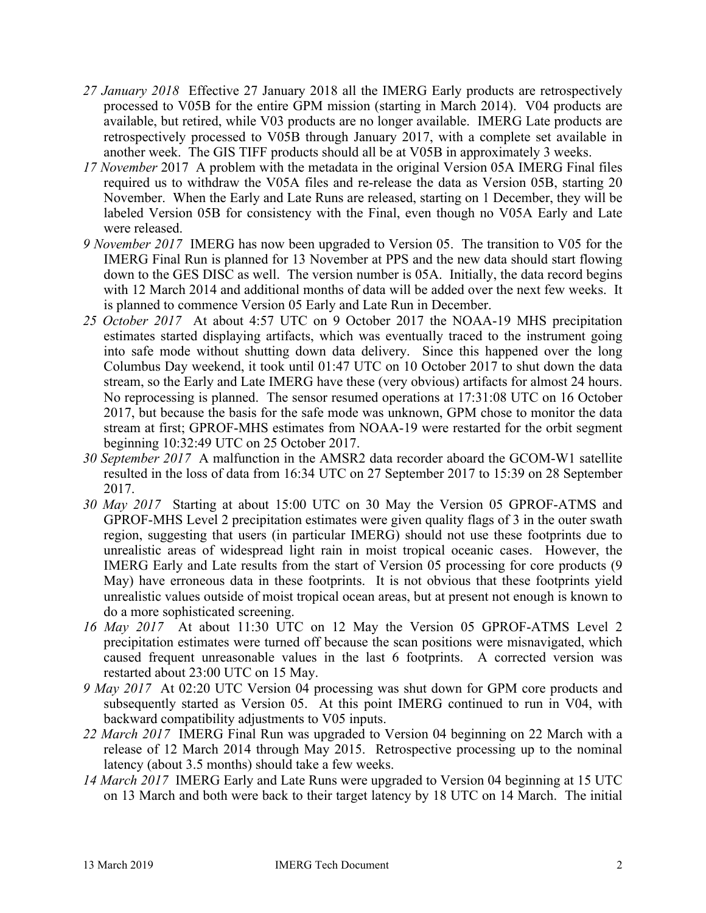*27 January 2018* Effective 27 January 2018 all the IMERG Early products are retrospectively processed to V05B for the entire GPM mission (starting in March 2014). V04 products are available, but retired, while V03 products are no longer available. IMERG Late products are retrospectively processed to V05B through January 2017, with a complete set available in another week. The GIS TIFF products should all be at V05B in approximately 3 weeks.

*17 November* 2017 A problem with the metadata in the original Version 05A IMERG Final files required us to withdraw the V05A files and re-release the data as Version 05B, starting 20 November. When the Early and Late Runs are released, starting on 1 December, they will be labeled Version 05B for consistency with the Final, even though no V05A Early and Late were released.

*9 November 2017* IMERG has now been upgraded to Version 05. The transition to V05 for the IMERG Final Run is planned for 13 November at PPS and the new data should start flowing down to the GES DISC as well. The version number is 05A. Initially, the data record begins with 12 March 2014 and additional months of data will be added over the next few weeks. It is planned to commence Version 05 Early and Late Run in December.

*25 October 2017* At about 4:57 UTC on 9 October 2017 the NOAA-19 MHS precipitation estimates started displaying artifacts, which was eventually traced to the instrument going into safe mode without shutting down data delivery. Since this happened over the long Columbus Day weekend, it took until 01:47 UTC on 10 October 2017 to shut down the data stream, so the Early and Late IMERG have these (very obvious) artifacts for almost 24 hours. No reprocessing is planned. The sensor resumed operations at 17:31:08 UTC on 16 October 2017, but because the basis for the safe mode was unknown, GPM chose to monitor the data stream at first; GPROF-MHS estimates from NOAA-19 were restarted for the orbit segment beginning 10:32:49 UTC on 25 October 2017.

*30 September 2017* A malfunction in the AMSR2 data recorder aboard the GCOM-W1 satellite resulted in the loss of data from 16:34 UTC on 27 September 2017 to 15:39 on 28 September 2017.

*30 May 2017* Starting at about 15:00 UTC on 30 May the Version 05 GPROF-ATMS and GPROF-MHS Level 2 precipitation estimates were given quality flags of 3 in the outer swath region, suggesting that users (in particular IMERG) should not use these footprints due to unrealistic areas of widespread light rain in moist tropical oceanic cases. However, the IMERG Early and Late results from the start of Version 05 processing for core products (9 May) have erroneous data in these footprints. It is not obvious that these footprints yield unrealistic values outside of moist tropical ocean areas, but at present not enough is known to do a more sophisticated screening.

*16 May 2017* At about 11:30 UTC on 12 May the Version 05 GPROF-ATMS Level 2 precipitation estimates were turned off because the scan positions were misnavigated, which caused frequent unreasonable values in the last 6 footprints. A corrected version was restarted about 23:00 UTC on 15 May.

*9 May 2017* At 02:20 UTC Version 04 processing was shut down for GPM core products and subsequently started as Version 05. At this point IMERG continued to run in V04, with backward compatibility adjustments to V05 inputs.

*22 March 2017* IMERG Final Run was upgraded to Version 04 beginning on 22 March with a release of 12 March 2014 through May 2015. Retrospective processing up to the nominal latency (about 3.5 months) should take a few weeks.

*14 March 2017* IMERG Early and Late Runs were upgraded to Version 04 beginning at 15 UTC on 13 March and both were back to their target latency by 18 UTC on 14 March. The initial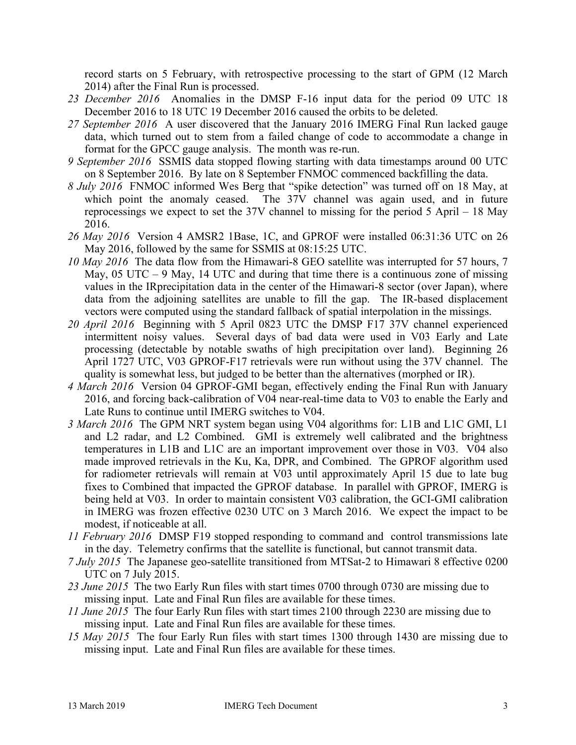record starts on 5 February, with retrospective processing to the start of GPM (12 March 2014) after the Final Run is processed.

*23 December 2016* Anomalies in the DMSP F-16 input data for the period 09 UTC 18 December 2016 to 18 UTC 19 December 2016 caused the orbits to be deleted.

*27 September 2016* A user discovered that the January 2016 IMERG Final Run lacked gauge data, which turned out to stem from a failed change of code to accommodate a change in format for the GPCC gauge analysis. The month was re-run.

*9 September 2016* SSMIS data stopped flowing starting with data timestamps around 00 UTC on 8 September 2016. By late on 8 September FNMOC commenced backfilling the data.

*8 July 2016* FNMOC informed Wes Berg that "spike detection" was turned off on 18 May, at which point the anomaly ceased. The 37V channel was again used, and in future reprocessings we expect to set the 37V channel to missing for the period 5 April – 18 May 2016.

*26 May 2016* Version 4 AMSR2 1Base, 1C, and GPROF were installed 06:31:36 UTC on 26 May 2016, followed by the same for SSMIS at 08:15:25 UTC.

*10 May 2016* The data flow from the Himawari-8 GEO satellite was interrupted for 57 hours, 7 May, 05 UTC – 9 May, 14 UTC and during that time there is a continuous zone of missing values in the IRprecipitation data in the center of the Himawari-8 sector (over Japan), where data from the adjoining satellites are unable to fill the gap. The IR-based displacement vectors were computed using the standard fallback of spatial interpolation in the missings.

*20 April 2016* Beginning with 5 April 0823 UTC the DMSP F17 37V channel experienced intermittent noisy values. Several days of bad data were used in V03 Early and Late processing (detectable by notable swaths of high precipitation over land). Beginning 26 April 1727 UTC, V03 GPROF-F17 retrievals were run without using the 37V channel. The quality is somewhat less, but judged to be better than the alternatives (morphed or IR).

*4 March 2016* Version 04 GPROF-GMI began, effectively ending the Final Run with January 2016, and forcing back-calibration of V04 near-real-time data to V03 to enable the Early and Late Runs to continue until IMERG switches to V04.

*3 March 2016* The GPM NRT system began using V04 algorithms for: L1B and L1C GMI, L1 and L2 radar, and L2 Combined. GMI is extremely well calibrated and the brightness temperatures in L1B and L1C are an important improvement over those in V03. V04 also made improved retrievals in the Ku, Ka, DPR, and Combined. The GPROF algorithm used for radiometer retrievals will remain at V03 until approximately April 15 due to late bug fixes to Combined that impacted the GPROF database. In parallel with GPROF, IMERG is being held at V03. In order to maintain consistent V03 calibration, the GCI-GMI calibration in IMERG was frozen effective 0230 UTC on 3 March 2016. We expect the impact to be modest, if noticeable at all.

*11 February 2016* DMSP F19 stopped responding to command and control transmissions late in the day. Telemetry confirms that the satellite is functional, but cannot transmit data.

*7 July 2015* The Japanese geo-satellite transitioned from MTSat-2 to Himawari 8 effective 0200 UTC on 7 July 2015.

*23 June 2015* The two Early Run files with start times 0700 through 0730 are missing due to missing input. Late and Final Run files are available for these times.

*11 June 2015* The four Early Run files with start times 2100 through 2230 are missing due to missing input. Late and Final Run files are available for these times.

*15 May 2015* The four Early Run files with start times 1300 through 1430 are missing due to missing input. Late and Final Run files are available for these times.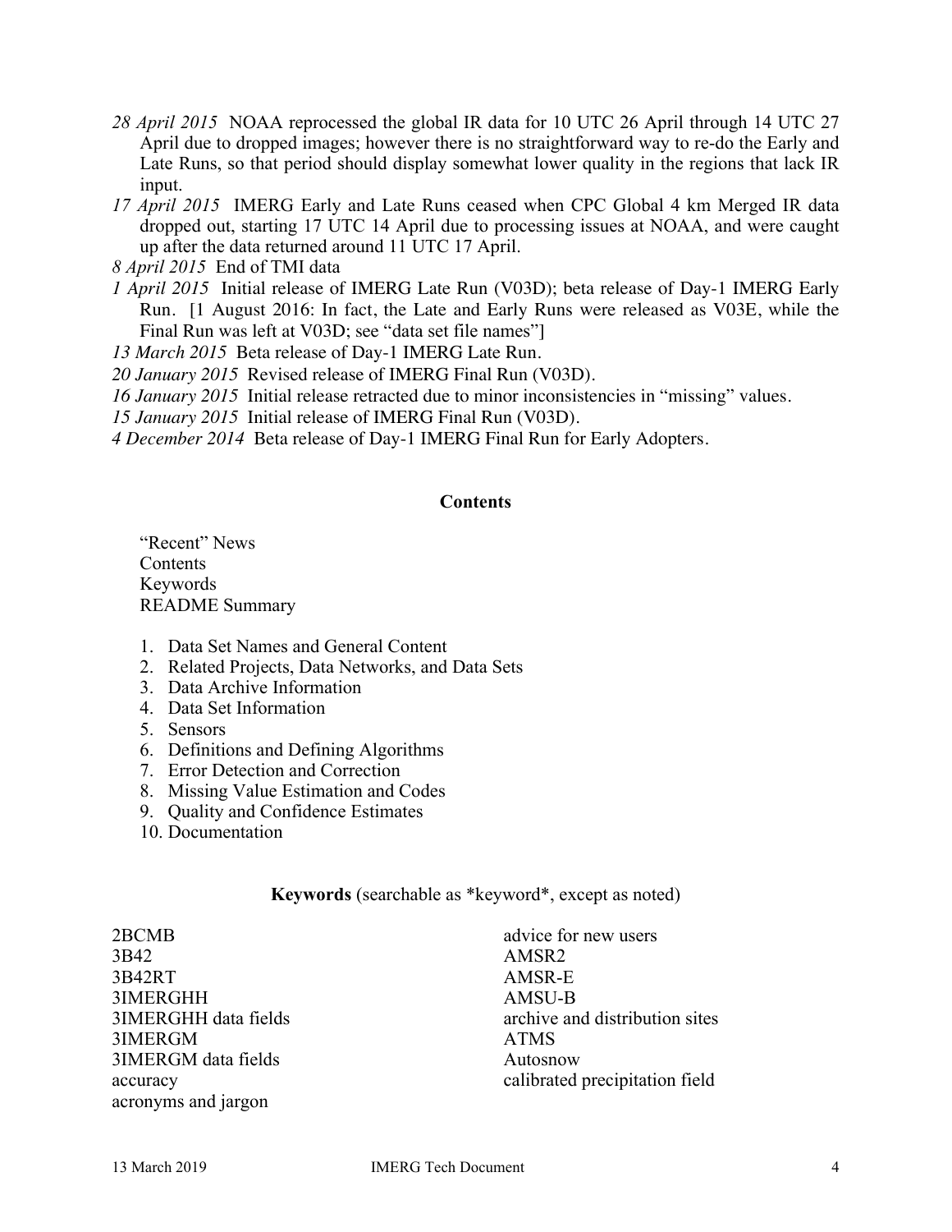*28 April 2015* NOAA reprocessed the global IR data for 10 UTC 26 April through 14 UTC 27 April due to dropped images; however there is no straightforward way to re-do the Early and Late Runs, so that period should display somewhat lower quality in the regions that lack IR input.

*17 April 2015* IMERG Early and Late Runs ceased when CPC Global 4 km Merged IR data dropped out, starting 17 UTC 14 April due to processing issues at NOAA, and were caught up after the data returned around 11 UTC 17 April.

*8 April 2015* End of TMI data

*1 April 2015* Initial release of IMERG Late Run (V03D); beta release of Day-1 IMERG Early Run. [1 August 2016: In fact, the Late and Early Runs were released as V03E, while the Final Run was left at V03D; see "data set file names"]

*13 March 2015* Beta release of Day-1 IMERG Late Run.

*20 January 2015* Revised release of IMERG Final Run (V03D).

*16 January 2015* Initial release retracted due to minor inconsistencies in "missing" values.

*15 January 2015* Initial release of IMERG Final Run (V03D).

*4 December 2014* Beta release of Day-1 IMERG Final Run for Early Adopters.

## Contents

"Recent" News
Contents
Keywords
README Summary

1. Data Set Names and General Content
2. Related Projects, Data Networks, and Data Sets
3. Data Archive Information
4. Data Set Information
5. Sensors
6. Definitions and Defining Algorithms
7. Error Detection and Correction
8. Missing Value Estimation and Codes
9. Quality and Confidence Estimates
10. Documentation

## Keywords (searchable as *keyword*, except as noted)

2BCMB
3B42
3B42RT
3IMERGHH
3IMERGHH data fields
3IMERGM
3IMERGM data fields
accuracy
acronyms and jargon
advice for new users
AMSR2
AMSR-E
AMSU-B
archive and distribution sites
ATMS
Autosnow
calibrated precipitation field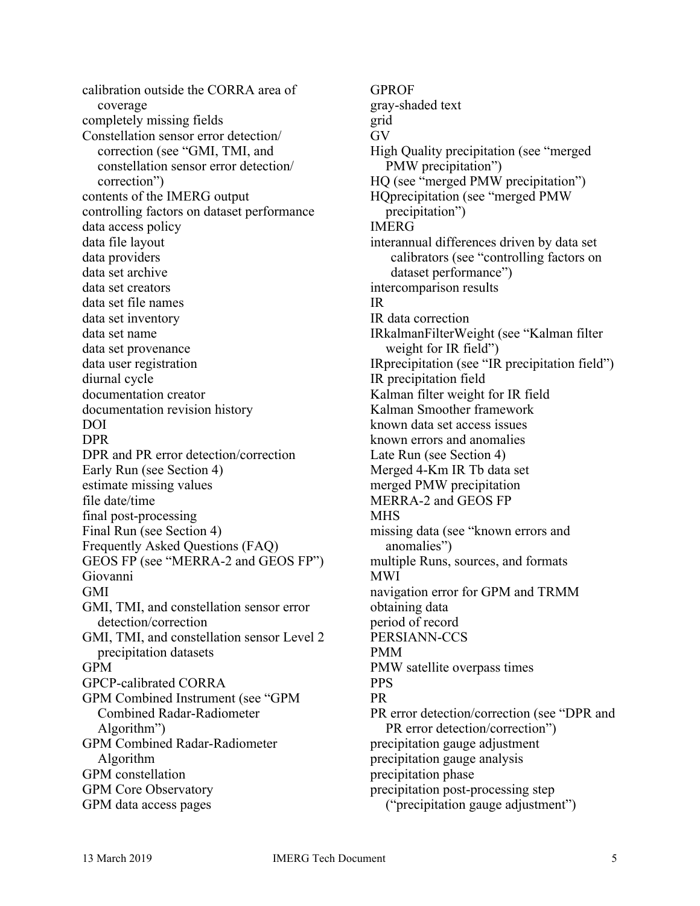calibration outside the CORRA area of coverage
completely missing fields
Constellation sensor error detection/correction (see "GMI, TMI, and constellation sensor error detection/correction")
contents of the IMERG output
controlling factors on dataset performance
data access policy
data file layout
data providers
data set archive
data set creators
data set file names
data set inventory
data set name
data set provenance
data user registration
diurnal cycle
documentation creator
documentation revision history
DOI
DPR
DPR and PR error detection/correction
Early Run (see Section 4)
estimate missing values
file date/time
final post-processing
Final Run (see Section 4)
Frequently Asked Questions (FAQ)
GEOS FP (see "MERRA-2 and GEOS FP")
Giovanni
GMI
GMI, TMI, and constellation sensor error detection/correction
GMI, TMI, and constellation sensor Level 2 precipitation datasets
GPM
GPCP-calibrated CORRA
GPM Combined Instrument (see "GPM Combined Radar-Radiometer Algorithm")
GPM Combined Radar-Radiometer Algorithm
GPM constellation
GPM Core Observatory
GPM data access pages
GPROF
gray-shaded text
grid
GV
High Quality precipitation (see "merged PMW precipitation")
HQ (see "merged PMW precipitation")
HQprecipitation (see "merged PMW precipitation")
IMERG
interannual differences driven by data set calibrators (see "controlling factors on dataset performance")
intercomparison results
IR
IR data correction
IRkalmanFilterWeight (see "Kalman filter weight for IR field")
IRprecipitation (see "IR precipitation field")
IR precipitation field
Kalman filter weight for IR field
Kalman Smoother framework
known data set access issues
known errors and anomalies
Late Run (see Section 4)
Merged 4-Km IR Tb data set
merged PMW precipitation
MERRA-2 and GEOS FP
MHS
missing data (see "known errors and anomalies")
multiple Runs, sources, and formats
MWI
navigation error for GPM and TRMM
obtaining data
period of record
PERSIANN-CCS
PMM
PMW satellite overpass times
PPS
PR
PR error detection/correction (see "DPR and PR error detection/correction")
precipitation gauge adjustment
precipitation gauge analysis
precipitation phase
precipitation post-processing step ("precipitation gauge adjustment")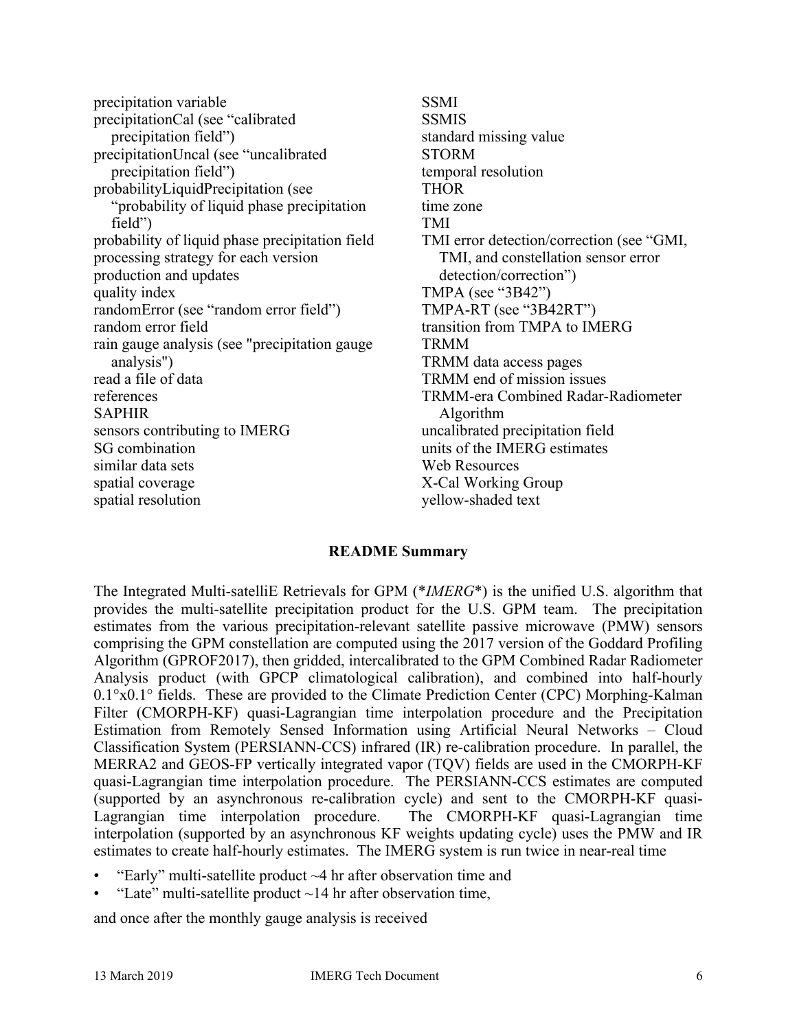precipitation variable
precipitationCal (see "calibrated precipitation field")
precipitationUncal (see "uncalibrated precipitation field")
probabilityLiquidPrecipitation (see "probability of liquid phase precipitation field")
probability of liquid phase precipitation field
processing strategy for each version
production and updates
quality index
randomError (see "random error field")
random error field
rain gauge analysis (see "precipitation gauge analysis")
read a file of data
references
SAPHIR
sensors contributing to IMERG
SG combination
similar data sets
spatial coverage
spatial resolution
SSMI
SSMIS
standard missing value
STORM
temporal resolution
THOR
time zone
TMI
TMI error detection/correction (see "GMI, TMI, and constellation sensor error detection/correction")
TMPA (see "3B42")
TMPA-RT (see "3B42RT")
transition from TMPA to IMERG
TRMM
TRMM data access pages
TRMM end of mission issues
TRMM-era Combined Radar-Radiometer Algorithm
uncalibrated precipitation field
units of the IMERG estimates
Web Resources
X-Cal Working Group
yellow-shaded text

**README Summary**

The Integrated Multi-satelliE Retrievals for GPM (**IMERG**) is the unified U.S. algorithm that provides the multi-satellite precipitation product for the U.S. GPM team. The precipitation estimates from the various precipitation-relevant satellite passive microwave (PMW) sensors comprising the GPM constellation are computed using the 2017 version of the Goddard Profiling Algorithm (GPROF2017), then gridded, intercalibrated to the GPM Combined Radar Radiometer Analysis product (with GPCP climatological calibration), and combined into half-hourly 0.1°x0.1° fields. These are provided to the Climate Prediction Center (CPC) Morphing-Kalman Filter (CMORPH-KF) quasi-Lagrangian time interpolation procedure and the Precipitation Estimation from Remotely Sensed Information using Artificial Neural Networks – Cloud Classification System (PERSIANN-CCS) infrared (IR) re-calibration procedure. In parallel, the MERRA2 and GEOS-FP vertically integrated vapor (TQV) fields are used in the CMORPH-KF quasi-Lagrangian time interpolation procedure. The PERSIANN-CCS estimates are computed (supported by an asynchronous re-calibration cycle) and sent to the CMORPH-KF quasi-Lagrangian time interpolation procedure. The CMORPH-KF quasi-Lagrangian time interpolation (supported by an asynchronous KF weights updating cycle) uses the PMW and IR estimates to create half-hourly estimates. The IMERG system is run twice in near-real time

- "Early" multi-satellite product ~4 hr after observation time and
- "Late" multi-satellite product ~14 hr after observation time,

and once after the monthly gauge analysis is received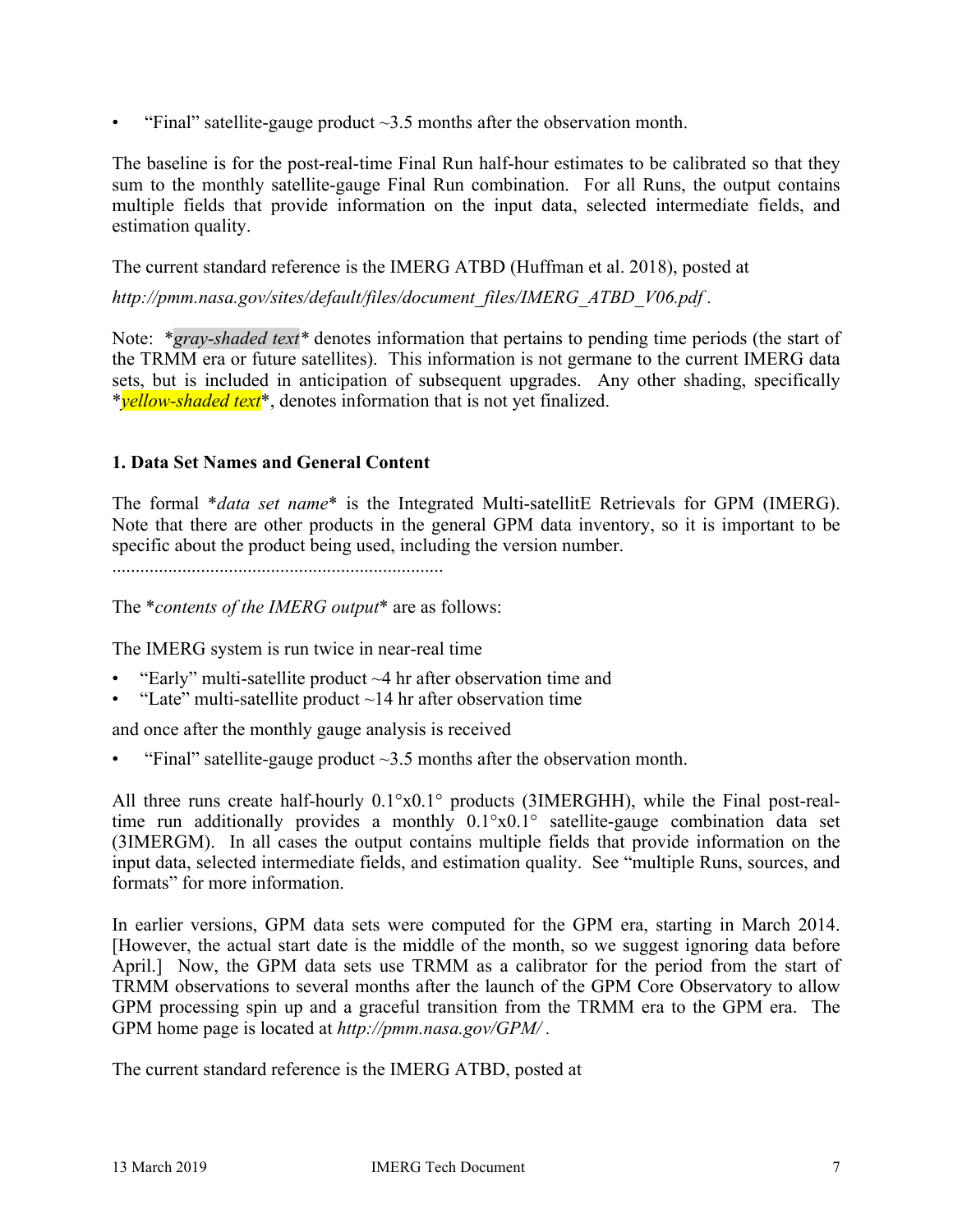- "Final" satellite-gauge product ~3.5 months after the observation month.

The baseline is for the post-real-time Final Run half-hour estimates to be calibrated so that they sum to the monthly satellite-gauge Final Run combination. For all Runs, the output contains multiple fields that provide information on the input data, selected intermediate fields, and estimation quality.

The current standard reference is the IMERG ATBD (Huffman et al. 2018), posted at

*http://pmm.nasa.gov/sites/default/files/document_files/IMERG_ATBD_V06.pdf* .

Note: *gray-shaded text* denotes information that pertains to pending time periods (the start of the TRMM era or future satellites). This information is not germane to the current IMERG data sets, but is included in anticipation of subsequent upgrades. Any other shading, specifically *yellow-shaded text*, denotes information that is not yet finalized.

## 1. Data Set Names and General Content

The formal *data set name* is the Integrated Multi-satellitE Retrievals for GPM (IMERG). Note that there are other products in the general GPM data inventory, so it is important to be specific about the product being used, including the version number.

........................................................................

The *contents of the IMERG output* are as follows:

The IMERG system is run twice in near-real time

- "Early" multi-satellite product ~4 hr after observation time and
- "Late" multi-satellite product ~14 hr after observation time

and once after the monthly gauge analysis is received

- "Final" satellite-gauge product ~3.5 months after the observation month.

All three runs create half-hourly 0.1°x0.1° products (3IMERGHH), while the Final post-real-time run additionally provides a monthly 0.1°x0.1° satellite-gauge combination data set (3IMERGM). In all cases the output contains multiple fields that provide information on the input data, selected intermediate fields, and estimation quality. See "multiple Runs, sources, and formats" for more information.

In earlier versions, GPM data sets were computed for the GPM era, starting in March 2014. [However, the actual start date is the middle of the month, so we suggest ignoring data before April.] Now, the GPM data sets use TRMM as a calibrator for the period from the start of TRMM observations to several months after the launch of the GPM Core Observatory to allow GPM processing spin up and a graceful transition from the TRMM era to the GPM era. The GPM home page is located at *http://pmm.nasa.gov/GPM/* .

The current standard reference is the IMERG ATBD, posted at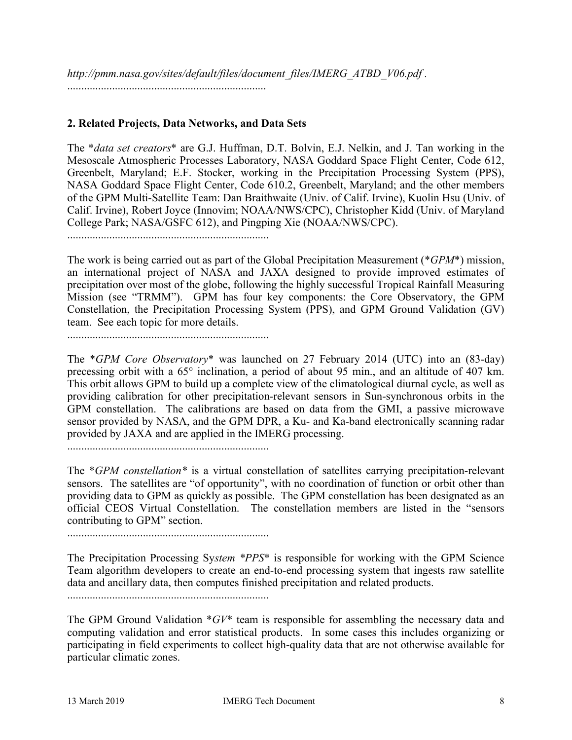http://pmm.nasa.gov/sites/default/files/document_files/IMERG_ATBD_V06.pdf .
.........................................................................

## 2. Related Projects, Data Networks, and Data Sets

The **data set creators** are G.J. Huffman, D.T. Bolvin, E.J. Nelkin, and J. Tan working in the Mesoscale Atmospheric Processes Laboratory, NASA Goddard Space Flight Center, Code 612, Greenbelt, Maryland; E.F. Stocker, working in the Precipitation Processing System (PPS), NASA Goddard Space Flight Center, Code 610.2, Greenbelt, Maryland; and the other members of the GPM Multi-Satellite Team: Dan Braithwaite (Univ. of Calif. Irvine), Kuolin Hsu (Univ. of Calif. Irvine), Robert Joyce (Innovim; NOAA/NWS/CPC), Christopher Kidd (Univ. of Maryland College Park; NASA/GSFC 612), and Pingping Xie (NOAA/NWS/CPC).
.........................................................................

The work is being carried out as part of the Global Precipitation Measurement (**GPM**) mission, an international project of NASA and JAXA designed to provide improved estimates of precipitation over most of the globe, following the highly successful Tropical Rainfall Measuring Mission (see "TRMM"). GPM has four key components: the Core Observatory, the GPM Constellation, the Precipitation Processing System (PPS), and GPM Ground Validation (GV) team. See each topic for more details.
.........................................................................

The **GPM Core Observatory** was launched on 27 February 2014 (UTC) into an (83-day) precessing orbit with a 65° inclination, a period of about 95 min., and an altitude of 407 km. This orbit allows GPM to build up a complete view of the climatological diurnal cycle, as well as providing calibration for other precipitation-relevant sensors in Sun-synchronous orbits in the GPM constellation. The calibrations are based on data from the GMI, a passive microwave sensor provided by NASA, and the GPM DPR, a Ku- and Ka-band electronically scanning radar provided by JAXA and are applied in the IMERG processing.
.........................................................................

The **GPM constellation** is a virtual constellation of satellites carrying precipitation-relevant sensors. The satellites are "of opportunity", with no coordination of function or orbit other than providing data to GPM as quickly as possible. The GPM constellation has been designated as an official CEOS Virtual Constellation. The constellation members are listed in the "sensors contributing to GPM" section.
.........................................................................

The Precipitation Processing Sy*stem* **PPS** is responsible for working with the GPM Science Team algorithm developers to create an end-to-end processing system that ingests raw satellite data and ancillary data, then computes finished precipitation and related products.
.........................................................................

The GPM Ground Validation **GV** team is responsible for assembling the necessary data and computing validation and error statistical products. In some cases this includes organizing or participating in field experiments to collect high-quality data that are not otherwise available for particular climatic zones.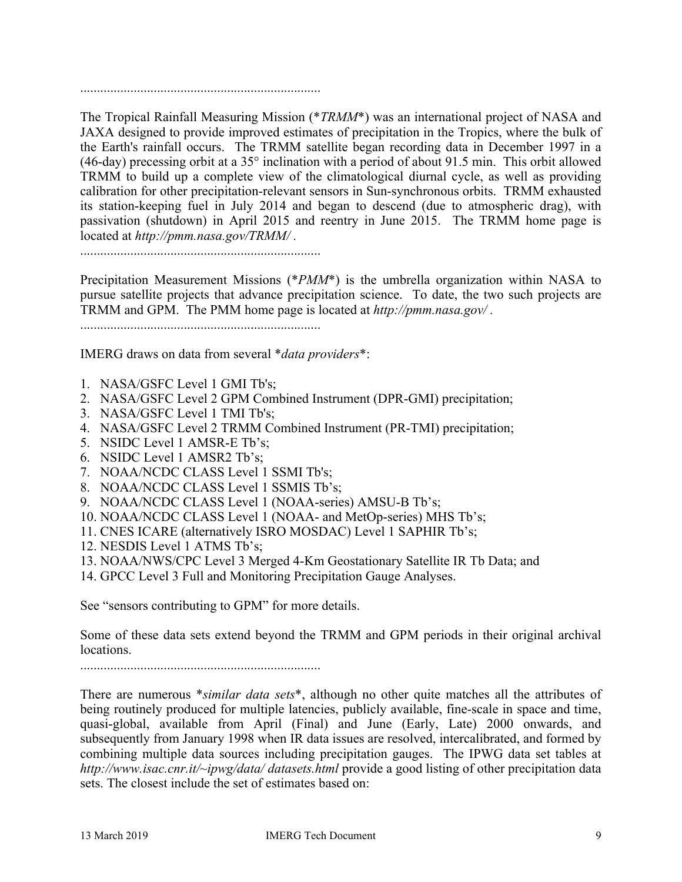........................................................................

The Tropical Rainfall Measuring Mission (**TRMM**) was an international project of NASA and JAXA designed to provide improved estimates of precipitation in the Tropics, where the bulk of the Earth's rainfall occurs. The TRMM satellite began recording data in December 1997 in a (46-day) precessing orbit at a 35° inclination with a period of about 91.5 min. This orbit allowed TRMM to build up a complete view of the climatological diurnal cycle, as well as providing calibration for other precipitation-relevant sensors in Sun-synchronous orbits. TRMM exhausted its station-keeping fuel in July 2014 and began to descend (due to atmospheric drag), with passivation (shutdown) in April 2015 and reentry in June 2015. The TRMM home page is located at *http://pmm.nasa.gov/TRMM/* .

........................................................................

Precipitation Measurement Missions (**PMM**) is the umbrella organization within NASA to pursue satellite projects that advance precipitation science. To date, the two such projects are TRMM and GPM. The PMM home page is located at *http://pmm.nasa.gov/* .

........................................................................

IMERG draws on data from several **data providers**:

1. NASA/GSFC Level 1 GMI Tb's;
2. NASA/GSFC Level 2 GPM Combined Instrument (DPR-GMI) precipitation;
3. NASA/GSFC Level 1 TMI Tb's;
4. NASA/GSFC Level 2 TRMM Combined Instrument (PR-TMI) precipitation;
5. NSIDC Level 1 AMSR-E Tb's;
6. NSIDC Level 1 AMSR2 Tb's;
7. NOAA/NCDC CLASS Level 1 SSMI Tb's;
8. NOAA/NCDC CLASS Level 1 SSMIS Tb's;
9. NOAA/NCDC CLASS Level 1 (NOAA-series) AMSU-B Tb's;
10. NOAA/NCDC CLASS Level 1 (NOAA- and MetOp-series) MHS Tb's;
11. CNES ICARE (alternatively ISRO MOSDAC) Level 1 SAPHIR Tb's;
12. NESDIS Level 1 ATMS Tb's;
13. NOAA/NWS/CPC Level 3 Merged 4-Km Geostationary Satellite IR Tb Data; and
14. GPCC Level 3 Full and Monitoring Precipitation Gauge Analyses.

See "sensors contributing to GPM" for more details.

Some of these data sets extend beyond the TRMM and GPM periods in their original archival locations.

........................................................................

There are numerous **similar data sets**, although no other quite matches all the attributes of being routinely produced for multiple latencies, publicly available, fine-scale in space and time, quasi-global, available from April (Final) and June (Early, Late) 2000 onwards, and subsequently from January 1998 when IR data issues are resolved, intercalibrated, and formed by combining multiple data sources including precipitation gauges. The IPWG data set tables at *http://www.isac.cnr.it/~ipwg/data/ datasets.html* provide a good listing of other precipitation data sets. The closest include the set of estimates based on: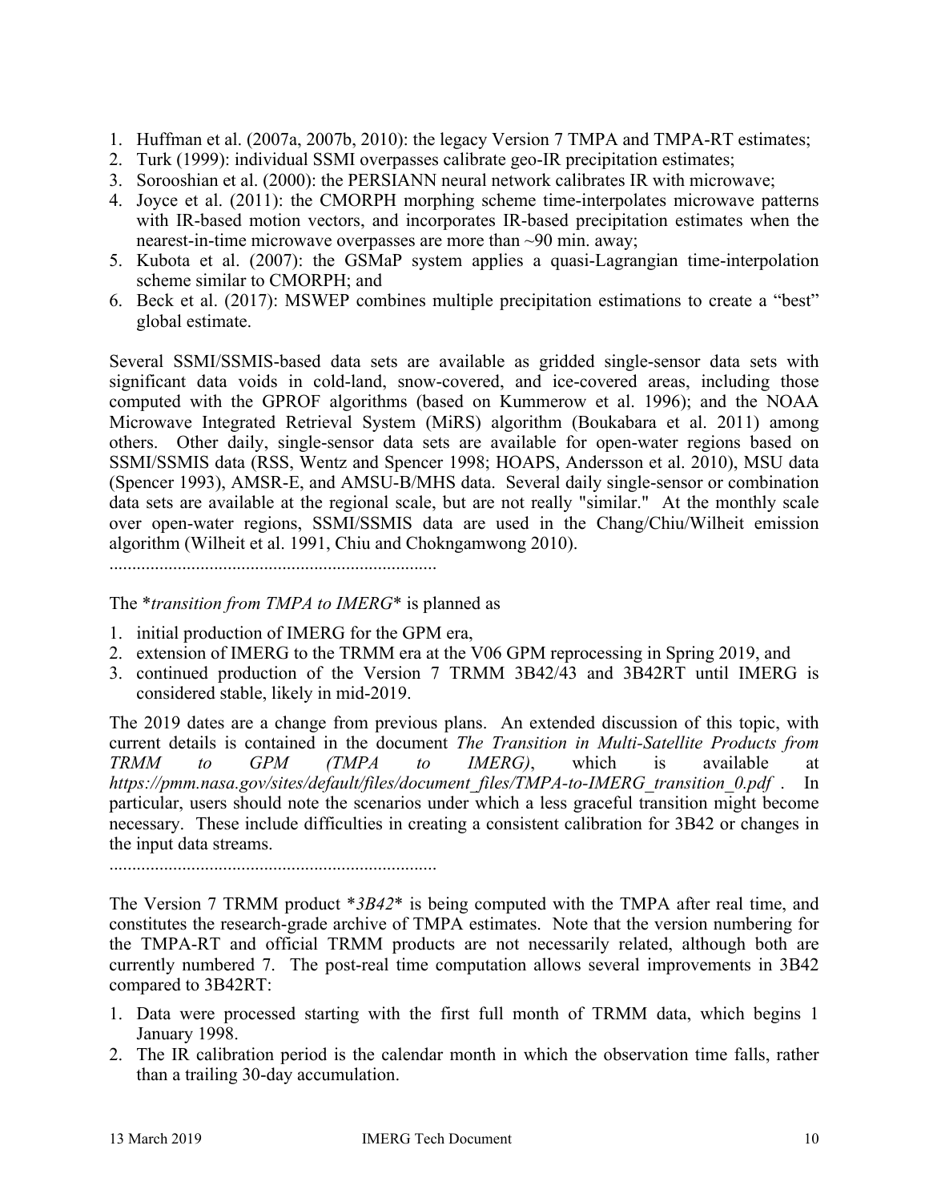1. Huffman et al. (2007a, 2007b, 2010): the legacy Version 7 TMPA and TMPA-RT estimates;
2. Turk (1999): individual SSMI overpasses calibrate geo-IR precipitation estimates;
3. Sorooshian et al. (2000): the PERSIANN neural network calibrates IR with microwave;
4. Joyce et al. (2011): the CMORPH morphing scheme time-interpolates microwave patterns with IR-based motion vectors, and incorporates IR-based precipitation estimates when the nearest-in-time microwave overpasses are more than ~90 min. away;
5. Kubota et al. (2007): the GSMaP system applies a quasi-Lagrangian time-interpolation scheme similar to CMORPH; and
6. Beck et al. (2017): MSWEP combines multiple precipitation estimations to create a "best" global estimate.

Several SSMI/SSMIS-based data sets are available as gridded single-sensor data sets with significant data voids in cold-land, snow-covered, and ice-covered areas, including those computed with the GPROF algorithms (based on Kummerow et al. 1996); and the NOAA Microwave Integrated Retrieval System (MiRS) algorithm (Boukabara et al. 2011) among others. Other daily, single-sensor data sets are available for open-water regions based on SSMI/SSMIS data (RSS, Wentz and Spencer 1998; HOAPS, Andersson et al. 2010), MSU data (Spencer 1993), AMSR-E, and AMSU-B/MHS data. Several daily single-sensor or combination data sets are available at the regional scale, but are not really "similar." At the monthly scale over open-water regions, SSMI/SSMIS data are used in the Chang/Chiu/Wilheit emission algorithm (Wilheit et al. 1991, Chiu and Chokngamwong 2010).

........................................................................

The **transition from TMPA to IMERG** is planned as

1. initial production of IMERG for the GPM era,
2. extension of IMERG to the TRMM era at the V06 GPM reprocessing in Spring 2019, and
3. continued production of the Version 7 TRMM 3B42/43 and 3B42RT until IMERG is considered stable, likely in mid-2019.

The 2019 dates are a change from previous plans. An extended discussion of this topic, with current details is contained in the document *The Transition in Multi-Satellite Products from TRMM to GPM (TMPA to IMERG)*, which is available at *https://pmm.nasa.gov/sites/default/files/document_files/TMPA-to-IMERG_transition_0.pdf* . In particular, users should note the scenarios under which a less graceful transition might become necessary. These include difficulties in creating a consistent calibration for 3B42 or changes in the input data streams.

........................................................................

The Version 7 TRMM product **3B42** is being computed with the TMPA after real time, and constitutes the research-grade archive of TMPA estimates. Note that the version numbering for the TMPA-RT and official TRMM products are not necessarily related, although both are currently numbered 7. The post-real time computation allows several improvements in 3B42 compared to 3B42RT:

1. Data were processed starting with the first full month of TRMM data, which begins 1 January 1998.
2. The IR calibration period is the calendar month in which the observation time falls, rather than a trailing 30-day accumulation.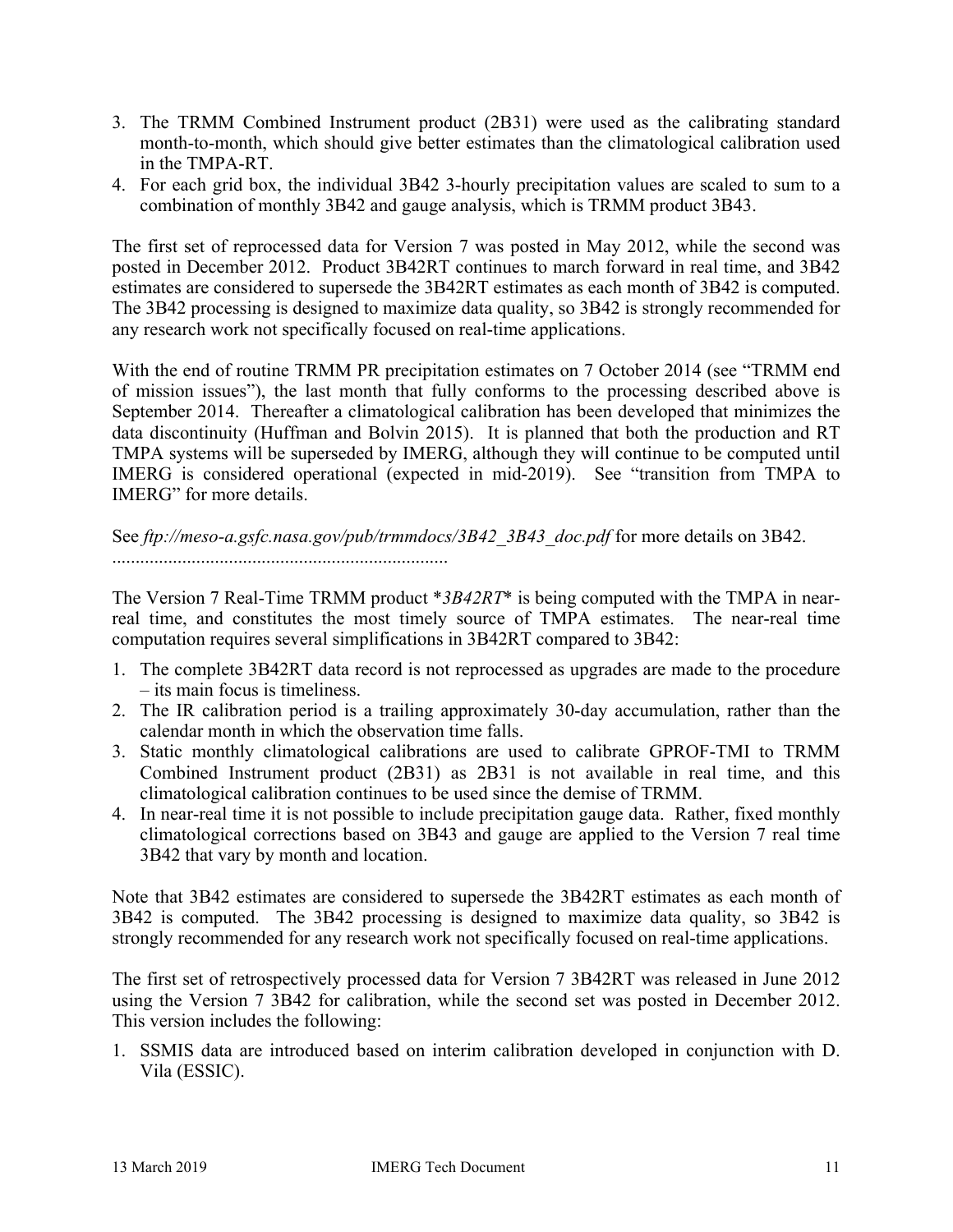3. The TRMM Combined Instrument product (2B31) were used as the calibrating standard month-to-month, which should give better estimates than the climatological calibration used in the TMPA-RT.
4. For each grid box, the individual 3B42 3-hourly precipitation values are scaled to sum to a combination of monthly 3B42 and gauge analysis, which is TRMM product 3B43.

The first set of reprocessed data for Version 7 was posted in May 2012, while the second was posted in December 2012. Product 3B42RT continues to march forward in real time, and 3B42 estimates are considered to supersede the 3B42RT estimates as each month of 3B42 is computed. The 3B42 processing is designed to maximize data quality, so 3B42 is strongly recommended for any research work not specifically focused on real-time applications.

With the end of routine TRMM PR precipitation estimates on 7 October 2014 (see "TRMM end of mission issues"), the last month that fully conforms to the processing described above is September 2014. Thereafter a climatological calibration has been developed that minimizes the data discontinuity (Huffman and Bolvin 2015). It is planned that both the production and RT TMPA systems will be superseded by IMERG, although they will continue to be computed until IMERG is considered operational (expected in mid-2019). See "transition from TMPA to IMERG" for more details.

See *ftp://meso-a.gsfc.nasa.gov/pub/trmmdocs/3B42_3B43_doc.pdf* for more details on 3B42.
........................................................................

The Version 7 Real-Time TRMM product **3B42RT** is being computed with the TMPA in near-real time, and constitutes the most timely source of TMPA estimates. The near-real time computation requires several simplifications in 3B42RT compared to 3B42:

1. The complete 3B42RT data record is not reprocessed as upgrades are made to the procedure – its main focus is timeliness.
2. The IR calibration period is a trailing approximately 30-day accumulation, rather than the calendar month in which the observation time falls.
3. Static monthly climatological calibrations are used to calibrate GPROF-TMI to TRMM Combined Instrument product (2B31) as 2B31 is not available in real time, and this climatological calibration continues to be used since the demise of TRMM.
4. In near-real time it is not possible to include precipitation gauge data. Rather, fixed monthly climatological corrections based on 3B43 and gauge are applied to the Version 7 real time 3B42 that vary by month and location.

Note that 3B42 estimates are considered to supersede the 3B42RT estimates as each month of 3B42 is computed. The 3B42 processing is designed to maximize data quality, so 3B42 is strongly recommended for any research work not specifically focused on real-time applications.

The first set of retrospectively processed data for Version 7 3B42RT was released in June 2012 using the Version 7 3B42 for calibration, while the second set was posted in December 2012. This version includes the following:

1. SSMIS data are introduced based on interim calibration developed in conjunction with D. Vila (ESSIC).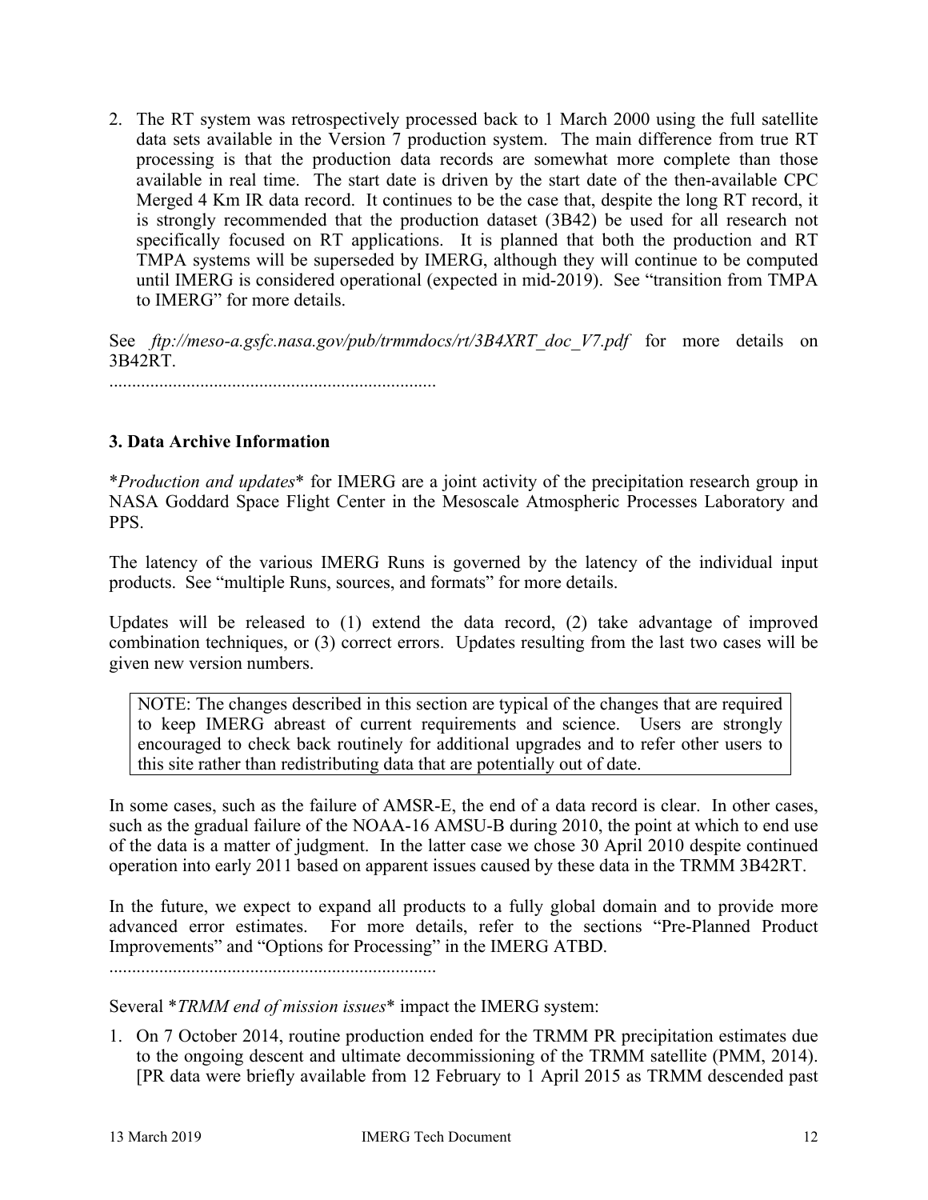2. The RT system was retrospectively processed back to 1 March 2000 using the full satellite data sets available in the Version 7 production system. The main difference from true RT processing is that the production data records are somewhat more complete than those available in real time. The start date is driven by the start date of the then-available CPC Merged 4 Km IR data record. It continues to be the case that, despite the long RT record, it is strongly recommended that the production dataset (3B42) be used for all research not specifically focused on RT applications. It is planned that both the production and RT TMPA systems will be superseded by IMERG, although they will continue to be computed until IMERG is considered operational (expected in mid-2019). See "transition from TMPA to IMERG" for more details.

See *ftp://meso-a.gsfc.nasa.gov/pub/trmmdocs/rt/3B4XRT_doc_V7.pdf* for more details on 3B42RT.

........................................................................

### 3. Data Archive Information

**Production and updates** for IMERG are a joint activity of the precipitation research group in NASA Goddard Space Flight Center in the Mesoscale Atmospheric Processes Laboratory and PPS.

The latency of the various IMERG Runs is governed by the latency of the individual input products. See "multiple Runs, sources, and formats" for more details.

Updates will be released to (1) extend the data record, (2) take advantage of improved combination techniques, or (3) correct errors. Updates resulting from the last two cases will be given new version numbers.

> NOTE: The changes described in this section are typical of the changes that are required to keep IMERG abreast of current requirements and science. Users are strongly encouraged to check back routinely for additional upgrades and to refer other users to this site rather than redistributing data that are potentially out of date.

In some cases, such as the failure of AMSR-E, the end of a data record is clear. In other cases, such as the gradual failure of the NOAA-16 AMSU-B during 2010, the point at which to end use of the data is a matter of judgment. In the latter case we chose 30 April 2010 despite continued operation into early 2011 based on apparent issues caused by these data in the TRMM 3B42RT.

In the future, we expect to expand all products to a fully global domain and to provide more advanced error estimates. For more details, refer to the sections "Pre-Planned Product Improvements" and "Options for Processing" in the IMERG ATBD.

........................................................................

Several **TRMM end of mission issues** impact the IMERG system:

1. On 7 October 2014, routine production ended for the TRMM PR precipitation estimates due to the ongoing descent and ultimate decommissioning of the TRMM satellite (PMM, 2014). [PR data were briefly available from 12 February to 1 April 2015 as TRMM descended past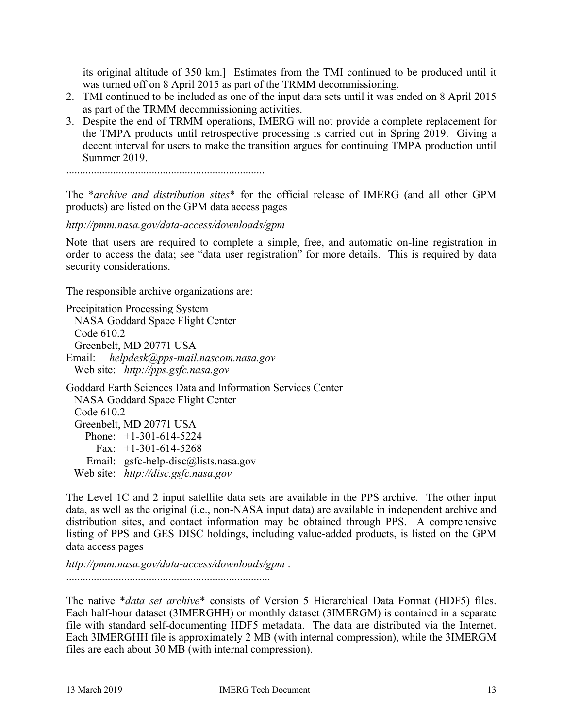its original altitude of 350 km.] Estimates from the TMI continued to be produced until it was turned off on 8 April 2015 as part of the TRMM decommissioning.

2. TMI continued to be included as one of the input data sets until it was ended on 8 April 2015 as part of the TRMM decommissioning activities.
3. Despite the end of TRMM operations, IMERG will not provide a complete replacement for the TMPA products until retrospective processing is carried out in Spring 2019. Giving a decent interval for users to make the transition argues for continuing TMPA production until Summer 2019.

........................................................................

The **archive and distribution sites** for the official release of IMERG (and all other GPM products) are listed on the GPM data access pages

*http://pmm.nasa.gov/data-access/downloads/gpm*

Note that users are required to complete a simple, free, and automatic on-line registration in order to access the data; see "data user registration" for more details. This is required by data security considerations.

The responsible archive organizations are:

Precipitation Processing System
  NASA Goddard Space Flight Center
  Code 610.2
  Greenbelt, MD 20771 USA
Email: *helpdesk@pps-mail.nascom.nasa.gov*
  Web site: *http://pps.gsfc.nasa.gov*

Goddard Earth Sciences Data and Information Services Center
  NASA Goddard Space Flight Center
  Code 610.2
  Greenbelt, MD 20771 USA
    Phone: +1-301-614-5224
    Fax: +1-301-614-5268
    Email: gsfc-help-disc@lists.nasa.gov
  Web site: *http://disc.gsfc.nasa.gov*

The Level 1C and 2 input satellite data sets are available in the PPS archive. The other input data, as well as the original (i.e., non-NASA input data) are available in independent archive and distribution sites, and contact information may be obtained through PPS. A comprehensive listing of PPS and GES DISC holdings, including value-added products, is listed on the GPM data access pages

*http://pmm.nasa.gov/data-access/downloads/gpm* .

........................................................................

The native **data set archive** consists of Version 5 Hierarchical Data Format (HDF5) files. Each half-hour dataset (3IMERGHH) or monthly dataset (3IMERGM) is contained in a separate file with standard self-documenting HDF5 metadata. The data are distributed via the Internet. Each 3IMERGHH file is approximately 2 MB (with internal compression), while the 3IMERGM files are each about 30 MB (with internal compression).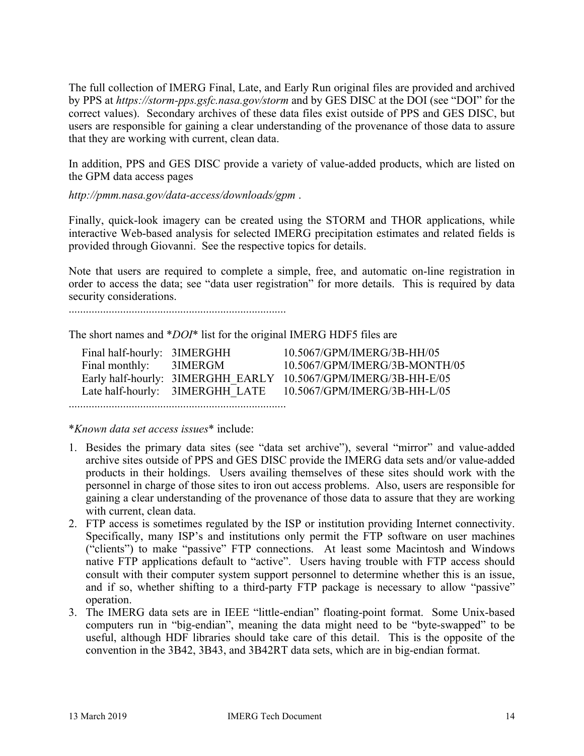The full collection of IMERG Final, Late, and Early Run original files are provided and archived by PPS at *https://storm-pps.gsfc.nasa.gov/storm* and by GES DISC at the DOI (see "DOI" for the correct values). Secondary archives of these data files exist outside of PPS and GES DISC, but users are responsible for gaining a clear understanding of the provenance of those data to assure that they are working with current, clean data.

In addition, PPS and GES DISC provide a variety of value-added products, which are listed on the GPM data access pages

*http://pmm.nasa.gov/data-access/downloads/gpm* .

Finally, quick-look imagery can be created using the STORM and THOR applications, while interactive Web-based analysis for selected IMERG precipitation estimates and related fields is provided through Giovanni. See the respective topics for details.

Note that users are required to complete a simple, free, and automatic on-line registration in order to access the data; see "data user registration" for more details. This is required by data security considerations.

..........................................................................

The short names and *\*DOI\** list for the original IMERG HDF5 files are

| | | |
|---|---|---|
| Final half-hourly: | 3IMERGHH | 10.5067/GPM/IMERG/3B-HH/05 |
| Final monthly: | 3IMERGM | 10.5067/GPM/IMERG/3B-MONTH/05 |
| Early half-hourly: | 3IMERGHH_EARLY | 10.5067/GPM/IMERG/3B-HH-E/05 |
| Late half-hourly: | 3IMERGHH_LATE | 10.5067/GPM/IMERG/3B-HH-L/05 |

..........................................................................

*\*Known data set access issues\** include:

1. Besides the primary data sites (see "data set archive"), several "mirror" and value-added archive sites outside of PPS and GES DISC provide the IMERG data sets and/or value-added products in their holdings. Users availing themselves of these sites should work with the personnel in charge of those sites to iron out access problems. Also, users are responsible for gaining a clear understanding of the provenance of those data to assure that they are working with current, clean data.
2. FTP access is sometimes regulated by the ISP or institution providing Internet connectivity. Specifically, many ISP's and institutions only permit the FTP software on user machines ("clients") to make "passive" FTP connections. At least some Macintosh and Windows native FTP applications default to "active". Users having trouble with FTP access should consult with their computer system support personnel to determine whether this is an issue, and if so, whether shifting to a third-party FTP package is necessary to allow "passive" operation.
3. The IMERG data sets are in IEEE "little-endian" floating-point format. Some Unix-based computers run in "big-endian", meaning the data might need to be "byte-swapped" to be useful, although HDF libraries should take care of this detail. This is the opposite of the convention in the 3B42, 3B43, and 3B42RT data sets, which are in big-endian format.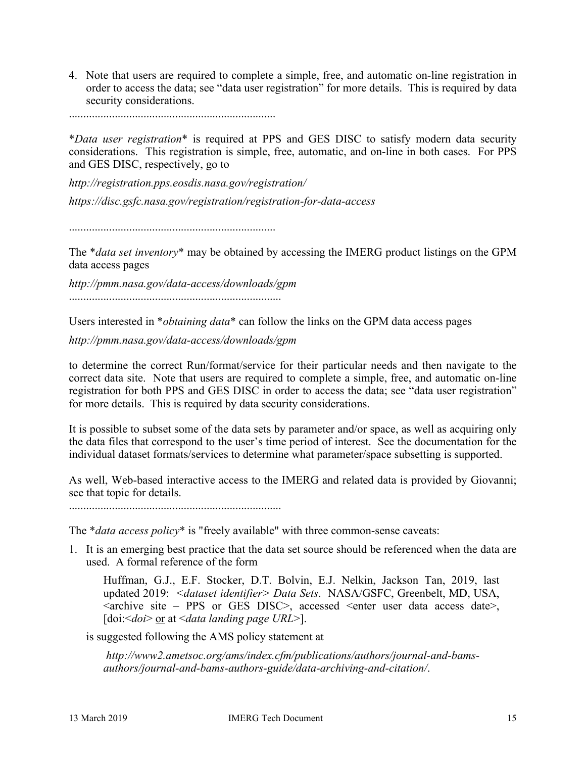4. Note that users are required to complete a simple, free, and automatic on-line registration in order to access the data; see "data user registration" for more details. This is required by data security considerations.

........................................................................

\**Data user registration*\* is required at PPS and GES DISC to satisfy modern data security considerations. This registration is simple, free, automatic, and on-line in both cases. For PPS and GES DISC, respectively, go to

*http://registration.pps.eosdis.nasa.gov/registration/*

*https://disc.gsfc.nasa.gov/registration/registration-for-data-access*

........................................................................

The \**data set inventory*\* may be obtained by accessing the IMERG product listings on the GPM data access pages

*http://pmm.nasa.gov/data-access/downloads/gpm*

........................................................................

Users interested in \**obtaining data*\* can follow the links on the GPM data access pages

*http://pmm.nasa.gov/data-access/downloads/gpm*

to determine the correct Run/format/service for their particular needs and then navigate to the correct data site. Note that users are required to complete a simple, free, and automatic on-line registration for both PPS and GES DISC in order to access the data; see "data user registration" for more details. This is required by data security considerations.

It is possible to subset some of the data sets by parameter and/or space, as well as acquiring only the data files that correspond to the user's time period of interest. See the documentation for the individual dataset formats/services to determine what parameter/space subsetting is supported.

As well, Web-based interactive access to the IMERG and related data is provided by Giovanni; see that topic for details.

........................................................................

The \**data access policy*\* is "freely available" with three common-sense caveats:

1. It is an emerging best practice that the data set source should be referenced when the data are used. A formal reference of the form

   Huffman, G.J., E.F. Stocker, D.T. Bolvin, E.J. Nelkin, Jackson Tan, 2019, last updated 2019: *<dataset identifier> Data Sets*. NASA/GSFC, Greenbelt, MD, USA, <archive site – PPS or GES DISC>, accessed <enter user data access date>, [doi:<*doi*> <u>or</u> at <*data landing page URL*>].

   is suggested following the AMS policy statement at

   *http://www2.ametsoc.org/ams/index.cfm/publications/authors/journal-and-bams-authors/journal-and-bams-authors-guide/data-archiving-and-citation/*.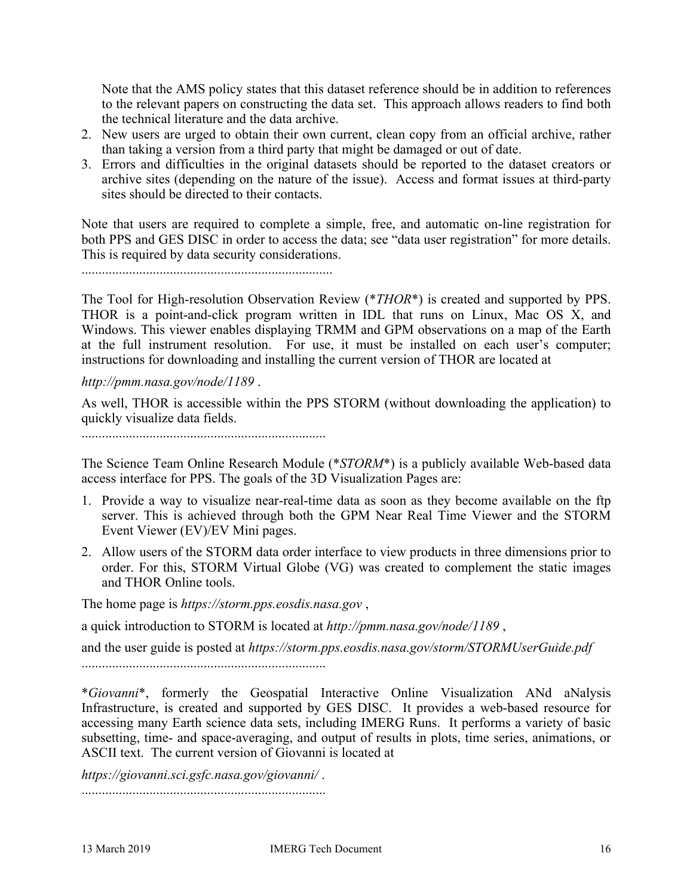Note that the AMS policy states that this dataset reference should be in addition to references to the relevant papers on constructing the data set. This approach allows readers to find both the technical literature and the data archive.

2. New users are urged to obtain their own current, clean copy from an official archive, rather than taking a version from a third party that might be damaged or out of date.
3. Errors and difficulties in the original datasets should be reported to the dataset creators or archive sites (depending on the nature of the issue). Access and format issues at third-party sites should be directed to their contacts.

Note that users are required to complete a simple, free, and automatic on-line registration for both PPS and GES DISC in order to access the data; see "data user registration" for more details. This is required by data security considerations.

..........................................................................

The Tool for High-resolution Observation Review (**THOR**) is created and supported by PPS. THOR is a point-and-click program written in IDL that runs on Linux, Mac OS X, and Windows. This viewer enables displaying TRMM and GPM observations on a map of the Earth at the full instrument resolution. For use, it must be installed on each user's computer; instructions for downloading and installing the current version of THOR are located at

*http://pmm.nasa.gov/node/1189* .

As well, THOR is accessible within the PPS STORM (without downloading the application) to quickly visualize data fields.

..........................................................................

The Science Team Online Research Module (**STORM**) is a publicly available Web-based data access interface for PPS. The goals of the 3D Visualization Pages are:

1. Provide a way to visualize near-real-time data as soon as they become available on the ftp server. This is achieved through both the GPM Near Real Time Viewer and the STORM Event Viewer (EV)/EV Mini pages.
2. Allow users of the STORM data order interface to view products in three dimensions prior to order. For this, STORM Virtual Globe (VG) was created to complement the static images and THOR Online tools.

The home page is *https://storm.pps.eosdis.nasa.gov* ,

a quick introduction to STORM is located at *http://pmm.nasa.gov/node/1189* ,

and the user guide is posted at *https://storm.pps.eosdis.nasa.gov/storm/STORMUserGuide.pdf*

..........................................................................

**Giovanni**, formerly the Geospatial Interactive Online Visualization ANd aNalysis Infrastructure, is created and supported by GES DISC. It provides a web-based resource for accessing many Earth science data sets, including IMERG Runs. It performs a variety of basic subsetting, time- and space-averaging, and output of results in plots, time series, animations, or ASCII text. The current version of Giovanni is located at

*https://giovanni.sci.gsfc.nasa.gov/giovanni/* .

..........................................................................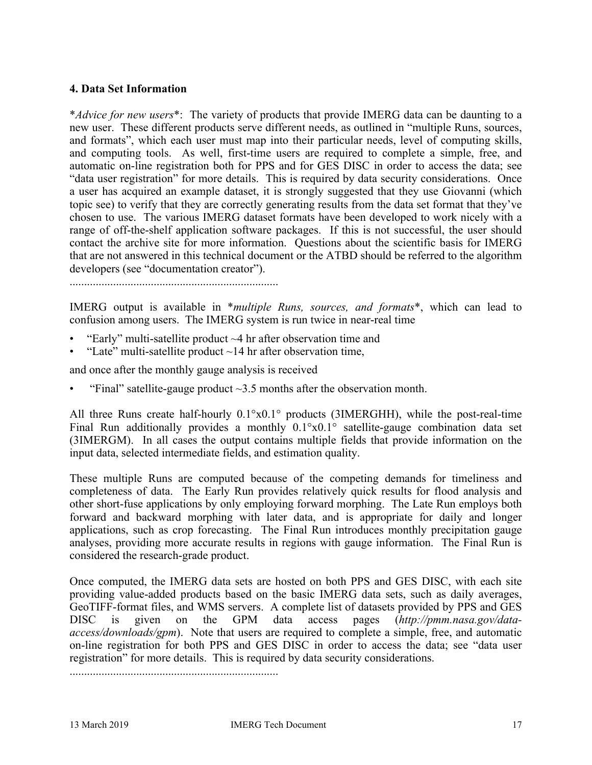## 4. Data Set Information

**Advice for new users*: The variety of products that provide IMERG data can be daunting to a new user. These different products serve different needs, as outlined in "multiple Runs, sources, and formats", which each user must map into their particular needs, level of computing skills, and computing tools. As well, first-time users are required to complete a simple, free, and automatic on-line registration both for PPS and for GES DISC in order to access the data; see "data user registration" for more details. This is required by data security considerations. Once a user has acquired an example dataset, it is strongly suggested that they use Giovanni (which topic see) to verify that they are correctly generating results from the data set format that they've chosen to use. The various IMERG dataset formats have been developed to work nicely with a range of off-the-shelf application software packages. If this is not successful, the user should contact the archive site for more information. Questions about the scientific basis for IMERG that are not answered in this technical document or the ATBD should be referred to the algorithm developers (see "documentation creator").

........................................................................

IMERG output is available in **multiple Runs, sources, and formats**, which can lead to confusion among users. The IMERG system is run twice in near-real time

- "Early" multi-satellite product ~4 hr after observation time and
- "Late" multi-satellite product ~14 hr after observation time,

and once after the monthly gauge analysis is received

- "Final" satellite-gauge product ~3.5 months after the observation month.

All three Runs create half-hourly 0.1°x0.1° products (3IMERGHH), while the post-real-time Final Run additionally provides a monthly 0.1°x0.1° satellite-gauge combination data set (3IMERGM). In all cases the output contains multiple fields that provide information on the input data, selected intermediate fields, and estimation quality.

These multiple Runs are computed because of the competing demands for timeliness and completeness of data. The Early Run provides relatively quick results for flood analysis and other short-fuse applications by only employing forward morphing. The Late Run employs both forward and backward morphing with later data, and is appropriate for daily and longer applications, such as crop forecasting. The Final Run introduces monthly precipitation gauge analyses, providing more accurate results in regions with gauge information. The Final Run is considered the research-grade product.

Once computed, the IMERG data sets are hosted on both PPS and GES DISC, with each site providing value-added products based on the basic IMERG data sets, such as daily averages, GeoTIFF-format files, and WMS servers. A complete list of datasets provided by PPS and GES DISC is given on the GPM data access pages (*http://pmm.nasa.gov/data-access/downloads/gpm*). Note that users are required to complete a simple, free, and automatic on-line registration for both PPS and GES DISC in order to access the data; see "data user registration" for more details. This is required by data security considerations.

........................................................................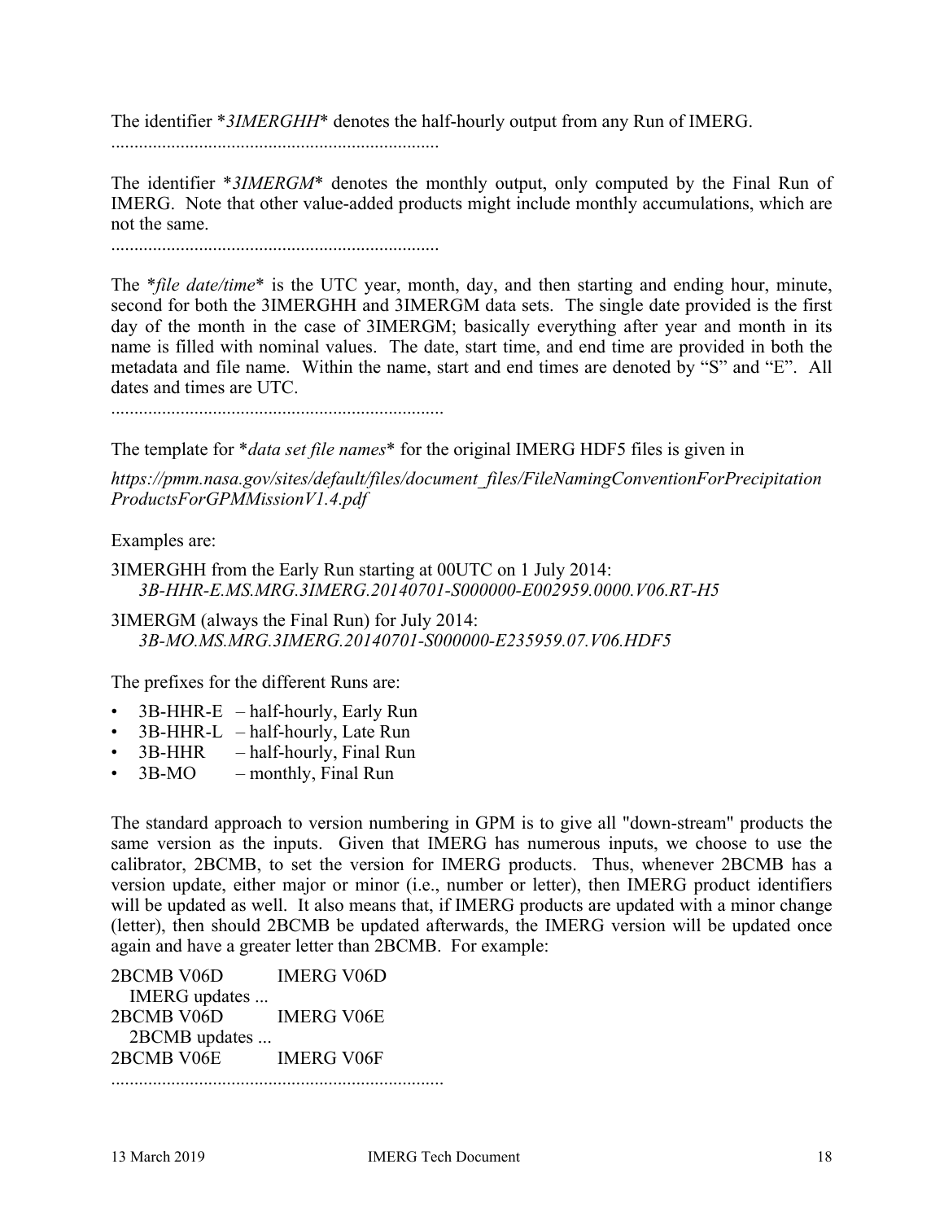The identifier **3IMERGHH** denotes the half-hourly output from any Run of IMERG.

.......................................................................

The identifier **3IMERGM** denotes the monthly output, only computed by the Final Run of IMERG. Note that other value-added products might include monthly accumulations, which are not the same.

.......................................................................

The **file date/time** is the UTC year, month, day, and then starting and ending hour, minute, second for both the 3IMERGHH and 3IMERGM data sets. The single date provided is the first day of the month in the case of 3IMERGM; basically everything after year and month in its name is filled with nominal values. The date, start time, and end time are provided in both the metadata and file name. Within the name, start and end times are denoted by "S" and "E". All dates and times are UTC.

.......................................................................

The template for **data set file names** for the original IMERG HDF5 files is given in

*https://pmm.nasa.gov/sites/default/files/document_files/FileNamingConventionForPrecipitationProductsForGPMMissionV1.4.pdf*

Examples are:

3IMERGHH from the Early Run starting at 00UTC on 1 July 2014:
*3B-HHR-E.MS.MRG.3IMERG.20140701-S000000-E002959.0000.V06.RT-H5*

3IMERGM (always the Final Run) for July 2014:
*3B-MO.MS.MRG.3IMERG.20140701-S000000-E235959.07.V06.HDF5*

The prefixes for the different Runs are:

- 3B-HHR-E – half-hourly, Early Run
- 3B-HHR-L – half-hourly, Late Run
- 3B-HHR – half-hourly, Final Run
- 3B-MO – monthly, Final Run

The standard approach to version numbering in GPM is to give all "down-stream" products the same version as the inputs. Given that IMERG has numerous inputs, we choose to use the calibrator, 2BCMB, to set the version for IMERG products. Thus, whenever 2BCMB has a version update, either major or minor (i.e., number or letter), then IMERG product identifiers will be updated as well. It also means that, if IMERG products are updated with a minor change (letter), then should 2BCMB be updated afterwards, the IMERG version will be updated once again and have a greater letter than 2BCMB. For example:

```
2BCMB V06D      IMERG V06D
   IMERG updates ...
2BCMB V06D      IMERG V06E
   2BCMB updates ...
2BCMB V06E      IMERG V06F
```

.......................................................................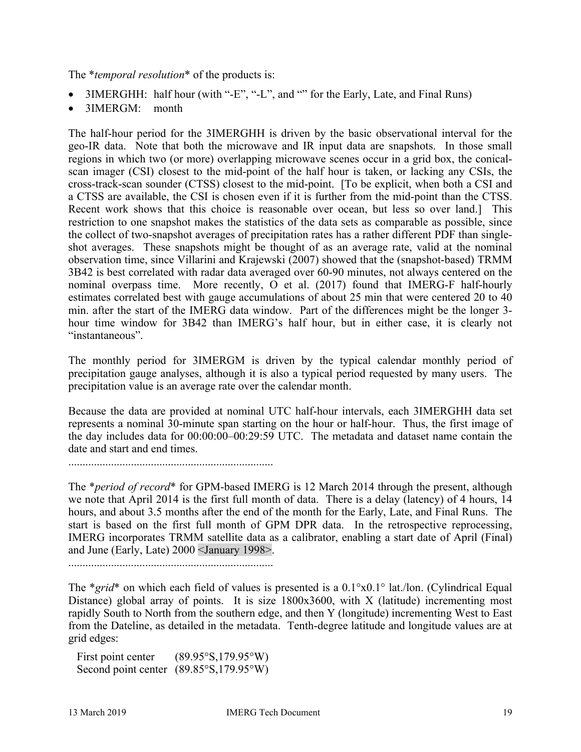The *temporal resolution* of the products is:

- 3IMERGHH: half hour (with "-E", "-L", and "" for the Early, Late, and Final Runs)
- 3IMERGM: month

The half-hour period for the 3IMERGHH is driven by the basic observational interval for the geo-IR data. Note that both the microwave and IR input data are snapshots. In those small regions in which two (or more) overlapping microwave scenes occur in a grid box, the conical-scan imager (CSI) closest to the mid-point of the half hour is taken, or lacking any CSIs, the cross-track-scan sounder (CTSS) closest to the mid-point. [To be explicit, when both a CSI and a CTSS are available, the CSI is chosen even if it is further from the mid-point than the CTSS. Recent work shows that this choice is reasonable over ocean, but less so over land.] This restriction to one snapshot makes the statistics of the data sets as comparable as possible, since the collect of two-snapshot averages of precipitation rates has a rather different PDF than single-shot averages. These snapshots might be thought of as an average rate, valid at the nominal observation time, since Villarini and Krajewski (2007) showed that the (snapshot-based) TRMM 3B42 is best correlated with radar data averaged over 60-90 minutes, not always centered on the nominal overpass time. More recently, O et al. (2017) found that IMERG-F half-hourly estimates correlated best with gauge accumulations of about 25 min that were centered 20 to 40 min. after the start of the IMERG data window. Part of the differences might be the longer 3-hour time window for 3B42 than IMERG's half hour, but in either case, it is clearly not "instantaneous".

The monthly period for 3IMERGM is driven by the typical calendar monthly period of precipitation gauge analyses, although it is also a typical period requested by many users. The precipitation value is an average rate over the calendar month.

Because the data are provided at nominal UTC half-hour intervals, each 3IMERGHH data set represents a nominal 30-minute span starting on the hour or half-hour. Thus, the first image of the day includes data for 00:00:00–00:29:59 UTC. The metadata and dataset name contain the date and start and end times.

........................................................................

The *period of record* for GPM-based IMERG is 12 March 2014 through the present, although we note that April 2014 is the first full month of data. There is a delay (latency) of 4 hours, 14 hours, and about 3.5 months after the end of the month for the Early, Late, and Final Runs. The start is based on the first full month of GPM DPR data. In the retrospective reprocessing, IMERG incorporates TRMM satellite data as a calibrator, enabling a start date of April (Final) and June (Early, Late) 2000 <January 1998>.

........................................................................

The *grid* on which each field of values is presented is a 0.1°x0.1° lat./lon. (Cylindrical Equal Distance) global array of points. It is size 1800x3600, with X (latitude) incrementing most rapidly South to North from the southern edge, and then Y (longitude) incrementing West to East from the Dateline, as detailed in the metadata. Tenth-degree latitude and longitude values are at grid edges:

First point center (89.95°S,179.95°W)
Second point center (89.85°S,179.95°W)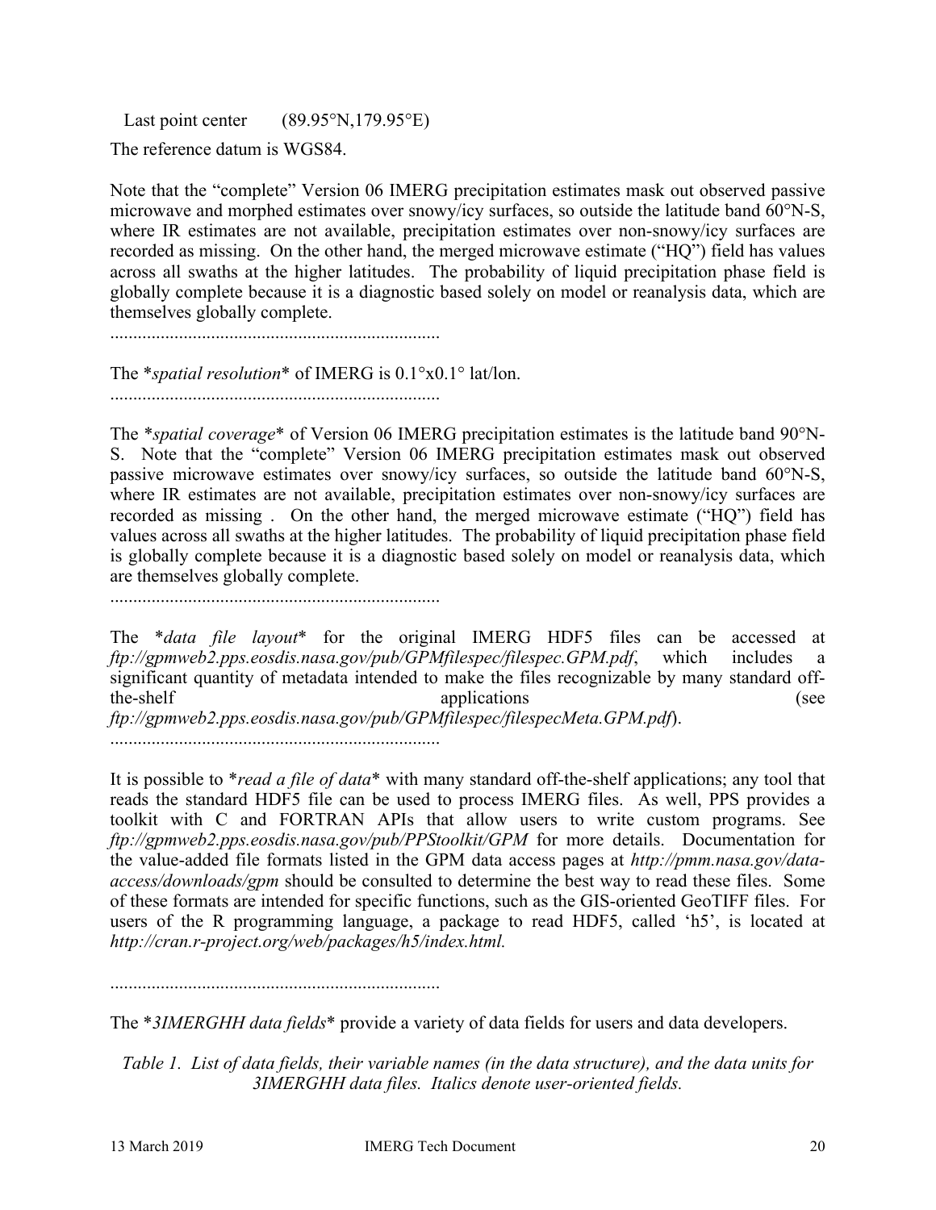Last point center (89.95°N,179.95°E)

The reference datum is WGS84.

Note that the "complete" Version 06 IMERG precipitation estimates mask out observed passive microwave and morphed estimates over snowy/icy surfaces, so outside the latitude band 60°N-S, where IR estimates are not available, precipitation estimates over non-snowy/icy surfaces are recorded as missing. On the other hand, the merged microwave estimate ("HQ") field has values across all swaths at the higher latitudes. The probability of liquid precipitation phase field is globally complete because it is a diagnostic based solely on model or reanalysis data, which are themselves globally complete.

........................................................................

The *_spatial resolution_* of IMERG is 0.1°x0.1° lat/lon.

........................................................................

The *_spatial coverage_* of Version 06 IMERG precipitation estimates is the latitude band 90°N-S. Note that the "complete" Version 06 IMERG precipitation estimates mask out observed passive microwave estimates over snowy/icy surfaces, so outside the latitude band 60°N-S, where IR estimates are not available, precipitation estimates over non-snowy/icy surfaces are recorded as missing . On the other hand, the merged microwave estimate ("HQ") field has values across all swaths at the higher latitudes. The probability of liquid precipitation phase field is globally complete because it is a diagnostic based solely on model or reanalysis data, which are themselves globally complete.

........................................................................

The *_data file layout_* for the original IMERG HDF5 files can be accessed at *ftp://gpmweb2.pps.eosdis.nasa.gov/pub/GPMfilespec/filespec.GPM.pdf*, which includes a significant quantity of metadata intended to make the files recognizable by many standard off-the-shelf applications (see *ftp://gpmweb2.pps.eosdis.nasa.gov/pub/GPMfilespec/filespecMeta.GPM.pdf*).

........................................................................

It is possible to *_read a file of data_* with many standard off-the-shelf applications; any tool that reads the standard HDF5 file can be used to process IMERG files. As well, PPS provides a toolkit with C and FORTRAN APIs that allow users to write custom programs. See *ftp://gpmweb2.pps.eosdis.nasa.gov/pub/PPStoolkit/GPM* for more details. Documentation for the value-added file formats listed in the GPM data access pages at *http://pmm.nasa.gov/data-access/downloads/gpm* should be consulted to determine the best way to read these files. Some of these formats are intended for specific functions, such as the GIS-oriented GeoTIFF files. For users of the R programming language, a package to read HDF5, called 'h5', is located at *http://cran.r-project.org/web/packages/h5/index.html.*

........................................................................

The *_3IMERGHH data fields_* provide a variety of data fields for users and data developers.

*Table 1. List of data fields, their variable names (in the data structure), and the data units for 3IMERGHH data files. Italics denote user-oriented fields.*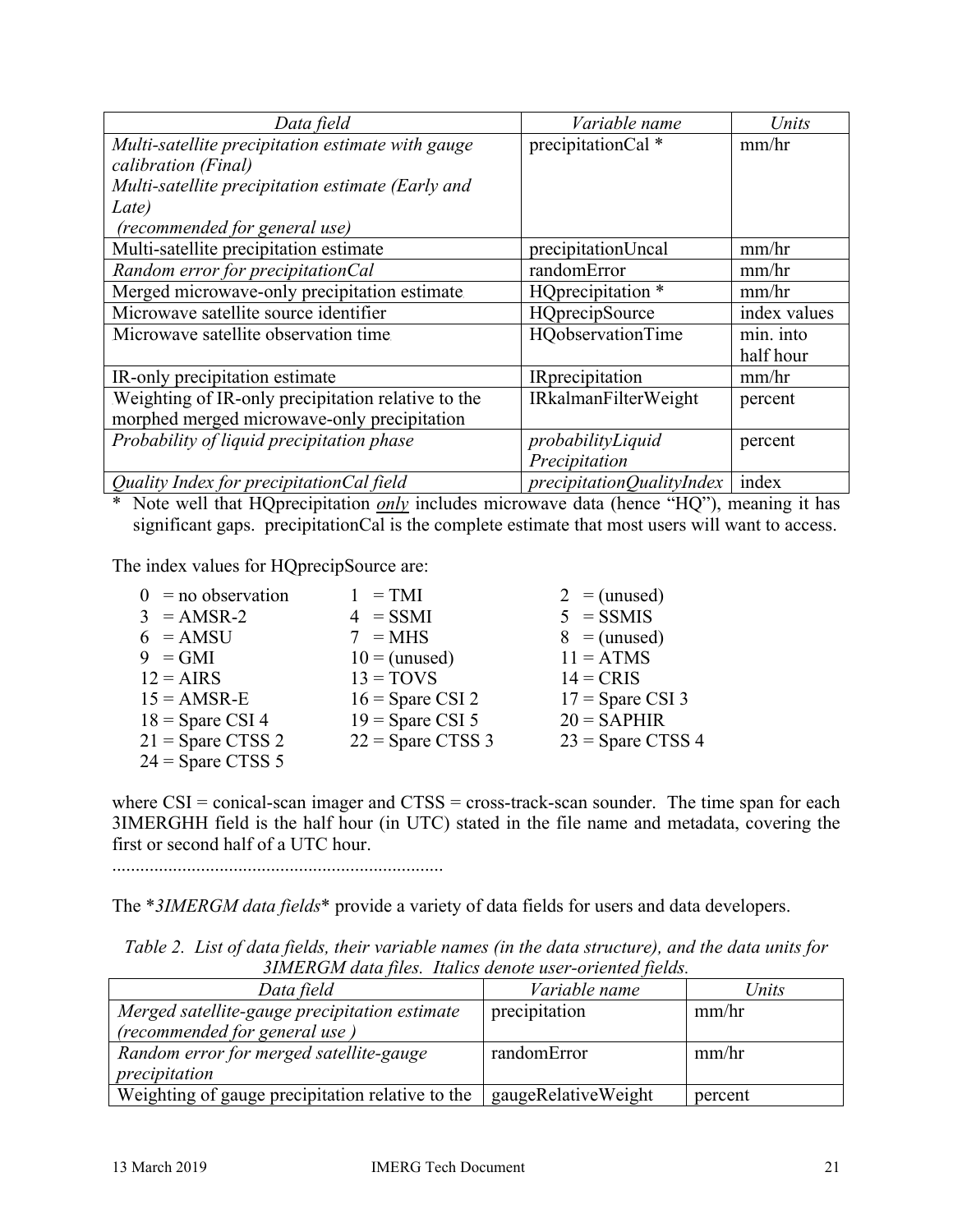| *Data field* | *Variable name* | *Units* |
|---|---|---|
| *Multi-satellite precipitation estimate with gauge calibration (Final)*<br>*Multi-satellite precipitation estimate (Early and Late)*<br>*(recommended for general use)* | precipitationCal * | mm/hr |
| Multi-satellite precipitation estimate | precipitationUncal | mm/hr |
| *Random error for precipitationCal* | randomError | mm/hr |
| Merged microwave-only precipitation estimate | HQprecipitation * | mm/hr |
| Microwave satellite source identifier | HQprecipSource | index values |
| Microwave satellite observation time | HQobservationTime | min. into half hour |
| IR-only precipitation estimate | IRprecipitation | mm/hr |
| Weighting of IR-only precipitation relative to the morphed merged microwave-only precipitation | IRkalmanFilterWeight | percent |
| *Probability of liquid precipitation phase* | *probabilityLiquid Precipitation* | percent |
| *Quality Index for precipitationCal field* | *precipitationQualityIndex* | index |

* Note well that HQprecipitation *only* includes microwave data (hence "HQ"), meaning it has significant gaps. precipitationCal is the complete estimate that most users will want to access.

The index values for HQprecipSource are:

| | | |
|---|---|---|
| 0 = no observation | 1 = TMI | 2 = (unused) |
| 3 = AMSR-2 | 4 = SSMI | 5 = SSMIS |
| 6 = AMSU | 7 = MHS | 8 = (unused) |
| 9 = GMI | 10 = (unused) | 11 = ATMS |
| 12 = AIRS | 13 = TOVS | 14 = CRIS |
| 15 = AMSR-E | 16 = Spare CSI 2 | 17 = Spare CSI 3 |
| 18 = Spare CSI 4 | 19 = Spare CSI 5 | 20 = SAPHIR |
| 21 = Spare CTSS 2 | 22 = Spare CTSS 3 | 23 = Spare CTSS 4 |
| 24 = Spare CTSS 5 | | |

where CSI = conical-scan imager and CTSS = cross-track-scan sounder. The time span for each 3IMERGHH field is the half hour (in UTC) stated in the file name and metadata, covering the first or second half of a UTC hour.

.......................................................................

The **3IMERGM data fields** provide a variety of data fields for users and data developers.

*Table 2. List of data fields, their variable names (in the data structure), and the data units for 3IMERGM data files. Italics denote user-oriented fields.*

| *Data field* | *Variable name* | *Units* |
|---|---|---|
| *Merged satellite-gauge precipitation estimate (recommended for general use )* | precipitation | mm/hr |
| *Random error for merged satellite-gauge precipitation* | randomError | mm/hr |
| Weighting of gauge precipitation relative to the | gaugeRelativeWeight | percent |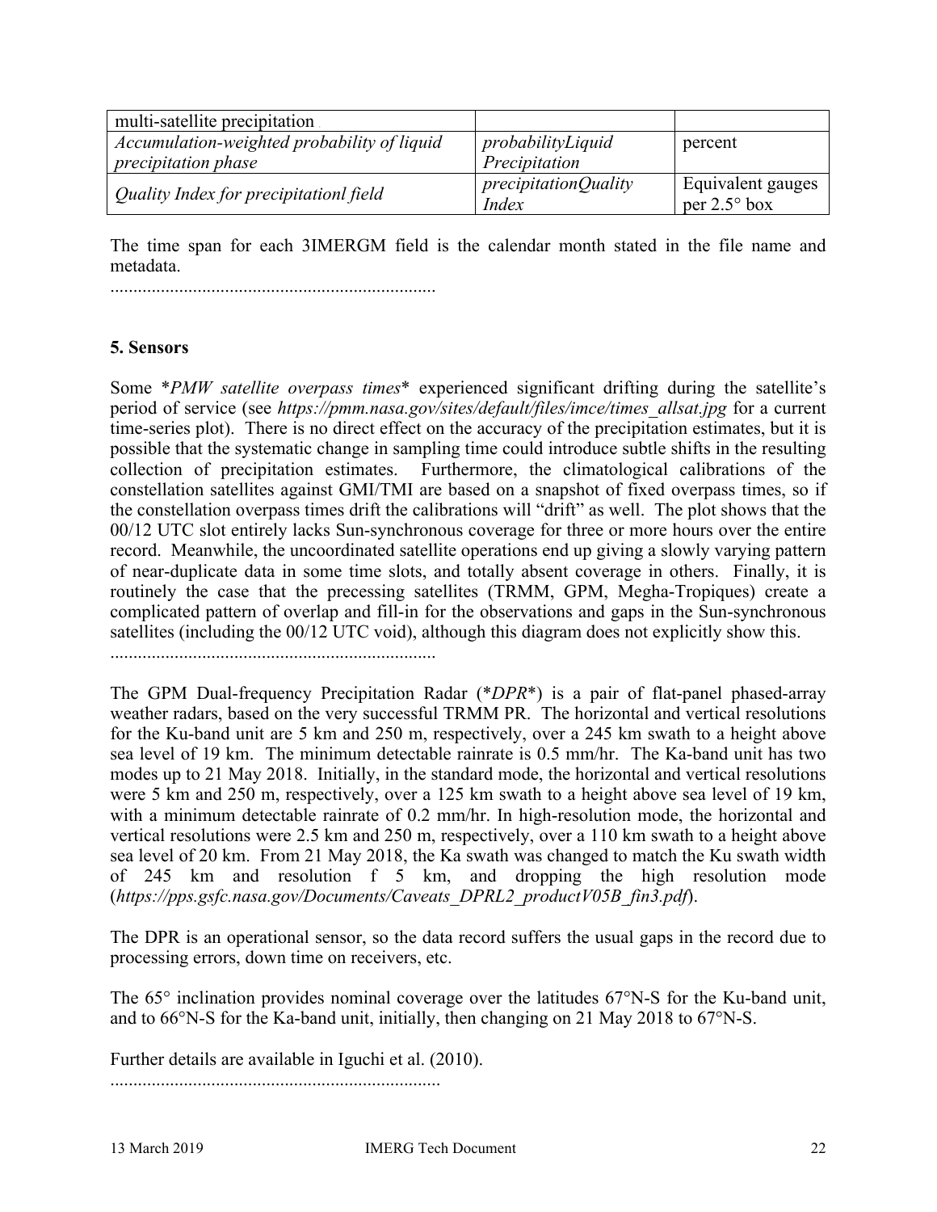| multi-satellite precipitation | | |
| --- | --- | --- |
| *Accumulation-weighted probability of liquid precipitation phase* | *probabilityLiquid Precipitation* | percent |
| *Quality Index for precipitationl field* | *precipitationQuality Index* | Equivalent gauges per 2.5° box |

The time span for each 3IMERGM field is the calendar month stated in the file name and metadata.

.......................................................................

## 5. Sensors

Some \**PMW satellite overpass times*\* experienced significant drifting during the satellite's period of service (see *https://pmm.nasa.gov/sites/default/files/imce/times_allsat.jpg* for a current time-series plot). There is no direct effect on the accuracy of the precipitation estimates, but it is possible that the systematic change in sampling time could introduce subtle shifts in the resulting collection of precipitation estimates. Furthermore, the climatological calibrations of the constellation satellites against GMI/TMI are based on a snapshot of fixed overpass times, so if the constellation overpass times drift the calibrations will "drift" as well. The plot shows that the 00/12 UTC slot entirely lacks Sun-synchronous coverage for three or more hours over the entire record. Meanwhile, the uncoordinated satellite operations end up giving a slowly varying pattern of near-duplicate data in some time slots, and totally absent coverage in others. Finally, it is routinely the case that the precessing satellites (TRMM, GPM, Megha-Tropiques) create a complicated pattern of overlap and fill-in for the observations and gaps in the Sun-synchronous satellites (including the 00/12 UTC void), although this diagram does not explicitly show this.

.......................................................................

The GPM Dual-frequency Precipitation Radar (\**DPR*\*) is a pair of flat-panel phased-array weather radars, based on the very successful TRMM PR. The horizontal and vertical resolutions for the Ku-band unit are 5 km and 250 m, respectively, over a 245 km swath to a height above sea level of 19 km. The minimum detectable rainrate is 0.5 mm/hr. The Ka-band unit has two modes up to 21 May 2018. Initially, in the standard mode, the horizontal and vertical resolutions were 5 km and 250 m, respectively, over a 125 km swath to a height above sea level of 19 km, with a minimum detectable rainrate of 0.2 mm/hr. In high-resolution mode, the horizontal and vertical resolutions were 2.5 km and 250 m, respectively, over a 110 km swath to a height above sea level of 20 km. From 21 May 2018, the Ka swath was changed to match the Ku swath width of 245 km and resolution f 5 km, and dropping the high resolution mode (*https://pps.gsfc.nasa.gov/Documents/Caveats_DPRL2_productV05B_fin3.pdf*).

The DPR is an operational sensor, so the data record suffers the usual gaps in the record due to processing errors, down time on receivers, etc.

The 65° inclination provides nominal coverage over the latitudes 67°N-S for the Ku-band unit, and to 66°N-S for the Ka-band unit, initially, then changing on 21 May 2018 to 67°N-S.

Further details are available in Iguchi et al. (2010).

.......................................................................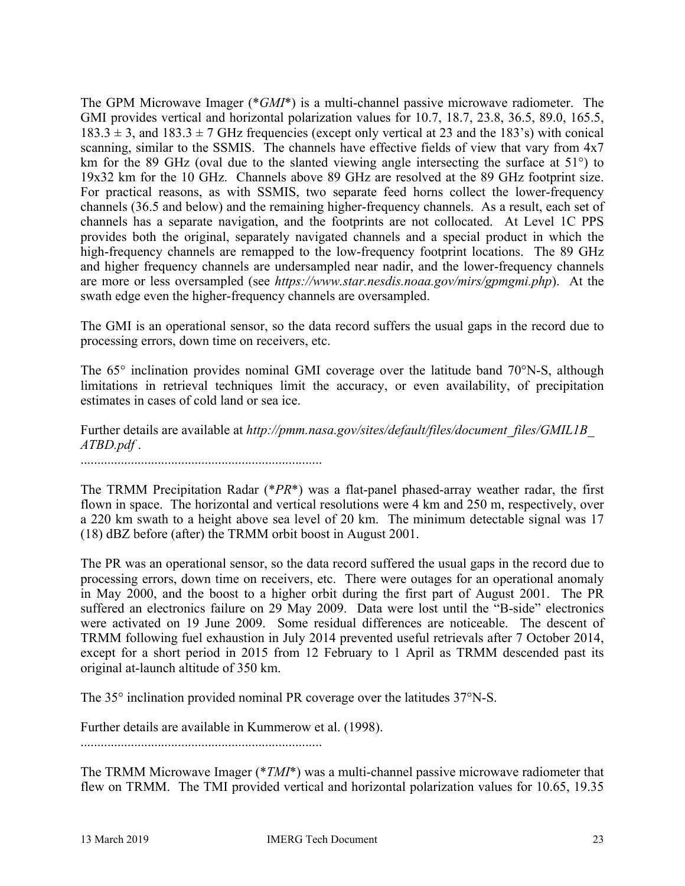The GPM Microwave Imager (**GMI*) is a multi-channel passive microwave radiometer. The GMI provides vertical and horizontal polarization values for 10.7, 18.7, 23.8, 36.5, 89.0, 165.5, 183.3 ± 3, and 183.3 ± 7 GHz frequencies (except only vertical at 23 and the 183's) with conical scanning, similar to the SSMIS. The channels have effective fields of view that vary from 4x7 km for the 89 GHz (oval due to the slanted viewing angle intersecting the surface at 51°) to 19x32 km for the 10 GHz. Channels above 89 GHz are resolved at the 89 GHz footprint size. For practical reasons, as with SSMIS, two separate feed horns collect the lower-frequency channels (36.5 and below) and the remaining higher-frequency channels. As a result, each set of channels has a separate navigation, and the footprints are not collocated. At Level 1C PPS provides both the original, separately navigated channels and a special product in which the high-frequency channels are remapped to the low-frequency footprint locations. The 89 GHz and higher frequency channels are undersampled near nadir, and the lower-frequency channels are more or less oversampled (see *https://www.star.nesdis.noaa.gov/mirs/gpmgmi.php*). At the swath edge even the higher-frequency channels are oversampled.

The GMI is an operational sensor, so the data record suffers the usual gaps in the record due to processing errors, down time on receivers, etc.

The 65° inclination provides nominal GMI coverage over the latitude band 70°N-S, although limitations in retrieval techniques limit the accuracy, or even availability, of precipitation estimates in cases of cold land or sea ice.

Further details are available at *http://pmm.nasa.gov/sites/default/files/document_files/GMIL1B_ATBD.pdf* .

........................................................................

The TRMM Precipitation Radar (**PR*) was a flat-panel phased-array weather radar, the first flown in space. The horizontal and vertical resolutions were 4 km and 250 m, respectively, over a 220 km swath to a height above sea level of 20 km. The minimum detectable signal was 17 (18) dBZ before (after) the TRMM orbit boost in August 2001.

The PR was an operational sensor, so the data record suffered the usual gaps in the record due to processing errors, down time on receivers, etc. There were outages for an operational anomaly in May 2000, and the boost to a higher orbit during the first part of August 2001. The PR suffered an electronics failure on 29 May 2009. Data were lost until the "B-side" electronics were activated on 19 June 2009. Some residual differences are noticeable. The descent of TRMM following fuel exhaustion in July 2014 prevented useful retrievals after 7 October 2014, except for a short period in 2015 from 12 February to 1 April as TRMM descended past its original at-launch altitude of 350 km.

The 35° inclination provided nominal PR coverage over the latitudes 37°N-S.

Further details are available in Kummerow et al. (1998).

........................................................................

The TRMM Microwave Imager (**TMI*) was a multi-channel passive microwave radiometer that flew on TRMM. The TMI provided vertical and horizontal polarization values for 10.65, 19.35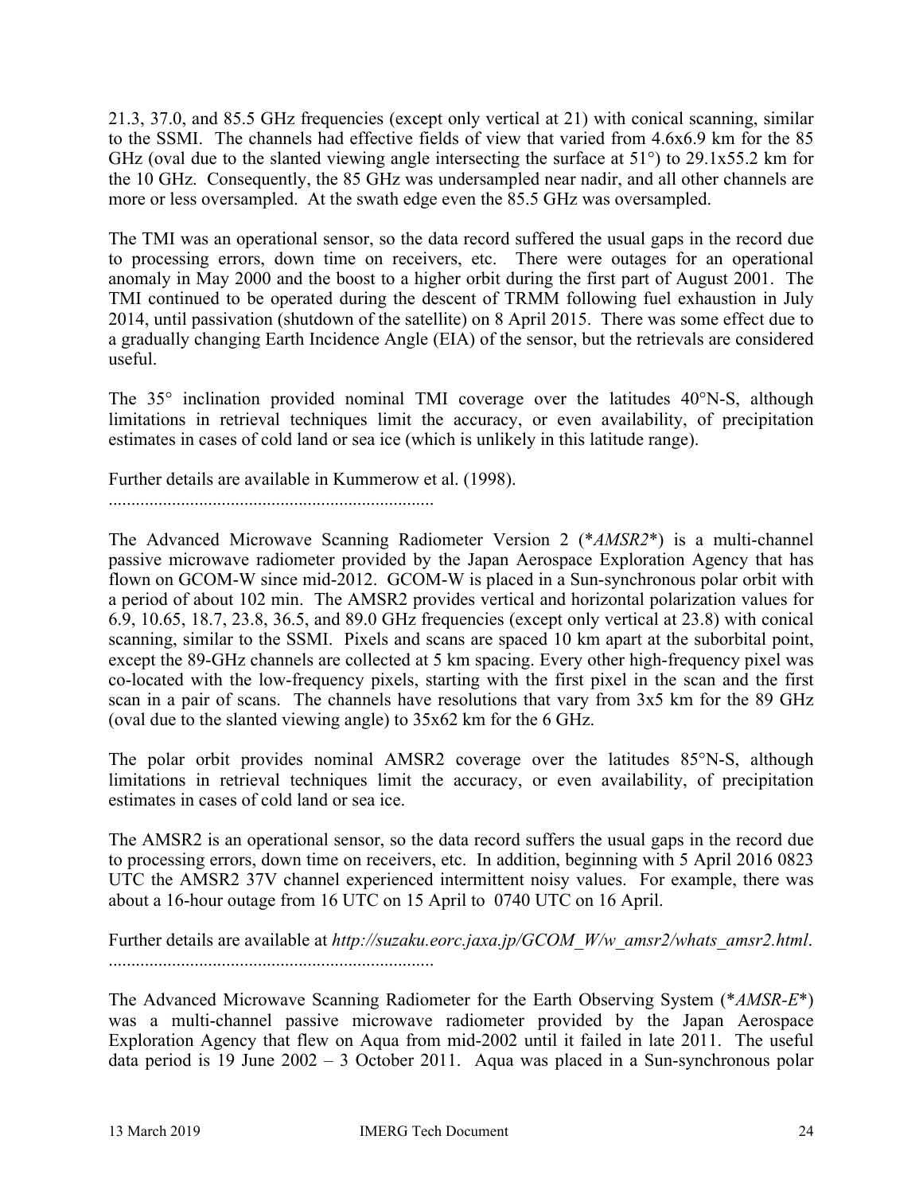21.3, 37.0, and 85.5 GHz frequencies (except only vertical at 21) with conical scanning, similar to the SSMI. The channels had effective fields of view that varied from 4.6x6.9 km for the 85 GHz (oval due to the slanted viewing angle intersecting the surface at 51°) to 29.1x55.2 km for the 10 GHz. Consequently, the 85 GHz was undersampled near nadir, and all other channels are more or less oversampled. At the swath edge even the 85.5 GHz was oversampled.

The TMI was an operational sensor, so the data record suffered the usual gaps in the record due to processing errors, down time on receivers, etc. There were outages for an operational anomaly in May 2000 and the boost to a higher orbit during the first part of August 2001. The TMI continued to be operated during the descent of TRMM following fuel exhaustion in July 2014, until passivation (shutdown of the satellite) on 8 April 2015. There was some effect due to a gradually changing Earth Incidence Angle (EIA) of the sensor, but the retrievals are considered useful.

The 35° inclination provided nominal TMI coverage over the latitudes 40°N-S, although limitations in retrieval techniques limit the accuracy, or even availability, of precipitation estimates in cases of cold land or sea ice (which is unlikely in this latitude range).

Further details are available in Kummerow et al. (1998).

.......................................................................

The Advanced Microwave Scanning Radiometer Version 2 (**AMSR2**) is a multi-channel passive microwave radiometer provided by the Japan Aerospace Exploration Agency that has flown on GCOM-W since mid-2012. GCOM-W is placed in a Sun-synchronous polar orbit with a period of about 102 min. The AMSR2 provides vertical and horizontal polarization values for 6.9, 10.65, 18.7, 23.8, 36.5, and 89.0 GHz frequencies (except only vertical at 23.8) with conical scanning, similar to the SSMI. Pixels and scans are spaced 10 km apart at the suborbital point, except the 89-GHz channels are collected at 5 km spacing. Every other high-frequency pixel was co-located with the low-frequency pixels, starting with the first pixel in the scan and the first scan in a pair of scans. The channels have resolutions that vary from 3x5 km for the 89 GHz (oval due to the slanted viewing angle) to 35x62 km for the 6 GHz.

The polar orbit provides nominal AMSR2 coverage over the latitudes 85°N-S, although limitations in retrieval techniques limit the accuracy, or even availability, of precipitation estimates in cases of cold land or sea ice.

The AMSR2 is an operational sensor, so the data record suffers the usual gaps in the record due to processing errors, down time on receivers, etc. In addition, beginning with 5 April 2016 0823 UTC the AMSR2 37V channel experienced intermittent noisy values. For example, there was about a 16-hour outage from 16 UTC on 15 April to 0740 UTC on 16 April.

Further details are available at *http://suzaku.eorc.jaxa.jp/GCOM_W/w_amsr2/whats_amsr2.html*.

.......................................................................

The Advanced Microwave Scanning Radiometer for the Earth Observing System (**AMSR-E**) was a multi-channel passive microwave radiometer provided by the Japan Aerospace Exploration Agency that flew on Aqua from mid-2002 until it failed in late 2011. The useful data period is 19 June 2002 – 3 October 2011. Aqua was placed in a Sun-synchronous polar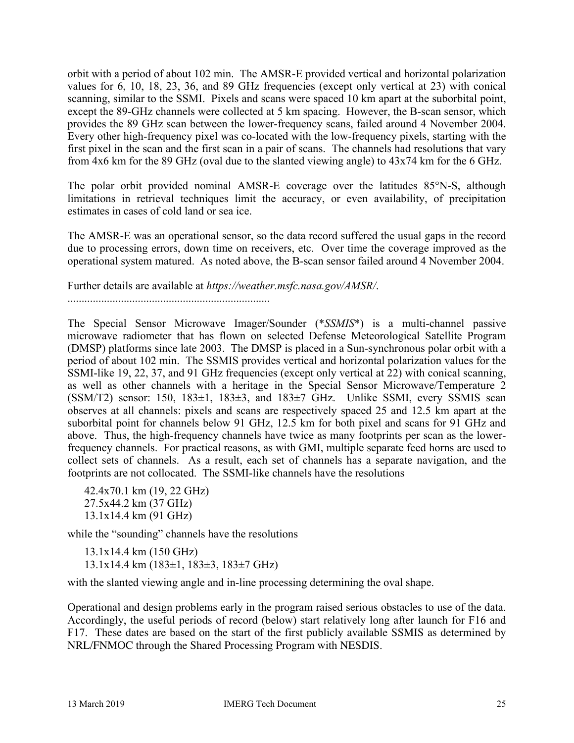orbit with a period of about 102 min. The AMSR-E provided vertical and horizontal polarization values for 6, 10, 18, 23, 36, and 89 GHz frequencies (except only vertical at 23) with conical scanning, similar to the SSMI. Pixels and scans were spaced 10 km apart at the suborbital point, except the 89-GHz channels were collected at 5 km spacing. However, the B-scan sensor, which provides the 89 GHz scan between the lower-frequency scans, failed around 4 November 2004. Every other high-frequency pixel was co-located with the low-frequency pixels, starting with the first pixel in the scan and the first scan in a pair of scans. The channels had resolutions that vary from 4x6 km for the 89 GHz (oval due to the slanted viewing angle) to 43x74 km for the 6 GHz.

The polar orbit provided nominal AMSR-E coverage over the latitudes 85°N-S, although limitations in retrieval techniques limit the accuracy, or even availability, of precipitation estimates in cases of cold land or sea ice.

The AMSR-E was an operational sensor, so the data record suffered the usual gaps in the record due to processing errors, down time on receivers, etc. Over time the coverage improved as the operational system matured. As noted above, the B-scan sensor failed around 4 November 2004.

Further details are available at *https://weather.msfc.nasa.gov/AMSR/*.

........................................................................

The Special Sensor Microwave Imager/Sounder (\**SSMIS*\*) is a multi-channel passive microwave radiometer that has flown on selected Defense Meteorological Satellite Program (DMSP) platforms since late 2003. The DMSP is placed in a Sun-synchronous polar orbit with a period of about 102 min. The SSMIS provides vertical and horizontal polarization values for the SSMI-like 19, 22, 37, and 91 GHz frequencies (except only vertical at 22) with conical scanning, as well as other channels with a heritage in the Special Sensor Microwave/Temperature 2 (SSM/T2) sensor: 150, 183±1, 183±3, and 183±7 GHz. Unlike SSMI, every SSMIS scan observes at all channels: pixels and scans are respectively spaced 25 and 12.5 km apart at the suborbital point for channels below 91 GHz, 12.5 km for both pixel and scans for 91 GHz and above. Thus, the high-frequency channels have twice as many footprints per scan as the lower-frequency channels. For practical reasons, as with GMI, multiple separate feed horns are used to collect sets of channels. As a result, each set of channels has a separate navigation, and the footprints are not collocated. The SSMI-like channels have the resolutions

42.4x70.1 km (19, 22 GHz)
27.5x44.2 km (37 GHz)
13.1x14.4 km (91 GHz)

while the "sounding" channels have the resolutions

13.1x14.4 km (150 GHz)
13.1x14.4 km (183±1, 183±3, 183±7 GHz)

with the slanted viewing angle and in-line processing determining the oval shape.

Operational and design problems early in the program raised serious obstacles to use of the data. Accordingly, the useful periods of record (below) start relatively long after launch for F16 and F17. These dates are based on the start of the first publicly available SSMIS as determined by NRL/FNMOC through the Shared Processing Program with NESDIS.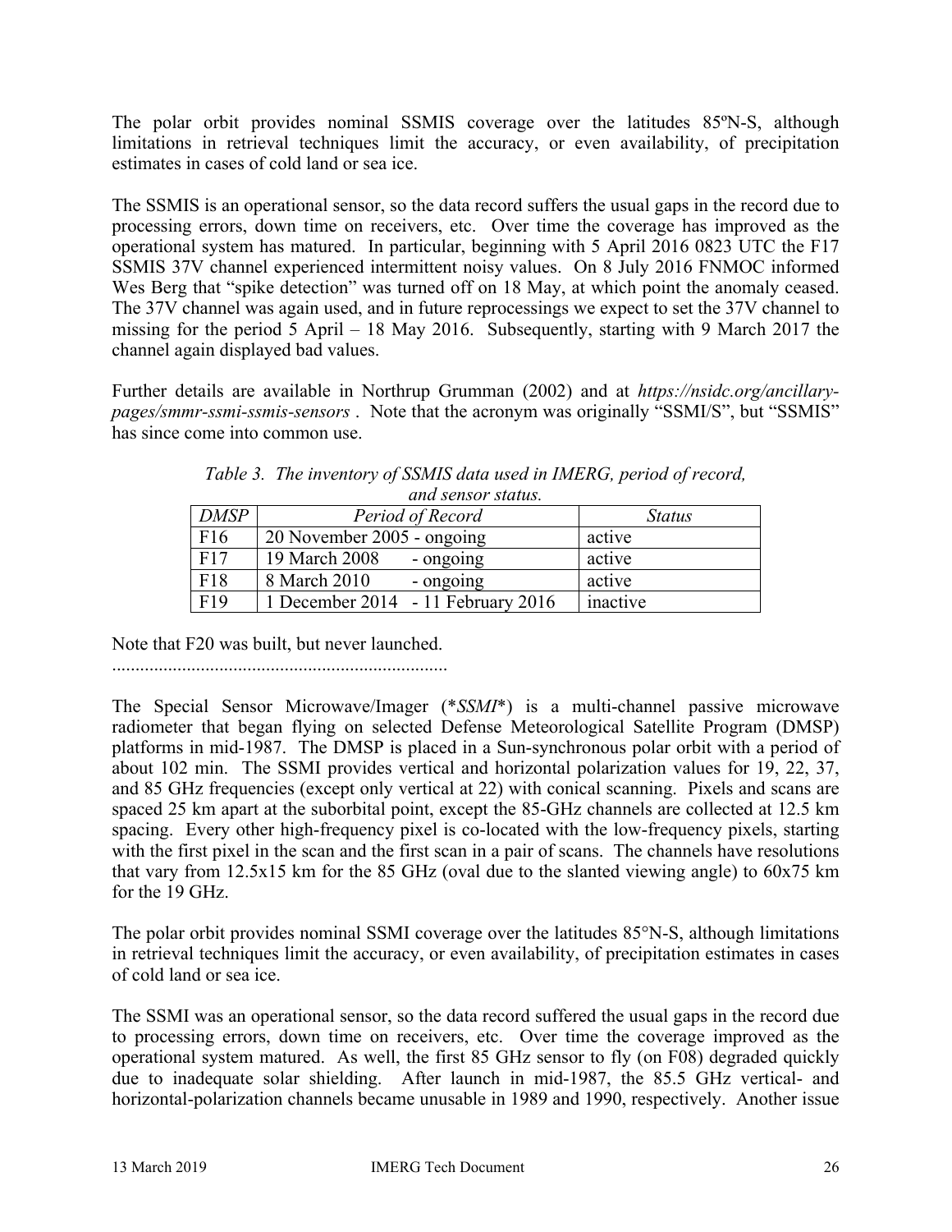The polar orbit provides nominal SSMIS coverage over the latitudes 85ºN-S, although limitations in retrieval techniques limit the accuracy, or even availability, of precipitation estimates in cases of cold land or sea ice.

The SSMIS is an operational sensor, so the data record suffers the usual gaps in the record due to processing errors, down time on receivers, etc. Over time the coverage has improved as the operational system has matured. In particular, beginning with 5 April 2016 0823 UTC the F17 SSMIS 37V channel experienced intermittent noisy values. On 8 July 2016 FNMOC informed Wes Berg that "spike detection" was turned off on 18 May, at which point the anomaly ceased. The 37V channel was again used, and in future reprocessings we expect to set the 37V channel to missing for the period 5 April – 18 May 2016. Subsequently, starting with 9 March 2017 the channel again displayed bad values.

Further details are available in Northrup Grumman (2002) and at *https://nsidc.org/ancillary-pages/smmr-ssmi-ssmis-sensors* . Note that the acronym was originally "SSMI/S", but "SSMIS" has since come into common use.

*Table 3. The inventory of SSMIS data used in IMERG, period of record, and sensor status.*

| *DMSP* | *Period of Record* | *Status* |
|---|---|---|
| F16 | 20 November 2005 - ongoing | active |
| F17 | 19 March 2008 - ongoing | active |
| F18 | 8 March 2010 - ongoing | active |
| F19 | 1 December 2014 - 11 February 2016 | inactive |

Note that F20 was built, but never launched.

.......................................................................

The Special Sensor Microwave/Imager (**SSMI**) is a multi-channel passive microwave radiometer that began flying on selected Defense Meteorological Satellite Program (DMSP) platforms in mid-1987. The DMSP is placed in a Sun-synchronous polar orbit with a period of about 102 min. The SSMI provides vertical and horizontal polarization values for 19, 22, 37, and 85 GHz frequencies (except only vertical at 22) with conical scanning. Pixels and scans are spaced 25 km apart at the suborbital point, except the 85-GHz channels are collected at 12.5 km spacing. Every other high-frequency pixel is co-located with the low-frequency pixels, starting with the first pixel in the scan and the first scan in a pair of scans. The channels have resolutions that vary from 12.5x15 km for the 85 GHz (oval due to the slanted viewing angle) to 60x75 km for the 19 GHz.

The polar orbit provides nominal SSMI coverage over the latitudes 85°N-S, although limitations in retrieval techniques limit the accuracy, or even availability, of precipitation estimates in cases of cold land or sea ice.

The SSMI was an operational sensor, so the data record suffered the usual gaps in the record due to processing errors, down time on receivers, etc. Over time the coverage improved as the operational system matured. As well, the first 85 GHz sensor to fly (on F08) degraded quickly due to inadequate solar shielding. After launch in mid-1987, the 85.5 GHz vertical- and horizontal-polarization channels became unusable in 1989 and 1990, respectively. Another issue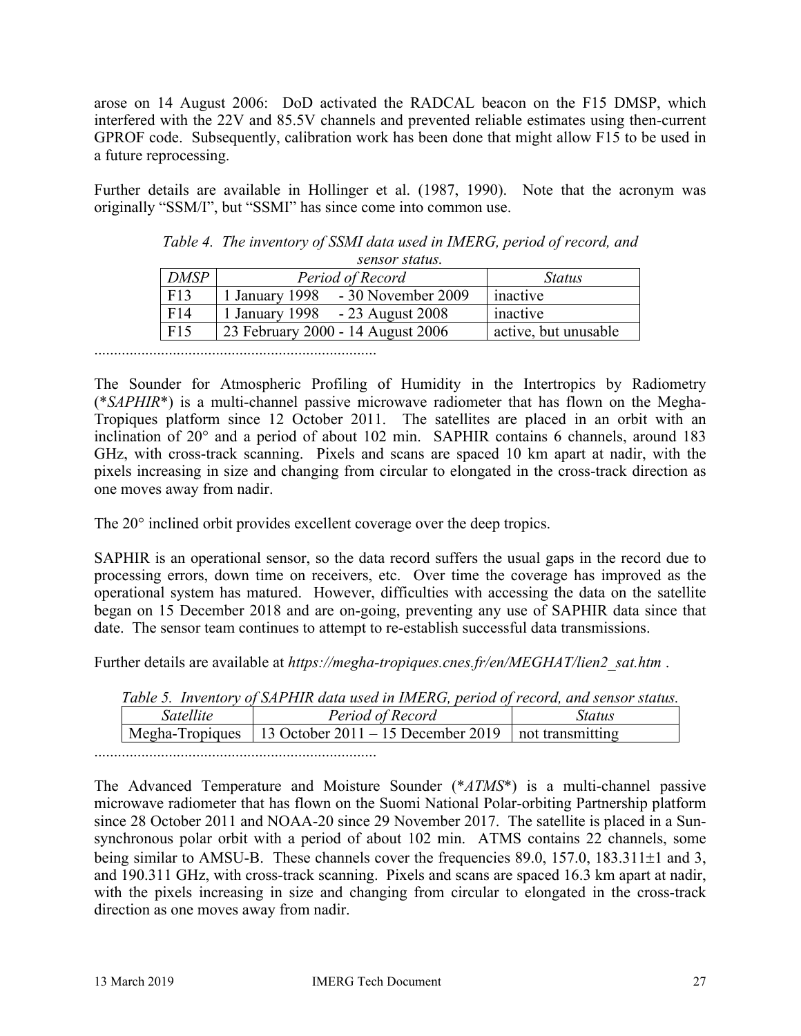arose on 14 August 2006: DoD activated the RADCAL beacon on the F15 DMSP, which interfered with the 22V and 85.5V channels and prevented reliable estimates using then-current GPROF code. Subsequently, calibration work has been done that might allow F15 to be used in a future reprocessing.

Further details are available in Hollinger et al. (1987, 1990). Note that the acronym was originally "SSM/I", but "SSMI" has since come into common use.

*Table 4. The inventory of SSMI data used in IMERG, period of record, and sensor status.*

| *DMSP* | *Period of Record* | *Status* |
|---|---|---|
| F13 | 1 January 1998 - 30 November 2009 | inactive |
| F14 | 1 January 1998 - 23 August 2008 | inactive |
| F15 | 23 February 2000 - 14 August 2006 | active, but unusable |

.......................................................................

The Sounder for Atmospheric Profiling of Humidity in the Intertropics by Radiometry (\**SAPHIR*\*) is a multi-channel passive microwave radiometer that has flown on the Megha-Tropiques platform since 12 October 2011. The satellites are placed in an orbit with an inclination of 20° and a period of about 102 min. SAPHIR contains 6 channels, around 183 GHz, with cross-track scanning. Pixels and scans are spaced 10 km apart at nadir, with the pixels increasing in size and changing from circular to elongated in the cross-track direction as one moves away from nadir.

The 20° inclined orbit provides excellent coverage over the deep tropics.

SAPHIR is an operational sensor, so the data record suffers the usual gaps in the record due to processing errors, down time on receivers, etc. Over time the coverage has improved as the operational system has matured. However, difficulties with accessing the data on the satellite began on 15 December 2018 and are on-going, preventing any use of SAPHIR data since that date. The sensor team continues to attempt to re-establish successful data transmissions.

Further details are available at *https://megha-tropiques.cnes.fr/en/MEGHAT/lien2_sat.htm* .

*Table 5. Inventory of SAPHIR data used in IMERG, period of record, and sensor status.*

| *Satellite* | *Period of Record* | *Status* |
|---|---|---|
| Megha-Tropiques | 13 October 2011 – 15 December 2019 | not transmitting |

.......................................................................

The Advanced Temperature and Moisture Sounder (\**ATMS*\*) is a multi-channel passive microwave radiometer that has flown on the Suomi National Polar-orbiting Partnership platform since 28 October 2011 and NOAA-20 since 29 November 2017. The satellite is placed in a Sun-synchronous polar orbit with a period of about 102 min. ATMS contains 22 channels, some being similar to AMSU-B. These channels cover the frequencies 89.0, 157.0, 183.311±1 and 3, and 190.311 GHz, with cross-track scanning. Pixels and scans are spaced 16.3 km apart at nadir, with the pixels increasing in size and changing from circular to elongated in the cross-track direction as one moves away from nadir.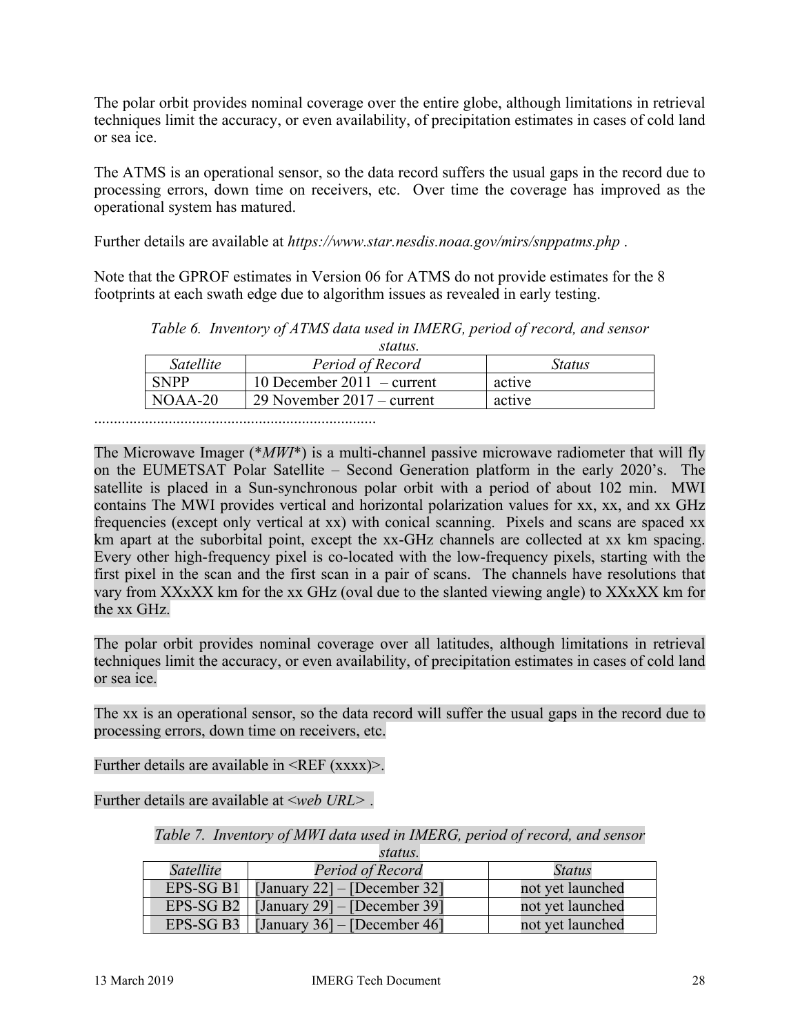The polar orbit provides nominal coverage over the entire globe, although limitations in retrieval techniques limit the accuracy, or even availability, of precipitation estimates in cases of cold land or sea ice.

The ATMS is an operational sensor, so the data record suffers the usual gaps in the record due to processing errors, down time on receivers, etc. Over time the coverage has improved as the operational system has matured.

Further details are available at *https://www.star.nesdis.noaa.gov/mirs/snppatms.php* .

Note that the GPROF estimates in Version 06 for ATMS do not provide estimates for the 8 footprints at each swath edge due to algorithm issues as revealed in early testing.

*Table 6. Inventory of ATMS data used in IMERG, period of record, and sensor status.*

| *Satellite* | *Period of Record* | *Status* |
|---|---|---|
| SNPP | 10 December 2011 – current | active |
| NOAA-20 | 29 November 2017 – current | active |

........................................................................

The Microwave Imager (**MWI**) is a multi-channel passive microwave radiometer that will fly on the EUMETSAT Polar Satellite – Second Generation platform in the early 2020's. The satellite is placed in a Sun-synchronous polar orbit with a period of about 102 min. MWI contains The MWI provides vertical and horizontal polarization values for xx, xx, and xx GHz frequencies (except only vertical at xx) with conical scanning. Pixels and scans are spaced xx km apart at the suborbital point, except the xx-GHz channels are collected at xx km spacing. Every other high-frequency pixel is co-located with the low-frequency pixels, starting with the first pixel in the scan and the first scan in a pair of scans. The channels have resolutions that vary from XXxXX km for the xx GHz (oval due to the slanted viewing angle) to XXxXX km for the xx GHz.

The polar orbit provides nominal coverage over all latitudes, although limitations in retrieval techniques limit the accuracy, or even availability, of precipitation estimates in cases of cold land or sea ice.

The xx is an operational sensor, so the data record will suffer the usual gaps in the record due to processing errors, down time on receivers, etc.

Further details are available in <REF (xxxx)>.

Further details are available at *<web URL>* .

*Table 7. Inventory of MWI data used in IMERG, period of record, and sensor status.*

| *Satellite* | *Period of Record* | *Status* |
|---|---|---|
| EPS-SG B1 | [January 22] – [December 32] | not yet launched |
| EPS-SG B2 | [January 29] – [December 39] | not yet launched |
| EPS-SG B3 | [January 36] – [December 46] | not yet launched |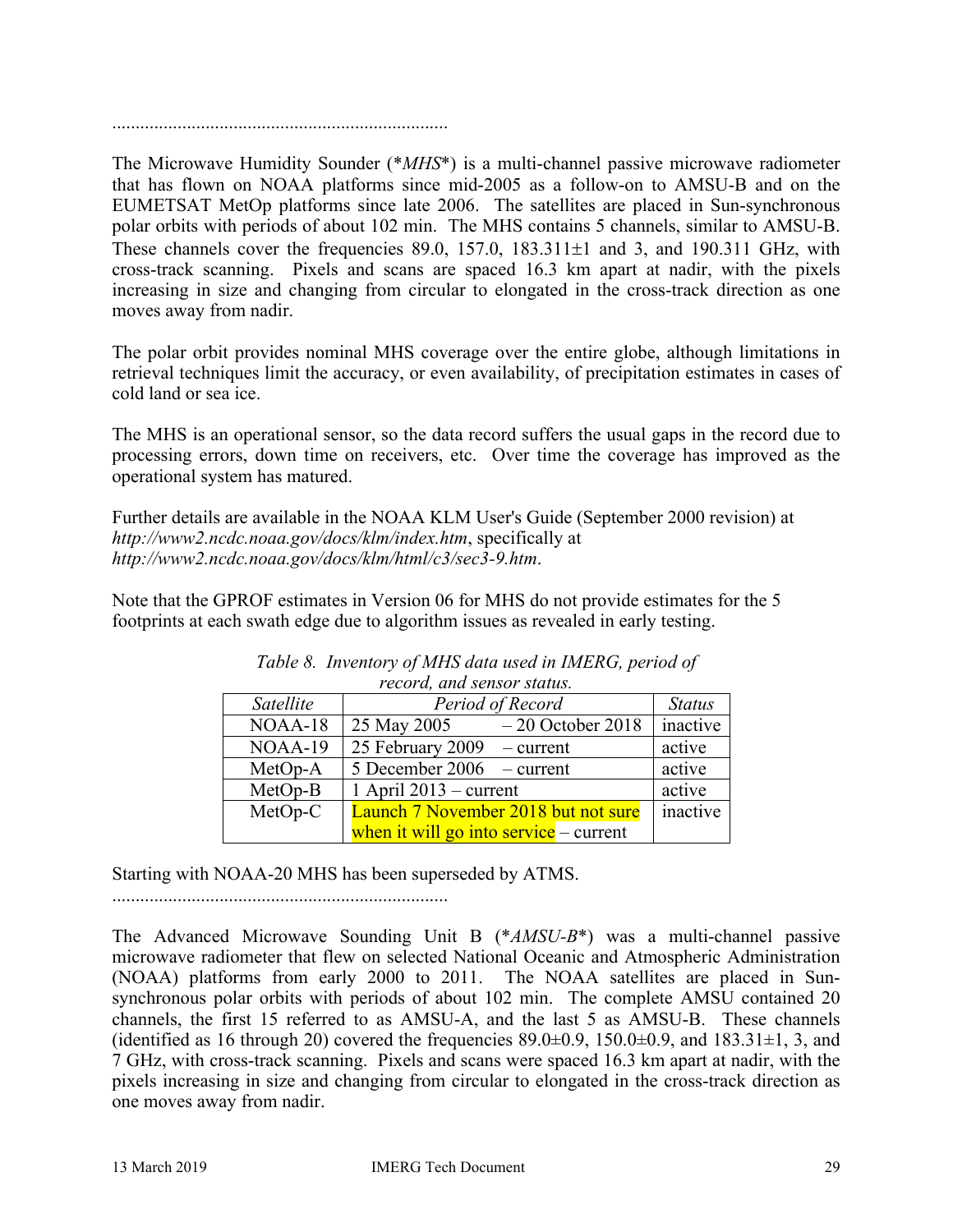........................................................................

The Microwave Humidity Sounder (**MHS**) is a multi-channel passive microwave radiometer that has flown on NOAA platforms since mid-2005 as a follow-on to AMSU-B and on the EUMETSAT MetOp platforms since late 2006. The satellites are placed in Sun-synchronous polar orbits with periods of about 102 min. The MHS contains 5 channels, similar to AMSU-B. These channels cover the frequencies 89.0, 157.0, 183.311±1 and 3, and 190.311 GHz, with cross-track scanning. Pixels and scans are spaced 16.3 km apart at nadir, with the pixels increasing in size and changing from circular to elongated in the cross-track direction as one moves away from nadir.

The polar orbit provides nominal MHS coverage over the entire globe, although limitations in retrieval techniques limit the accuracy, or even availability, of precipitation estimates in cases of cold land or sea ice.

The MHS is an operational sensor, so the data record suffers the usual gaps in the record due to processing errors, down time on receivers, etc. Over time the coverage has improved as the operational system has matured.

Further details are available in the NOAA KLM User's Guide (September 2000 revision) at *http://www2.ncdc.noaa.gov/docs/klm/index.htm*, specifically at *http://www2.ncdc.noaa.gov/docs/klm/html/c3/sec3-9.htm*.

Note that the GPROF estimates in Version 06 for MHS do not provide estimates for the 5 footprints at each swath edge due to algorithm issues as revealed in early testing.

*Table 8. Inventory of MHS data used in IMERG, period of record, and sensor status.*

| *Satellite* | *Period of Record* | *Status* |
|---|---|---|
| NOAA-18 | 25 May 2005 – 20 October 2018 | inactive |
| NOAA-19 | 25 February 2009 – current | active |
| MetOp-A | 5 December 2006 – current | active |
| MetOp-B | 1 April 2013 – current | active |
| MetOp-C | Launch 7 November 2018 but not sure when it will go into service – current | inactive |

Starting with NOAA-20 MHS has been superseded by ATMS.

........................................................................

The Advanced Microwave Sounding Unit B (**AMSU-B**) was a multi-channel passive microwave radiometer that flew on selected National Oceanic and Atmospheric Administration (NOAA) platforms from early 2000 to 2011. The NOAA satellites are placed in Sun-synchronous polar orbits with periods of about 102 min. The complete AMSU contained 20 channels, the first 15 referred to as AMSU-A, and the last 5 as AMSU-B. These channels (identified as 16 through 20) covered the frequencies 89.0±0.9, 150.0±0.9, and 183.31±1, 3, and 7 GHz, with cross-track scanning. Pixels and scans were spaced 16.3 km apart at nadir, with the pixels increasing in size and changing from circular to elongated in the cross-track direction as one moves away from nadir.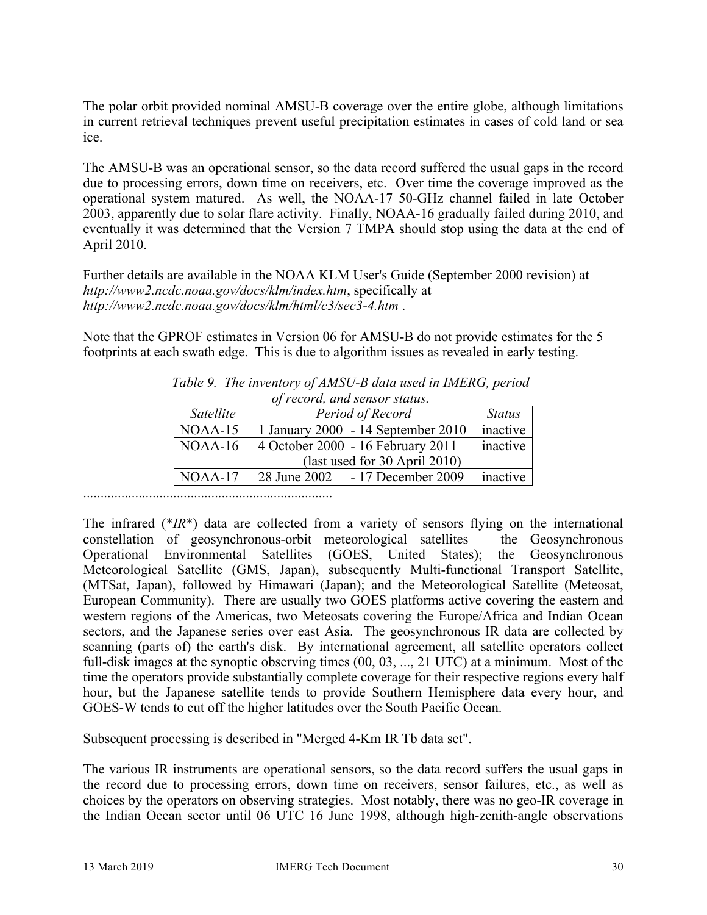The polar orbit provided nominal AMSU-B coverage over the entire globe, although limitations in current retrieval techniques prevent useful precipitation estimates in cases of cold land or sea ice.

The AMSU-B was an operational sensor, so the data record suffered the usual gaps in the record due to processing errors, down time on receivers, etc. Over time the coverage improved as the operational system matured. As well, the NOAA-17 50-GHz channel failed in late October 2003, apparently due to solar flare activity. Finally, NOAA-16 gradually failed during 2010, and eventually it was determined that the Version 7 TMPA should stop using the data at the end of April 2010.

Further details are available in the NOAA KLM User's Guide (September 2000 revision) at *http://www2.ncdc.noaa.gov/docs/klm/index.htm*, specifically at *http://www2.ncdc.noaa.gov/docs/klm/html/c3/sec3-4.htm* .

Note that the GPROF estimates in Version 06 for AMSU-B do not provide estimates for the 5 footprints at each swath edge. This is due to algorithm issues as revealed in early testing.

*Table 9. The inventory of AMSU-B data used in IMERG, period of record, and sensor status.*

| *Satellite* | *Period of Record* | *Status* |
|---|---|---|
| NOAA-15 | 1 January 2000 - 14 September 2010 | inactive |
| NOAA-16 | 4 October 2000 - 16 February 2011 (last used for 30 April 2010) | inactive |
| NOAA-17 | 28 June 2002 - 17 December 2009 | inactive |

.......................................................................

The infrared (*IR*) data are collected from a variety of sensors flying on the international constellation of geosynchronous-orbit meteorological satellites – the Geosynchronous Operational Environmental Satellites (GOES, United States); the Geosynchronous Meteorological Satellite (GMS, Japan), subsequently Multi-functional Transport Satellite, (MTSat, Japan), followed by Himawari (Japan); and the Meteorological Satellite (Meteosat, European Community). There are usually two GOES platforms active covering the eastern and western regions of the Americas, two Meteosats covering the Europe/Africa and Indian Ocean sectors, and the Japanese series over east Asia. The geosynchronous IR data are collected by scanning (parts of) the earth's disk. By international agreement, all satellite operators collect full-disk images at the synoptic observing times (00, 03, ..., 21 UTC) at a minimum. Most of the time the operators provide substantially complete coverage for their respective regions every half hour, but the Japanese satellite tends to provide Southern Hemisphere data every hour, and GOES-W tends to cut off the higher latitudes over the South Pacific Ocean.

Subsequent processing is described in "Merged 4-Km IR Tb data set".

The various IR instruments are operational sensors, so the data record suffers the usual gaps in the record due to processing errors, down time on receivers, sensor failures, etc., as well as choices by the operators on observing strategies. Most notably, there was no geo-IR coverage in the Indian Ocean sector until 06 UTC 16 June 1998, although high-zenith-angle observations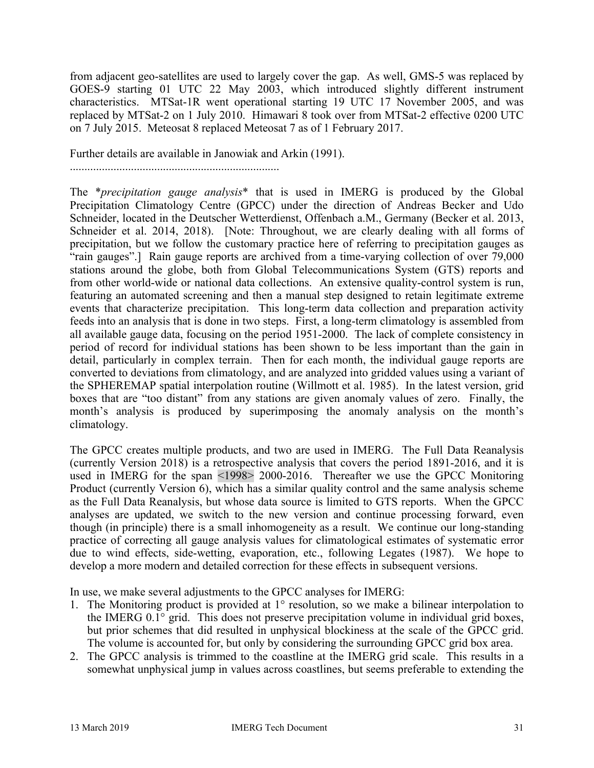from adjacent geo-satellites are used to largely cover the gap. As well, GMS-5 was replaced by GOES-9 starting 01 UTC 22 May 2003, which introduced slightly different instrument characteristics. MTSat-1R went operational starting 19 UTC 17 November 2005, and was replaced by MTSat-2 on 1 July 2010. Himawari 8 took over from MTSat-2 effective 0200 UTC on 7 July 2015. Meteosat 8 replaced Meteosat 7 as of 1 February 2017.

Further details are available in Janowiak and Arkin (1991).
........................................................................

The \**precipitation gauge analysis*\* that is used in IMERG is produced by the Global Precipitation Climatology Centre (GPCC) under the direction of Andreas Becker and Udo Schneider, located in the Deutscher Wetterdienst, Offenbach a.M., Germany (Becker et al. 2013, Schneider et al. 2014, 2018). [Note: Throughout, we are clearly dealing with all forms of precipitation, but we follow the customary practice here of referring to precipitation gauges as "rain gauges".] Rain gauge reports are archived from a time-varying collection of over 79,000 stations around the globe, both from Global Telecommunications System (GTS) reports and from other world-wide or national data collections. An extensive quality-control system is run, featuring an automated screening and then a manual step designed to retain legitimate extreme events that characterize precipitation. This long-term data collection and preparation activity feeds into an analysis that is done in two steps. First, a long-term climatology is assembled from all available gauge data, focusing on the period 1951-2000. The lack of complete consistency in period of record for individual stations has been shown to be less important than the gain in detail, particularly in complex terrain. Then for each month, the individual gauge reports are converted to deviations from climatology, and are analyzed into gridded values using a variant of the SPHEREMAP spatial interpolation routine (Willmott et al. 1985). In the latest version, grid boxes that are "too distant" from any stations are given anomaly values of zero. Finally, the month's analysis is produced by superimposing the anomaly analysis on the month's climatology.

The GPCC creates multiple products, and two are used in IMERG. The Full Data Reanalysis (currently Version 2018) is a retrospective analysis that covers the period 1891-2016, and it is used in IMERG for the span <1998> 2000-2016. Thereafter we use the GPCC Monitoring Product (currently Version 6), which has a similar quality control and the same analysis scheme as the Full Data Reanalysis, but whose data source is limited to GTS reports. When the GPCC analyses are updated, we switch to the new version and continue processing forward, even though (in principle) there is a small inhomogeneity as a result. We continue our long-standing practice of correcting all gauge analysis values for climatological estimates of systematic error due to wind effects, side-wetting, evaporation, etc., following Legates (1987). We hope to develop a more modern and detailed correction for these effects in subsequent versions.

In use, we make several adjustments to the GPCC analyses for IMERG:

1. The Monitoring product is provided at 1° resolution, so we make a bilinear interpolation to the IMERG 0.1° grid. This does not preserve precipitation volume in individual grid boxes, but prior schemes that did resulted in unphysical blockiness at the scale of the GPCC grid. The volume is accounted for, but only by considering the surrounding GPCC grid box area.
2. The GPCC analysis is trimmed to the coastline at the IMERG grid scale. This results in a somewhat unphysical jump in values across coastlines, but seems preferable to extending the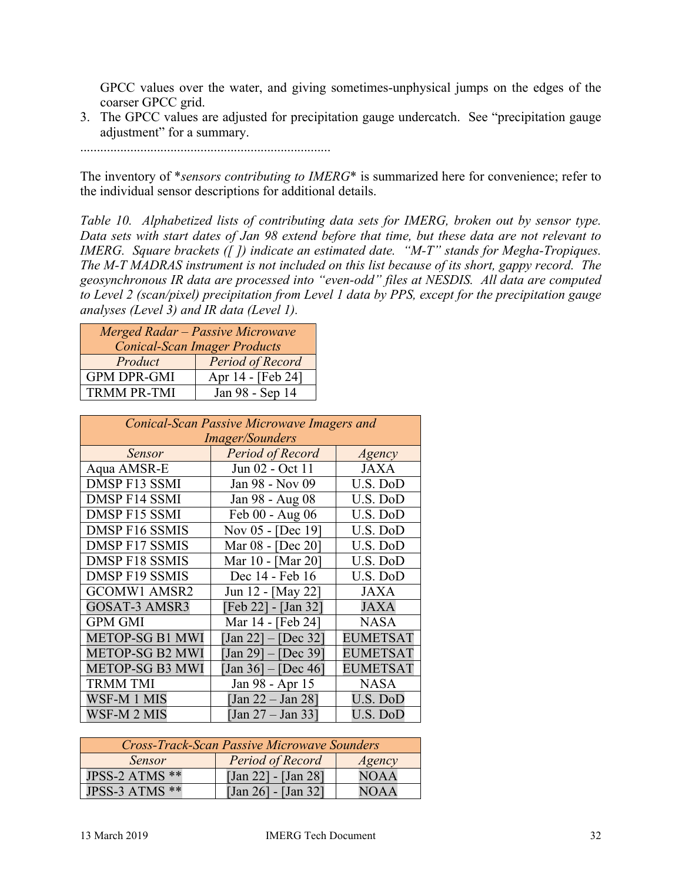GPCC values over the water, and giving sometimes-unphysical jumps on the edges of the coarser GPCC grid.

3. The GPCC values are adjusted for precipitation gauge undercatch. See "precipitation gauge adjustment" for a summary.

..........................................................................

The inventory of **sensors contributing to IMERG** is summarized here for convenience; refer to the individual sensor descriptions for additional details.

*Table 10. Alphabetized lists of contributing data sets for IMERG, broken out by sensor type. Data sets with start dates of Jan 98 extend before that time, but these data are not relevant to IMERG. Square brackets ([ ]) indicate an estimated date. "M-T" stands for Megha-Tropiques. The M-T MADRAS instrument is not included on this list because of its short, gappy record. The geosynchronous IR data are processed into "even-odd" files at NESDIS. All data are computed to Level 2 (scan/pixel) precipitation from Level 1 data by PPS, except for the precipitation gauge analyses (Level 3) and IR data (Level 1).*

| *Merged Radar – Passive Microwave Conical-Scan Imager Products* | |
|---|---|
| *Product* | *Period of Record* |
| GPM DPR-GMI | Apr 14 - [Feb 24] |
| TRMM PR-TMI | Jan 98 - Sep 14 |

| *Conical-Scan Passive Microwave Imagers and Imager/Sounders* | | |
|---|---|---|
| *Sensor* | *Period of Record* | *Agency* |
| Aqua AMSR-E | Jun 02 - Oct 11 | JAXA |
| DMSP F13 SSMI | Jan 98 - Nov 09 | U.S. DoD |
| DMSP F14 SSMI | Jan 98 - Aug 08 | U.S. DoD |
| DMSP F15 SSMI | Feb 00 - Aug 06 | U.S. DoD |
| DMSP F16 SSMIS | Nov 05 - [Dec 19] | U.S. DoD |
| DMSP F17 SSMIS | Mar 08 - [Dec 20] | U.S. DoD |
| DMSP F18 SSMIS | Mar 10 - [Mar 20] | U.S. DoD |
| DMSP F19 SSMIS | Dec 14 - Feb 16 | U.S. DoD |
| GCOMW1 AMSR2 | Jun 12 - [May 22] | JAXA |
| GOSAT-3 AMSR3 | [Feb 22] - [Jan 32] | JAXA |
| GPM GMI | Mar 14 - [Feb 24] | NASA |
| METOP-SG B1 MWI | [Jan 22] – [Dec 32] | EUMETSAT |
| METOP-SG B2 MWI | [Jan 29] – [Dec 39] | EUMETSAT |
| METOP-SG B3 MWI | [Jan 36] – [Dec 46] | EUMETSAT |
| TRMM TMI | Jan 98 - Apr 15 | NASA |
| WSF-M 1 MIS | [Jan 22 – Jan 28] | U.S. DoD |
| WSF-M 2 MIS | [Jan 27 – Jan 33] | U.S. DoD |

| *Cross-Track-Scan Passive Microwave Sounders* | | |
|---|---|---|
| *Sensor* | *Period of Record* | *Agency* |
| JPSS-2 ATMS ** | [Jan 22] - [Jan 28] | NOAA |
| JPSS-3 ATMS ** | [Jan 26] - [Jan 32] | NOAA |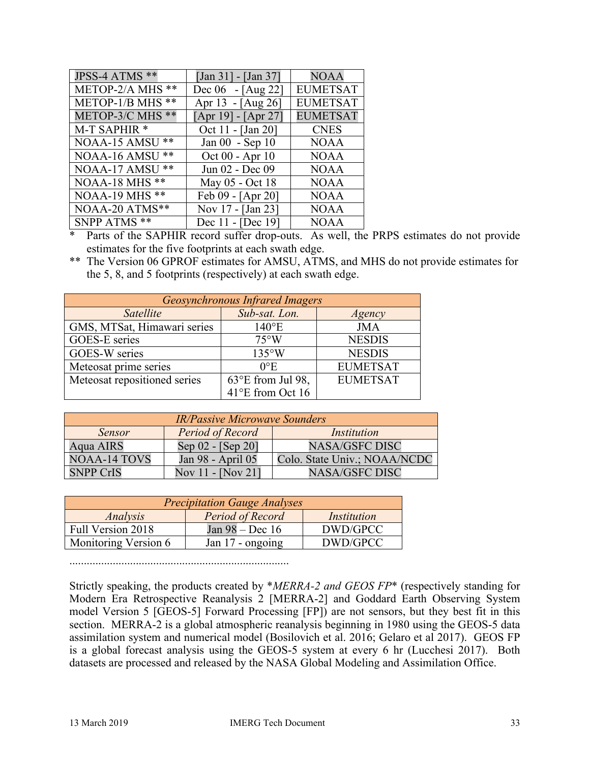| | | |
|---|---|---|
| JPSS-4 ATMS ** | [Jan 31] - [Jan 37] | NOAA |
| METOP-2/A MHS ** | Dec 06 - [Aug 22] | EUMETSAT |
| METOP-1/B MHS ** | Apr 13 - [Aug 26] | EUMETSAT |
| METOP-3/C MHS ** | [Apr 19] - [Apr 27] | EUMETSAT |
| M-T SAPHIR * | Oct 11 - [Jan 20] | CNES |
| NOAA-15 AMSU ** | Jan 00 - Sep 10 | NOAA |
| NOAA-16 AMSU ** | Oct 00 - Apr 10 | NOAA |
| NOAA-17 AMSU ** | Jun 02 - Dec 09 | NOAA |
| NOAA-18 MHS ** | May 05 - Oct 18 | NOAA |
| NOAA-19 MHS ** | Feb 09 - [Apr 20] | NOAA |
| NOAA-20 ATMS** | Nov 17 - [Jan 23] | NOAA |
| SNPP ATMS ** | Dec 11 - [Dec 19] | NOAA |

\* Parts of the SAPHIR record suffer drop-outs. As well, the PRPS estimates do not provide estimates for the five footprints at each swath edge.

\** The Version 06 GPROF estimates for AMSU, ATMS, and MHS do not provide estimates for the 5, 8, and 5 footprints (respectively) at each swath edge.

| *Geosynchronous Infrared Imagers* | | |
|---|---|---|
| *Satellite* | *Sub-sat. Lon.* | *Agency* |
| GMS, MTSat, Himawari series | 140°E | JMA |
| GOES-E series | 75°W | NESDIS |
| GOES-W series | 135°W | NESDIS |
| Meteosat prime series | 0°E | EUMETSAT |
| Meteosat repositioned series | 63°E from Jul 98, 41°E from Oct 16 | EUMETSAT |

| *IR/Passive Microwave Sounders* | | |
|---|---|---|
| *Sensor* | *Period of Record* | *Institution* |
| Aqua AIRS | Sep 02 - [Sep 20] | NASA/GSFC DISC |
| NOAA-14 TOVS | Jan 98 - April 05 | Colo. State Univ.; NOAA/NCDC |
| SNPP CrIS | Nov 11 - [Nov 21] | NASA/GSFC DISC |

| *Precipitation Gauge Analyses* | | |
|---|---|---|
| *Analysis* | *Period of Record* | *Institution* |
| Full Version 2018 | Jan 98 – Dec 16 | DWD/GPCC |
| Monitoring Version 6 | Jan 17 - ongoing | DWD/GPCC |

..........................................................................

Strictly speaking, the products created by \**MERRA-2 and GEOS FP*\* (respectively standing for Modern Era Retrospective Reanalysis 2 [MERRA-2] and Goddard Earth Observing System model Version 5 [GEOS-5] Forward Processing [FP]) are not sensors, but they best fit in this section. MERRA-2 is a global atmospheric reanalysis beginning in 1980 using the GEOS-5 data assimilation system and numerical model (Bosilovich et al. 2016; Gelaro et al 2017). GEOS FP is a global forecast analysis using the GEOS-5 system at every 6 hr (Lucchesi 2017). Both datasets are processed and released by the NASA Global Modeling and Assimilation Office.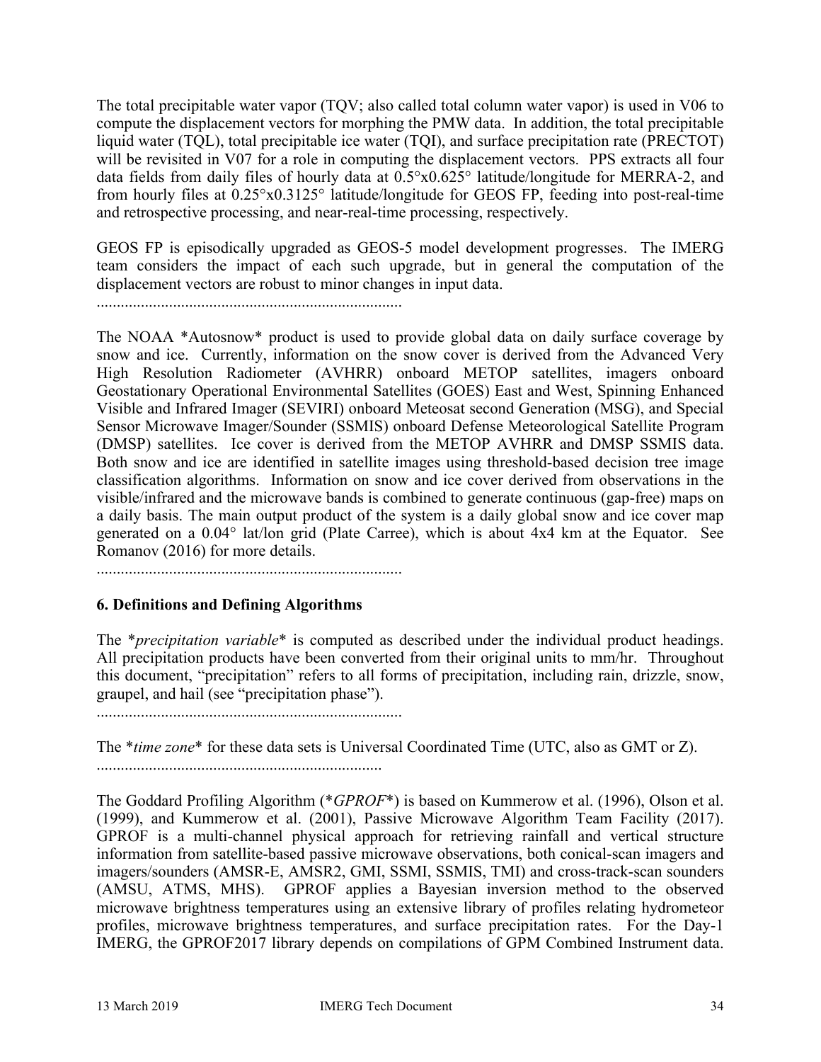The total precipitable water vapor (TQV; also called total column water vapor) is used in V06 to compute the displacement vectors for morphing the PMW data. In addition, the total precipitable liquid water (TQL), total precipitable ice water (TQI), and surface precipitation rate (PRECTOT) will be revisited in V07 for a role in computing the displacement vectors. PPS extracts all four data fields from daily files of hourly data at 0.5°x0.625° latitude/longitude for MERRA-2, and from hourly files at 0.25°x0.3125° latitude/longitude for GEOS FP, feeding into post-real-time and retrospective processing, and near-real-time processing, respectively.

GEOS FP is episodically upgraded as GEOS-5 model development progresses. The IMERG team considers the impact of each such upgrade, but in general the computation of the displacement vectors are robust to minor changes in input data.

............................................................................

The NOAA *Autosnow* product is used to provide global data on daily surface coverage by snow and ice. Currently, information on the snow cover is derived from the Advanced Very High Resolution Radiometer (AVHRR) onboard METOP satellites, imagers onboard Geostationary Operational Environmental Satellites (GOES) East and West, Spinning Enhanced Visible and Infrared Imager (SEVIRI) onboard Meteosat second Generation (MSG), and Special Sensor Microwave Imager/Sounder (SSMIS) onboard Defense Meteorological Satellite Program (DMSP) satellites. Ice cover is derived from the METOP AVHRR and DMSP SSMIS data. Both snow and ice are identified in satellite images using threshold-based decision tree image classification algorithms. Information on snow and ice cover derived from observations in the visible/infrared and the microwave bands is combined to generate continuous (gap-free) maps on a daily basis. The main output product of the system is a daily global snow and ice cover map generated on a 0.04° lat/lon grid (Plate Carree), which is about 4x4 km at the Equator. See Romanov (2016) for more details.

............................................................................

## 6. Definitions and Defining Algorithms

The **precipitation variable** is computed as described under the individual product headings. All precipitation products have been converted from their original units to mm/hr. Throughout this document, "precipitation" refers to all forms of precipitation, including rain, drizzle, snow, graupel, and hail (see "precipitation phase").

............................................................................

The **time zone** for these data sets is Universal Coordinated Time (UTC, also as GMT or Z).

.......................................................................

The Goddard Profiling Algorithm (**GPROF**) is based on Kummerow et al. (1996), Olson et al. (1999), and Kummerow et al. (2001), Passive Microwave Algorithm Team Facility (2017). GPROF is a multi-channel physical approach for retrieving rainfall and vertical structure information from satellite-based passive microwave observations, both conical-scan imagers and imagers/sounders (AMSR-E, AMSR2, GMI, SSMI, SSMIS, TMI) and cross-track-scan sounders (AMSU, ATMS, MHS). GPROF applies a Bayesian inversion method to the observed microwave brightness temperatures using an extensive library of profiles relating hydrometeor profiles, microwave brightness temperatures, and surface precipitation rates. For the Day-1 IMERG, the GPROF2017 library depends on compilations of GPM Combined Instrument data.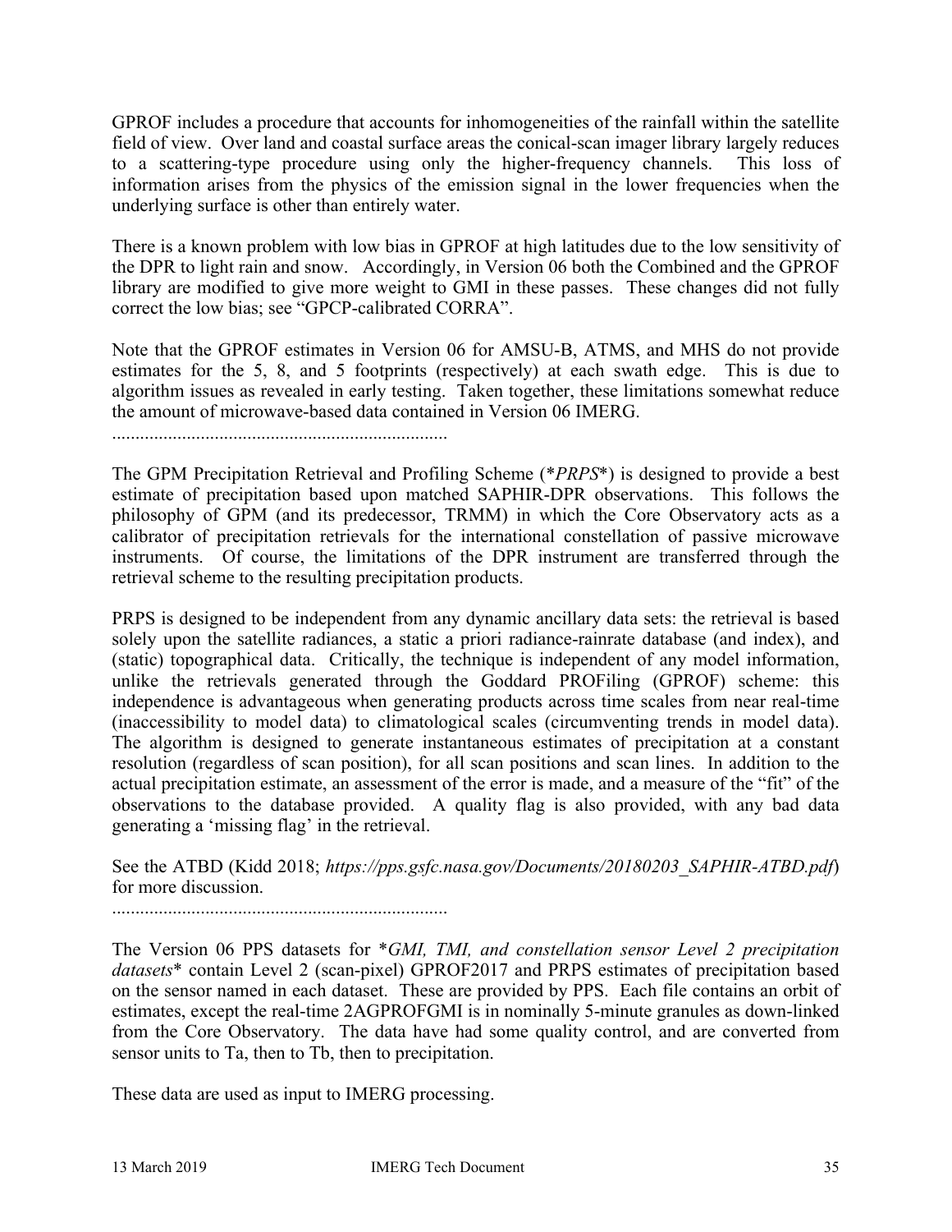GPROF includes a procedure that accounts for inhomogeneities of the rainfall within the satellite field of view. Over land and coastal surface areas the conical-scan imager library largely reduces to a scattering-type procedure using only the higher-frequency channels. This loss of information arises from the physics of the emission signal in the lower frequencies when the underlying surface is other than entirely water.

There is a known problem with low bias in GPROF at high latitudes due to the low sensitivity of the DPR to light rain and snow. Accordingly, in Version 06 both the Combined and the GPROF library are modified to give more weight to GMI in these passes. These changes did not fully correct the low bias; see "GPCP-calibrated CORRA".

Note that the GPROF estimates in Version 06 for AMSU-B, ATMS, and MHS do not provide estimates for the 5, 8, and 5 footprints (respectively) at each swath edge. This is due to algorithm issues as revealed in early testing. Taken together, these limitations somewhat reduce the amount of microwave-based data contained in Version 06 IMERG.

........................................................................

The GPM Precipitation Retrieval and Profiling Scheme (**PRPS**) is designed to provide a best estimate of precipitation based upon matched SAPHIR-DPR observations. This follows the philosophy of GPM (and its predecessor, TRMM) in which the Core Observatory acts as a calibrator of precipitation retrievals for the international constellation of passive microwave instruments. Of course, the limitations of the DPR instrument are transferred through the retrieval scheme to the resulting precipitation products.

PRPS is designed to be independent from any dynamic ancillary data sets: the retrieval is based solely upon the satellite radiances, a static a priori radiance-rainrate database (and index), and (static) topographical data. Critically, the technique is independent of any model information, unlike the retrievals generated through the Goddard PROFiling (GPROF) scheme: this independence is advantageous when generating products across time scales from near real-time (inaccessibility to model data) to climatological scales (circumventing trends in model data). The algorithm is designed to generate instantaneous estimates of precipitation at a constant resolution (regardless of scan position), for all scan positions and scan lines. In addition to the actual precipitation estimate, an assessment of the error is made, and a measure of the "fit" of the observations to the database provided. A quality flag is also provided, with any bad data generating a 'missing flag' in the retrieval.

See the ATBD (Kidd 2018; *https://pps.gsfc.nasa.gov/Documents/20180203_SAPHIR-ATBD.pdf*) for more discussion.

........................................................................

The Version 06 PPS datasets for **GMI, TMI, and constellation sensor Level 2 precipitation datasets** contain Level 2 (scan-pixel) GPROF2017 and PRPS estimates of precipitation based on the sensor named in each dataset. These are provided by PPS. Each file contains an orbit of estimates, except the real-time 2AGPROFGMI is in nominally 5-minute granules as down-linked from the Core Observatory. The data have had some quality control, and are converted from sensor units to Ta, then to Tb, then to precipitation.

These data are used as input to IMERG processing.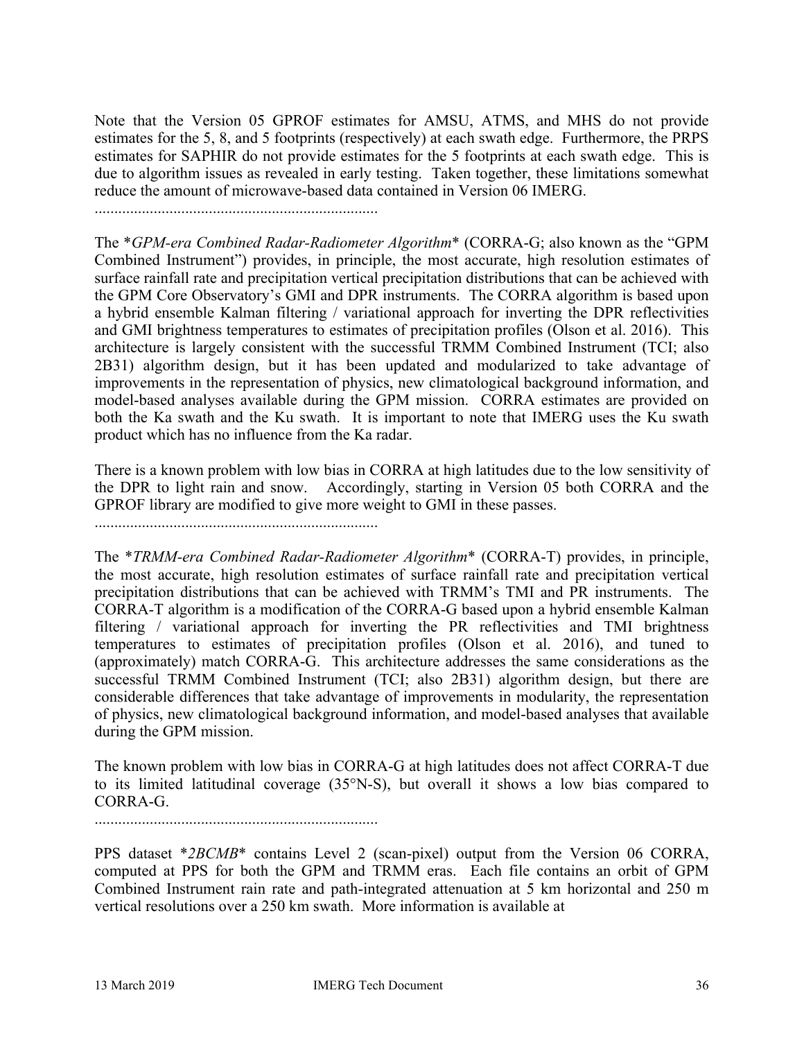Note that the Version 05 GPROF estimates for AMSU, ATMS, and MHS do not provide estimates for the 5, 8, and 5 footprints (respectively) at each swath edge. Furthermore, the PRPS estimates for SAPHIR do not provide estimates for the 5 footprints at each swath edge. This is due to algorithm issues as revealed in early testing. Taken together, these limitations somewhat reduce the amount of microwave-based data contained in Version 06 IMERG.

........................................................................

The **GPM-era Combined Radar-Radiometer Algorithm** (CORRA-G; also known as the "GPM Combined Instrument") provides, in principle, the most accurate, high resolution estimates of surface rainfall rate and precipitation vertical precipitation distributions that can be achieved with the GPM Core Observatory's GMI and DPR instruments. The CORRA algorithm is based upon a hybrid ensemble Kalman filtering / variational approach for inverting the DPR reflectivities and GMI brightness temperatures to estimates of precipitation profiles (Olson et al. 2016). This architecture is largely consistent with the successful TRMM Combined Instrument (TCI; also 2B31) algorithm design, but it has been updated and modularized to take advantage of improvements in the representation of physics, new climatological background information, and model-based analyses available during the GPM mission. CORRA estimates are provided on both the Ka swath and the Ku swath. It is important to note that IMERG uses the Ku swath product which has no influence from the Ka radar.

There is a known problem with low bias in CORRA at high latitudes due to the low sensitivity of the DPR to light rain and snow. Accordingly, starting in Version 05 both CORRA and the GPROF library are modified to give more weight to GMI in these passes.

........................................................................

The **TRMM-era Combined Radar-Radiometer Algorithm** (CORRA-T) provides, in principle, the most accurate, high resolution estimates of surface rainfall rate and precipitation vertical precipitation distributions that can be achieved with TRMM's TMI and PR instruments. The CORRA-T algorithm is a modification of the CORRA-G based upon a hybrid ensemble Kalman filtering / variational approach for inverting the PR reflectivities and TMI brightness temperatures to estimates of precipitation profiles (Olson et al. 2016), and tuned to (approximately) match CORRA-G. This architecture addresses the same considerations as the successful TRMM Combined Instrument (TCI; also 2B31) algorithm design, but there are considerable differences that take advantage of improvements in modularity, the representation of physics, new climatological background information, and model-based analyses that available during the GPM mission.

The known problem with low bias in CORRA-G at high latitudes does not affect CORRA-T due to its limited latitudinal coverage (35°N-S), but overall it shows a low bias compared to CORRA-G.

........................................................................

PPS dataset **2BCMB** contains Level 2 (scan-pixel) output from the Version 06 CORRA, computed at PPS for both the GPM and TRMM eras. Each file contains an orbit of GPM Combined Instrument rain rate and path-integrated attenuation at 5 km horizontal and 250 m vertical resolutions over a 250 km swath. More information is available at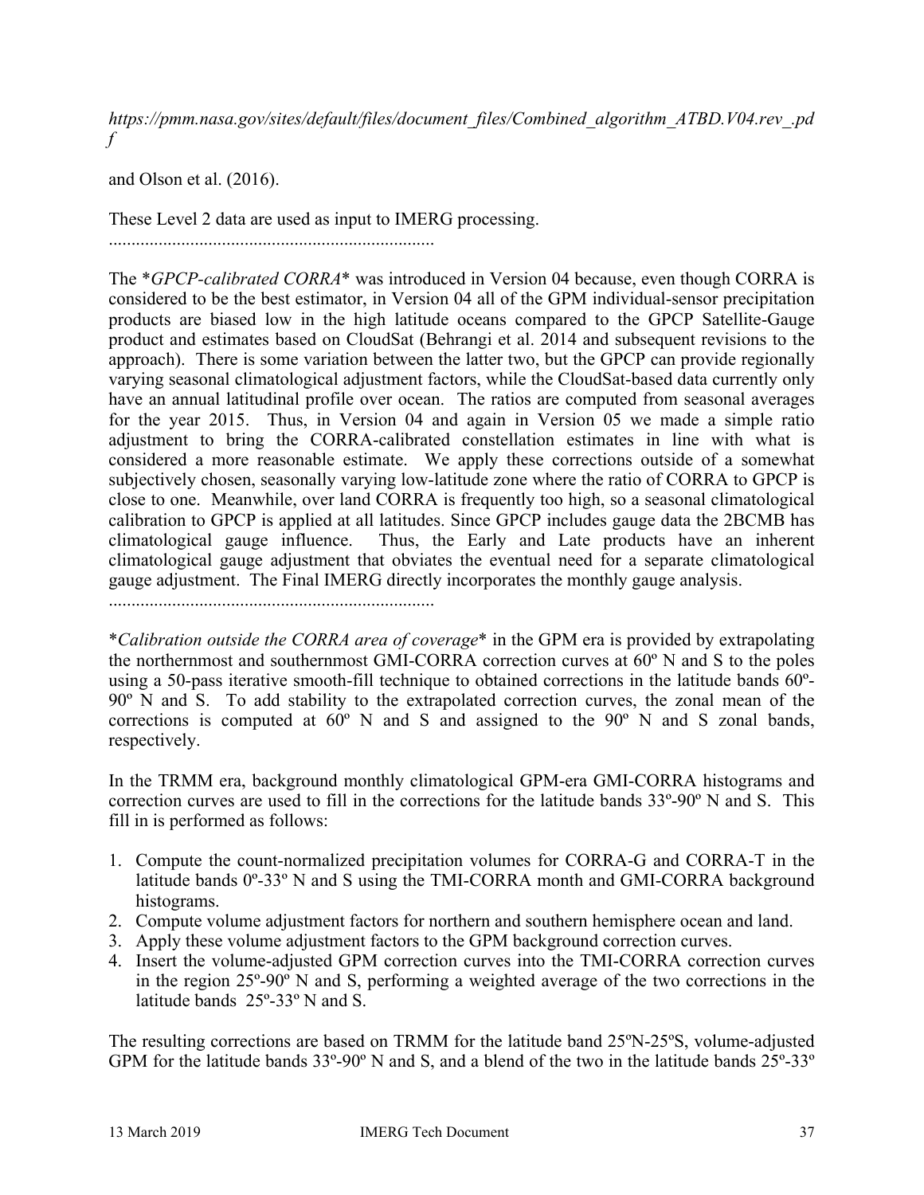*https://pmm.nasa.gov/sites/default/files/document_files/Combined_algorithm_ATBD.V04.rev_.pdf*

and Olson et al. (2016).

These Level 2 data are used as input to IMERG processing.

........................................................................

The **GPCP-calibrated CORRA** was introduced in Version 04 because, even though CORRA is considered to be the best estimator, in Version 04 all of the GPM individual-sensor precipitation products are biased low in the high latitude oceans compared to the GPCP Satellite-Gauge product and estimates based on CloudSat (Behrangi et al. 2014 and subsequent revisions to the approach). There is some variation between the latter two, but the GPCP can provide regionally varying seasonal climatological adjustment factors, while the CloudSat-based data currently only have an annual latitudinal profile over ocean. The ratios are computed from seasonal averages for the year 2015. Thus, in Version 04 and again in Version 05 we made a simple ratio adjustment to bring the CORRA-calibrated constellation estimates in line with what is considered a more reasonable estimate. We apply these corrections outside of a somewhat subjectively chosen, seasonally varying low-latitude zone where the ratio of CORRA to GPCP is close to one. Meanwhile, over land CORRA is frequently too high, so a seasonal climatological calibration to GPCP is applied at all latitudes. Since GPCP includes gauge data the 2BCMB has climatological gauge influence. Thus, the Early and Late products have an inherent climatological gauge adjustment that obviates the eventual need for a separate climatological gauge adjustment. The Final IMERG directly incorporates the monthly gauge analysis.

........................................................................

**Calibration outside the CORRA area of coverage** in the GPM era is provided by extrapolating the northernmost and southernmost GMI-CORRA correction curves at 60º N and S to the poles using a 50-pass iterative smooth-fill technique to obtained corrections in the latitude bands 60º-90º N and S. To add stability to the extrapolated correction curves, the zonal mean of the corrections is computed at 60º N and S and assigned to the 90º N and S zonal bands, respectively.

In the TRMM era, background monthly climatological GPM-era GMI-CORRA histograms and correction curves are used to fill in the corrections for the latitude bands 33º-90º N and S. This fill in is performed as follows:

1. Compute the count-normalized precipitation volumes for CORRA-G and CORRA-T in the latitude bands 0º-33º N and S using the TMI-CORRA month and GMI-CORRA background histograms.
2. Compute volume adjustment factors for northern and southern hemisphere ocean and land.
3. Apply these volume adjustment factors to the GPM background correction curves.
4. Insert the volume-adjusted GPM correction curves into the TMI-CORRA correction curves in the region 25º-90º N and S, performing a weighted average of the two corrections in the latitude bands 25º-33º N and S.

The resulting corrections are based on TRMM for the latitude band 25ºN-25ºS, volume-adjusted GPM for the latitude bands 33º-90º N and S, and a blend of the two in the latitude bands 25º-33º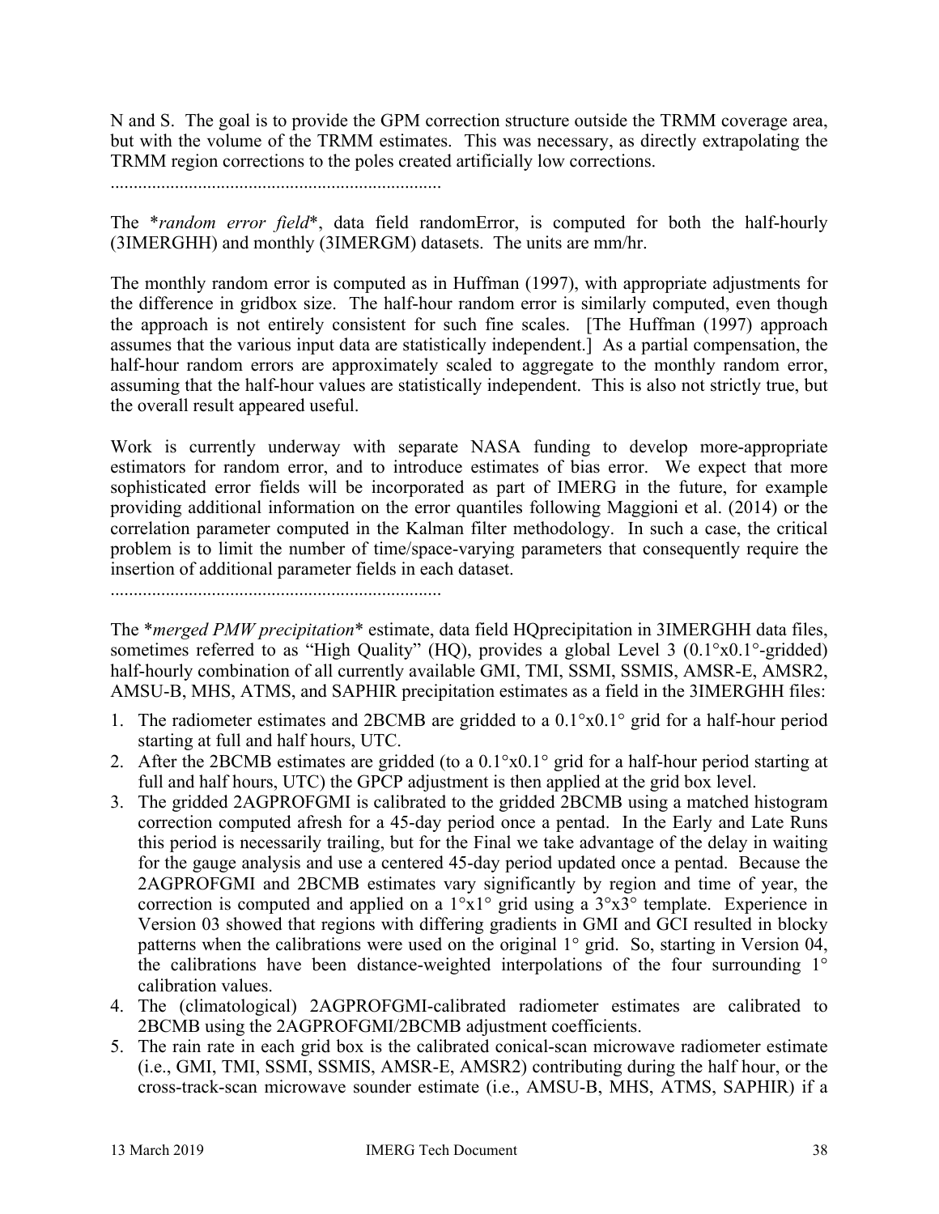N and S. The goal is to provide the GPM correction structure outside the TRMM coverage area, but with the volume of the TRMM estimates. This was necessary, as directly extrapolating the TRMM region corrections to the poles created artificially low corrections.

........................................................................

The **random error field**, data field randomError, is computed for both the half-hourly (3IMERGHH) and monthly (3IMERGM) datasets. The units are mm/hr.

The monthly random error is computed as in Huffman (1997), with appropriate adjustments for the difference in gridbox size. The half-hour random error is similarly computed, even though the approach is not entirely consistent for such fine scales. [The Huffman (1997) approach assumes that the various input data are statistically independent.] As a partial compensation, the half-hour random errors are approximately scaled to aggregate to the monthly random error, assuming that the half-hour values are statistically independent. This is also not strictly true, but the overall result appeared useful.

Work is currently underway with separate NASA funding to develop more-appropriate estimators for random error, and to introduce estimates of bias error. We expect that more sophisticated error fields will be incorporated as part of IMERG in the future, for example providing additional information on the error quantiles following Maggioni et al. (2014) or the correlation parameter computed in the Kalman filter methodology. In such a case, the critical problem is to limit the number of time/space-varying parameters that consequently require the insertion of additional parameter fields in each dataset.

........................................................................

The **merged PMW precipitation** estimate, data field HQprecipitation in 3IMERGHH data files, sometimes referred to as "High Quality" (HQ), provides a global Level 3 (0.1°x0.1°-gridded) half-hourly combination of all currently available GMI, TMI, SSMI, SSMIS, AMSR-E, AMSR2, AMSU-B, MHS, ATMS, and SAPHIR precipitation estimates as a field in the 3IMERGHH files:

1. The radiometer estimates and 2BCMB are gridded to a 0.1°x0.1° grid for a half-hour period starting at full and half hours, UTC.
2. After the 2BCMB estimates are gridded (to a 0.1°x0.1° grid for a half-hour period starting at full and half hours, UTC) the GPCP adjustment is then applied at the grid box level.
3. The gridded 2AGPROFGMI is calibrated to the gridded 2BCMB using a matched histogram correction computed afresh for a 45-day period once a pentad. In the Early and Late Runs this period is necessarily trailing, but for the Final we take advantage of the delay in waiting for the gauge analysis and use a centered 45-day period updated once a pentad. Because the 2AGPROFGMI and 2BCMB estimates vary significantly by region and time of year, the correction is computed and applied on a 1°x1° grid using a 3°x3° template. Experience in Version 03 showed that regions with differing gradients in GMI and GCI resulted in blocky patterns when the calibrations were used on the original 1° grid. So, starting in Version 04, the calibrations have been distance-weighted interpolations of the four surrounding 1° calibration values.
4. The (climatological) 2AGPROFGMI-calibrated radiometer estimates are calibrated to 2BCMB using the 2AGPROFGMI/2BCMB adjustment coefficients.
5. The rain rate in each grid box is the calibrated conical-scan microwave radiometer estimate (i.e., GMI, TMI, SSMI, SSMIS, AMSR-E, AMSR2) contributing during the half hour, or the cross-track-scan microwave sounder estimate (i.e., AMSU-B, MHS, ATMS, SAPHIR) if a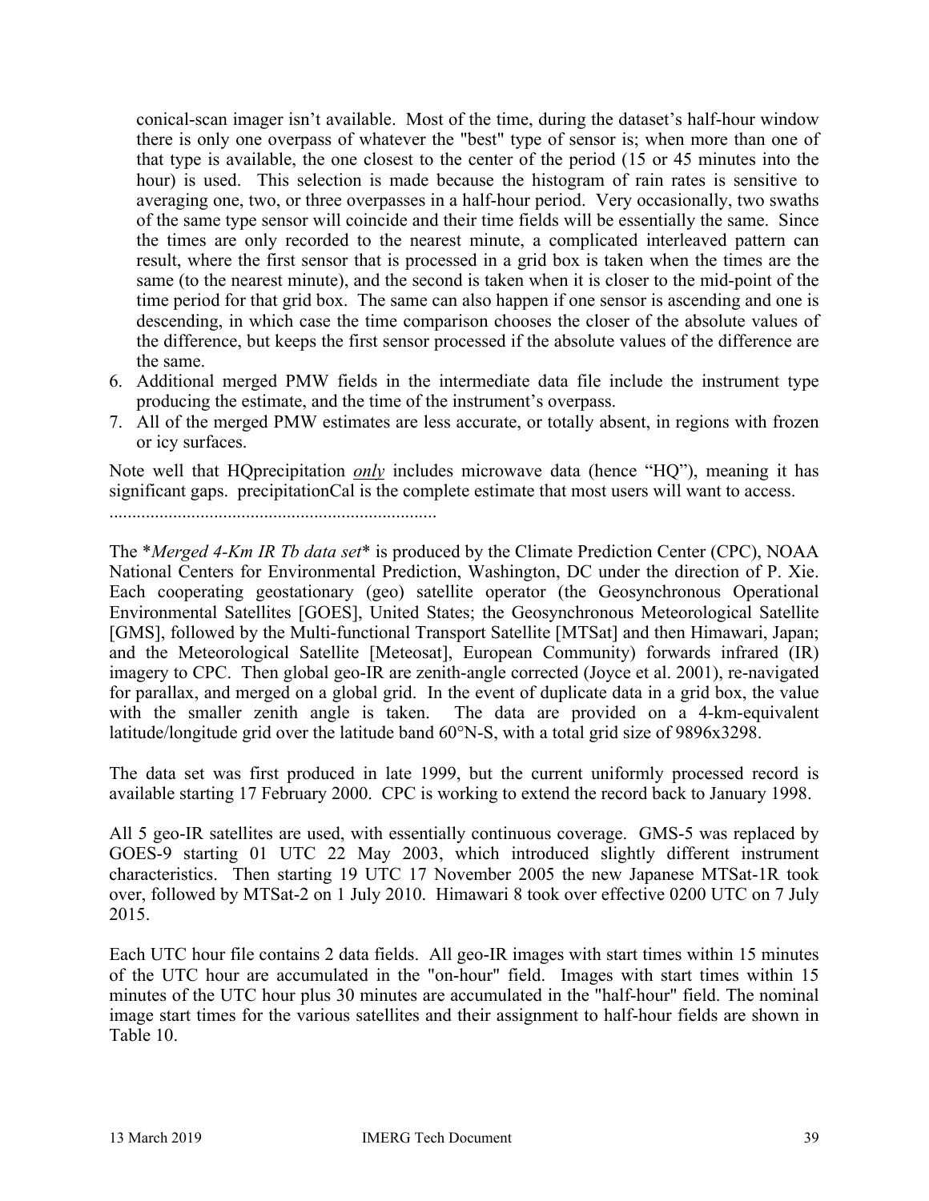conical-scan imager isn't available. Most of the time, during the dataset's half-hour window there is only one overpass of whatever the "best" type of sensor is; when more than one of that type is available, the one closest to the center of the period (15 or 45 minutes into the hour) is used. This selection is made because the histogram of rain rates is sensitive to averaging one, two, or three overpasses in a half-hour period. Very occasionally, two swaths of the same type sensor will coincide and their time fields will be essentially the same. Since the times are only recorded to the nearest minute, a complicated interleaved pattern can result, where the first sensor that is processed in a grid box is taken when the times are the same (to the nearest minute), and the second is taken when it is closer to the mid-point of the time period for that grid box. The same can also happen if one sensor is ascending and one is descending, in which case the time comparison chooses the closer of the absolute values of the difference, but keeps the first sensor processed if the absolute values of the difference are the same.

6. Additional merged PMW fields in the intermediate data file include the instrument type producing the estimate, and the time of the instrument's overpass.
7. All of the merged PMW estimates are less accurate, or totally absent, in regions with frozen or icy surfaces.

Note well that HQprecipitation <u>*only*</u> includes microwave data (hence "HQ"), meaning it has significant gaps. precipitationCal is the complete estimate that most users will want to access.

........................................................................

The **Merged 4-Km IR Tb data set** is produced by the Climate Prediction Center (CPC), NOAA National Centers for Environmental Prediction, Washington, DC under the direction of P. Xie. Each cooperating geostationary (geo) satellite operator (the Geosynchronous Operational Environmental Satellites [GOES], United States; the Geosynchronous Meteorological Satellite [GMS], followed by the Multi-functional Transport Satellite [MTSat] and then Himawari, Japan; and the Meteorological Satellite [Meteosat], European Community) forwards infrared (IR) imagery to CPC. Then global geo-IR are zenith-angle corrected (Joyce et al. 2001), re-navigated for parallax, and merged on a global grid. In the event of duplicate data in a grid box, the value with the smaller zenith angle is taken. The data are provided on a 4-km-equivalent latitude/longitude grid over the latitude band 60°N-S, with a total grid size of 9896x3298.

The data set was first produced in late 1999, but the current uniformly processed record is available starting 17 February 2000. CPC is working to extend the record back to January 1998.

All 5 geo-IR satellites are used, with essentially continuous coverage. GMS-5 was replaced by GOES-9 starting 01 UTC 22 May 2003, which introduced slightly different instrument characteristics. Then starting 19 UTC 17 November 2005 the new Japanese MTSat-1R took over, followed by MTSat-2 on 1 July 2010. Himawari 8 took over effective 0200 UTC on 7 July 2015.

Each UTC hour file contains 2 data fields. All geo-IR images with start times within 15 minutes of the UTC hour are accumulated in the "on-hour" field. Images with start times within 15 minutes of the UTC hour plus 30 minutes are accumulated in the "half-hour" field. The nominal image start times for the various satellites and their assignment to half-hour fields are shown in Table 10.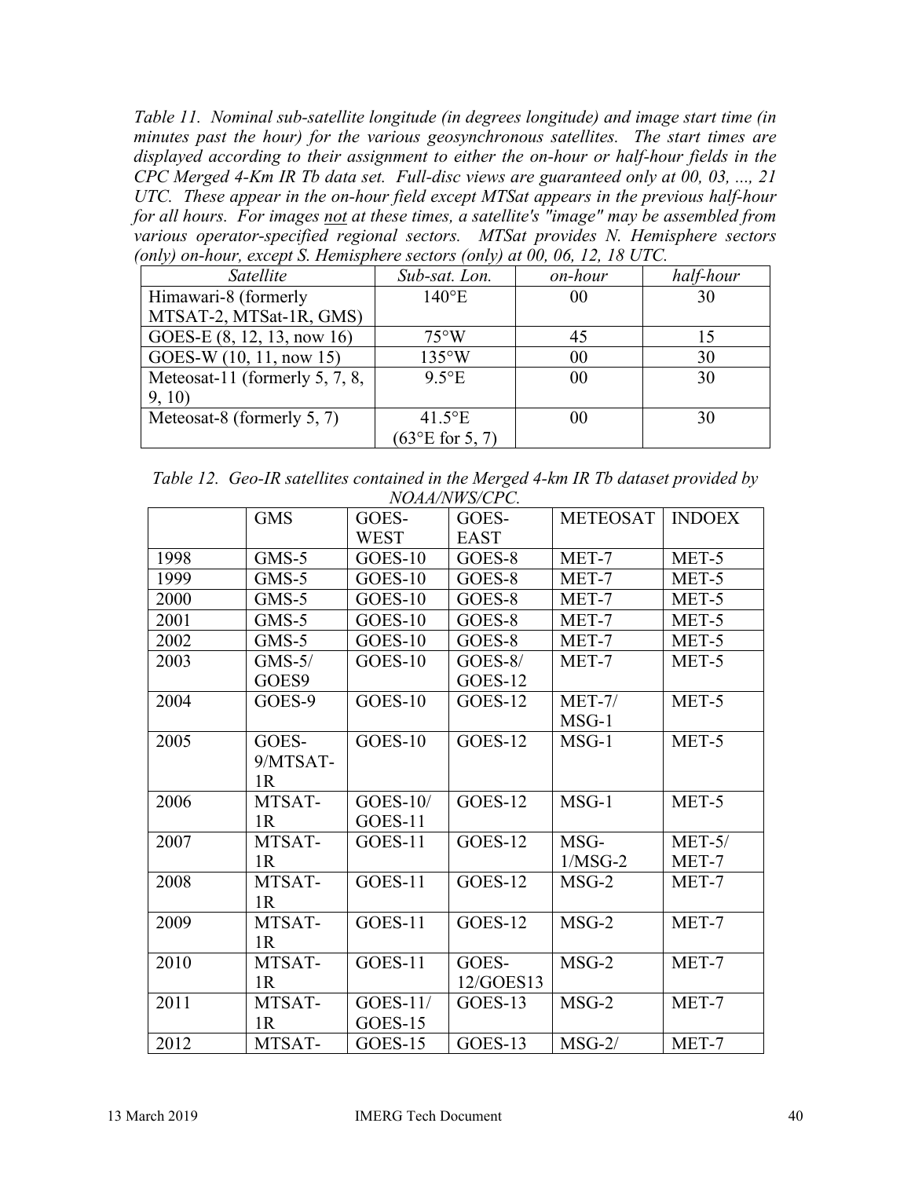*Table 11. Nominal sub-satellite longitude (in degrees longitude) and image start time (in minutes past the hour) for the various geosynchronous satellites. The start times are displayed according to their assignment to either the on-hour or half-hour fields in the CPC Merged 4-Km IR Tb data set. Full-disc views are guaranteed only at 00, 03, ..., 21 UTC. These appear in the on-hour field except MTSat appears in the previous half-hour for all hours. For images not at these times, a satellite's "image" may be assembled from various operator-specified regional sectors. MTSat provides N. Hemisphere sectors (only) on-hour, except S. Hemisphere sectors (only) at 00, 06, 12, 18 UTC.*

| *Satellite* | *Sub-sat. Lon.* | *on-hour* | *half-hour* |
|---|---|---|---|
| Himawari-8 (formerly MTSAT-2, MTSat-1R, GMS) | 140°E | 00 | 30 |
| GOES-E (8, 12, 13, now 16) | 75°W | 45 | 15 |
| GOES-W (10, 11, now 15) | 135°W | 00 | 30 |
| Meteosat-11 (formerly 5, 7, 8, 9, 10) | 9.5°E | 00 | 30 |
| Meteosat-8 (formerly 5, 7) | 41.5°E (63°E for 5, 7) | 00 | 30 |

*Table 12. Geo-IR satellites contained in the Merged 4-km IR Tb dataset provided by NOAA/NWS/CPC.*

| | GMS | GOES-WEST | GOES-EAST | METEOSAT | INDOEX |
|---|---|---|---|---|---|
| 1998 | GMS-5 | GOES-10 | GOES-8 | MET-7 | MET-5 |
| 1999 | GMS-5 | GOES-10 | GOES-8 | MET-7 | MET-5 |
| 2000 | GMS-5 | GOES-10 | GOES-8 | MET-7 | MET-5 |
| 2001 | GMS-5 | GOES-10 | GOES-8 | MET-7 | MET-5 |
| 2002 | GMS-5 | GOES-10 | GOES-8 | MET-7 | MET-5 |
| 2003 | GMS-5/ GOES9 | GOES-10 | GOES-8/ GOES-12 | MET-7 | MET-5 |
| 2004 | GOES-9 | GOES-10 | GOES-12 | MET-7/ MSG-1 | MET-5 |
| 2005 | GOES-9/MTSAT-1R | GOES-10 | GOES-12 | MSG-1 | MET-5 |
| 2006 | MTSAT-1R | GOES-10/ GOES-11 | GOES-12 | MSG-1 | MET-5 |
| 2007 | MTSAT-1R | GOES-11 | GOES-12 | MSG-1/MSG-2 | MET-5/ MET-7 |
| 2008 | MTSAT-1R | GOES-11 | GOES-12 | MSG-2 | MET-7 |
| 2009 | MTSAT-1R | GOES-11 | GOES-12 | MSG-2 | MET-7 |
| 2010 | MTSAT-1R | GOES-11 | GOES-12/GOES13 | MSG-2 | MET-7 |
| 2011 | MTSAT-1R | GOES-11/ GOES-15 | GOES-13 | MSG-2 | MET-7 |
| 2012 | MTSAT- | GOES-15 | GOES-13 | MSG-2/ | MET-7 |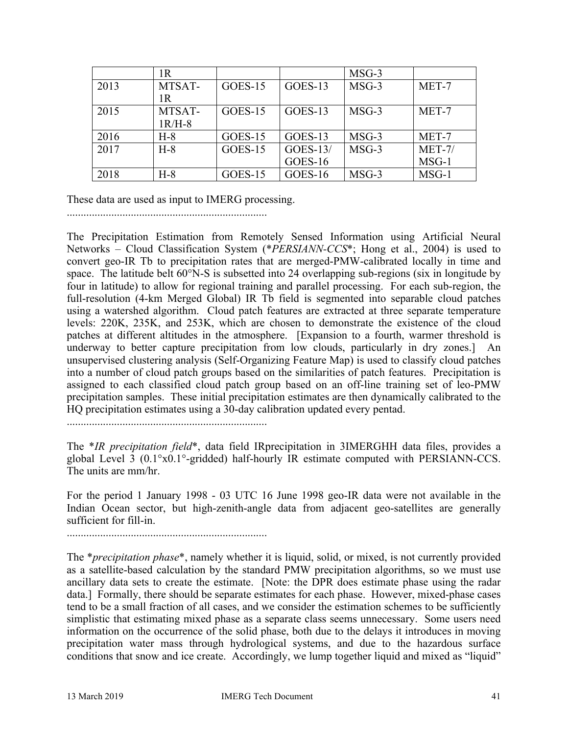| | 1R | | | MSG-3 | |
|---|---|---|---|---|---|
| 2013 | MTSAT-1R | GOES-15 | GOES-13 | MSG-3 | MET-7 |
| 2015 | MTSAT-1R/H-8 | GOES-15 | GOES-13 | MSG-3 | MET-7 |
| 2016 | H-8 | GOES-15 | GOES-13 | MSG-3 | MET-7 |
| 2017 | H-8 | GOES-15 | GOES-13/ GOES-16 | MSG-3 | MET-7/ MSG-1 |
| 2018 | H-8 | GOES-15 | GOES-16 | MSG-3 | MSG-1 |

These data are used as input to IMERG processing.

........................................................................

The Precipitation Estimation from Remotely Sensed Information using Artificial Neural Networks – Cloud Classification System (**PERSIANN-CCS**; Hong et al., 2004) is used to convert geo-IR Tb to precipitation rates that are merged-PMW-calibrated locally in time and space. The latitude belt 60°N-S is subsetted into 24 overlapping sub-regions (six in longitude by four in latitude) to allow for regional training and parallel processing. For each sub-region, the full-resolution (4-km Merged Global) IR Tb field is segmented into separable cloud patches using a watershed algorithm. Cloud patch features are extracted at three separate temperature levels: 220K, 235K, and 253K, which are chosen to demonstrate the existence of the cloud patches at different altitudes in the atmosphere. [Expansion to a fourth, warmer threshold is underway to better capture precipitation from low clouds, particularly in dry zones.] An unsupervised clustering analysis (Self-Organizing Feature Map) is used to classify cloud patches into a number of cloud patch groups based on the similarities of patch features. Precipitation is assigned to each classified cloud patch group based on an off-line training set of leo-PMW precipitation samples. These initial precipitation estimates are then dynamically calibrated to the HQ precipitation estimates using a 30-day calibration updated every pentad.

........................................................................

The **IR precipitation field**, data field IRprecipitation in 3IMERGHH data files, provides a global Level 3 (0.1°x0.1°-gridded) half-hourly IR estimate computed with PERSIANN-CCS. The units are mm/hr.

For the period 1 January 1998 - 03 UTC 16 June 1998 geo-IR data were not available in the Indian Ocean sector, but high-zenith-angle data from adjacent geo-satellites are generally sufficient for fill-in.

........................................................................

The **precipitation phase**, namely whether it is liquid, solid, or mixed, is not currently provided as a satellite-based calculation by the standard PMW precipitation algorithms, so we must use ancillary data sets to create the estimate. [Note: the DPR does estimate phase using the radar data.] Formally, there should be separate estimates for each phase. However, mixed-phase cases tend to be a small fraction of all cases, and we consider the estimation schemes to be sufficiently simplistic that estimating mixed phase as a separate class seems unnecessary. Some users need information on the occurrence of the solid phase, both due to the delays it introduces in moving precipitation water mass through hydrological systems, and due to the hazardous surface conditions that snow and ice create. Accordingly, we lump together liquid and mixed as "liquid"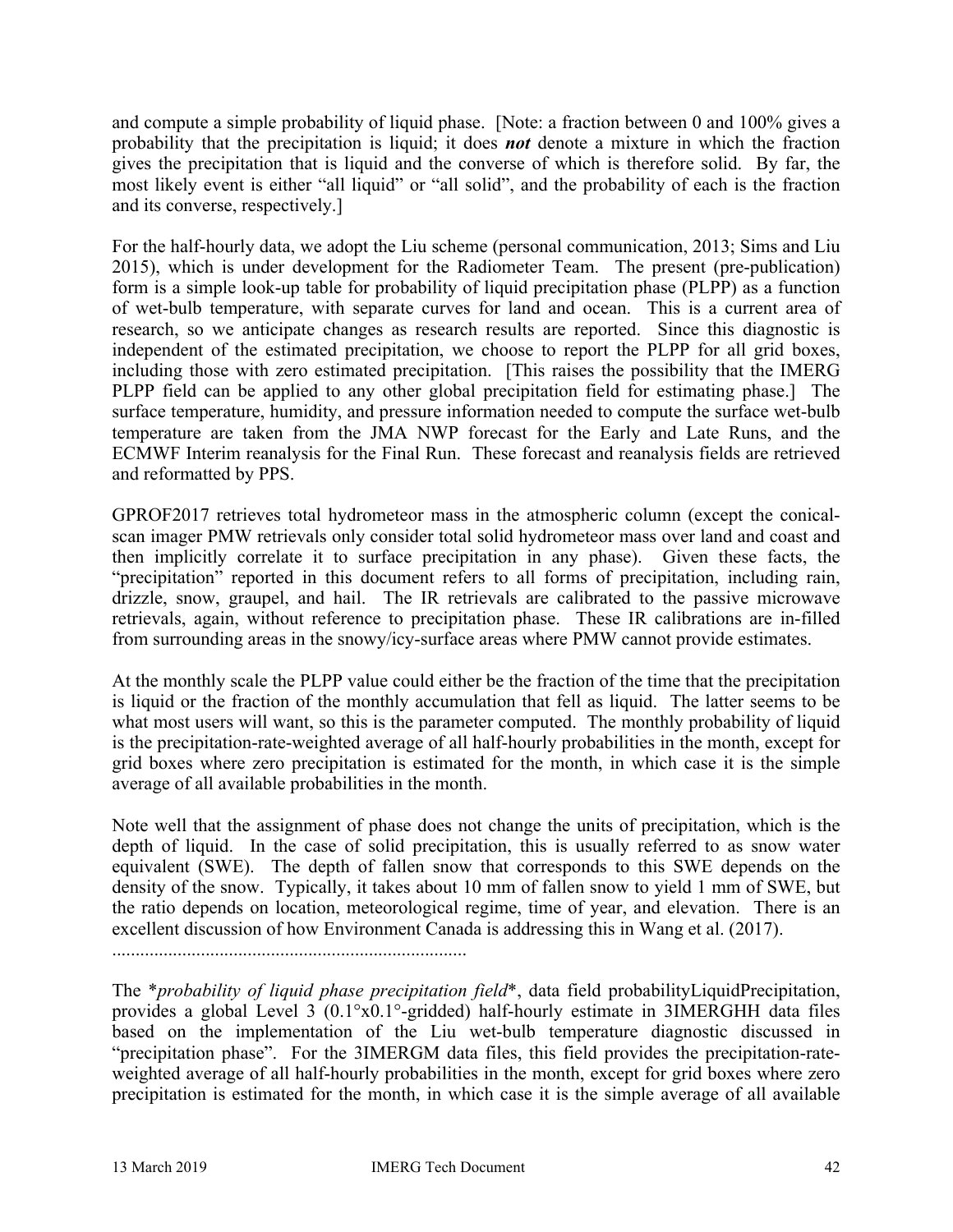and compute a simple probability of liquid phase. [Note: a fraction between 0 and 100% gives a probability that the precipitation is liquid; it does ***not*** denote a mixture in which the fraction gives the precipitation that is liquid and the converse of which is therefore solid. By far, the most likely event is either "all liquid" or "all solid", and the probability of each is the fraction and its converse, respectively.]

For the half-hourly data, we adopt the Liu scheme (personal communication, 2013; Sims and Liu 2015), which is under development for the Radiometer Team. The present (pre-publication) form is a simple look-up table for probability of liquid precipitation phase (PLPP) as a function of wet-bulb temperature, with separate curves for land and ocean. This is a current area of research, so we anticipate changes as research results are reported. Since this diagnostic is independent of the estimated precipitation, we choose to report the PLPP for all grid boxes, including those with zero estimated precipitation. [This raises the possibility that the IMERG PLPP field can be applied to any other global precipitation field for estimating phase.] The surface temperature, humidity, and pressure information needed to compute the surface wet-bulb temperature are taken from the JMA NWP forecast for the Early and Late Runs, and the ECMWF Interim reanalysis for the Final Run. These forecast and reanalysis fields are retrieved and reformatted by PPS.

GPROF2017 retrieves total hydrometeor mass in the atmospheric column (except the conical-scan imager PMW retrievals only consider total solid hydrometeor mass over land and coast and then implicitly correlate it to surface precipitation in any phase). Given these facts, the "precipitation" reported in this document refers to all forms of precipitation, including rain, drizzle, snow, graupel, and hail. The IR retrievals are calibrated to the passive microwave retrievals, again, without reference to precipitation phase. These IR calibrations are in-filled from surrounding areas in the snowy/icy-surface areas where PMW cannot provide estimates.

At the monthly scale the PLPP value could either be the fraction of the time that the precipitation is liquid or the fraction of the monthly accumulation that fell as liquid. The latter seems to be what most users will want, so this is the parameter computed. The monthly probability of liquid is the precipitation-rate-weighted average of all half-hourly probabilities in the month, except for grid boxes where zero precipitation is estimated for the month, in which case it is the simple average of all available probabilities in the month.

Note well that the assignment of phase does not change the units of precipitation, which is the depth of liquid. In the case of solid precipitation, this is usually referred to as snow water equivalent (SWE). The depth of fallen snow that corresponds to this SWE depends on the density of the snow. Typically, it takes about 10 mm of fallen snow to yield 1 mm of SWE, but the ratio depends on location, meteorological regime, time of year, and elevation. There is an excellent discussion of how Environment Canada is addressing this in Wang et al. (2017).

.............................................................................

The \**probability of liquid phase precipitation field*\*, data field probabilityLiquidPrecipitation, provides a global Level 3 (0.1°x0.1°-gridded) half-hourly estimate in 3IMERGHH data files based on the implementation of the Liu wet-bulb temperature diagnostic discussed in "precipitation phase". For the 3IMERGM data files, this field provides the precipitation-rate-weighted average of all half-hourly probabilities in the month, except for grid boxes where zero precipitation is estimated for the month, in which case it is the simple average of all available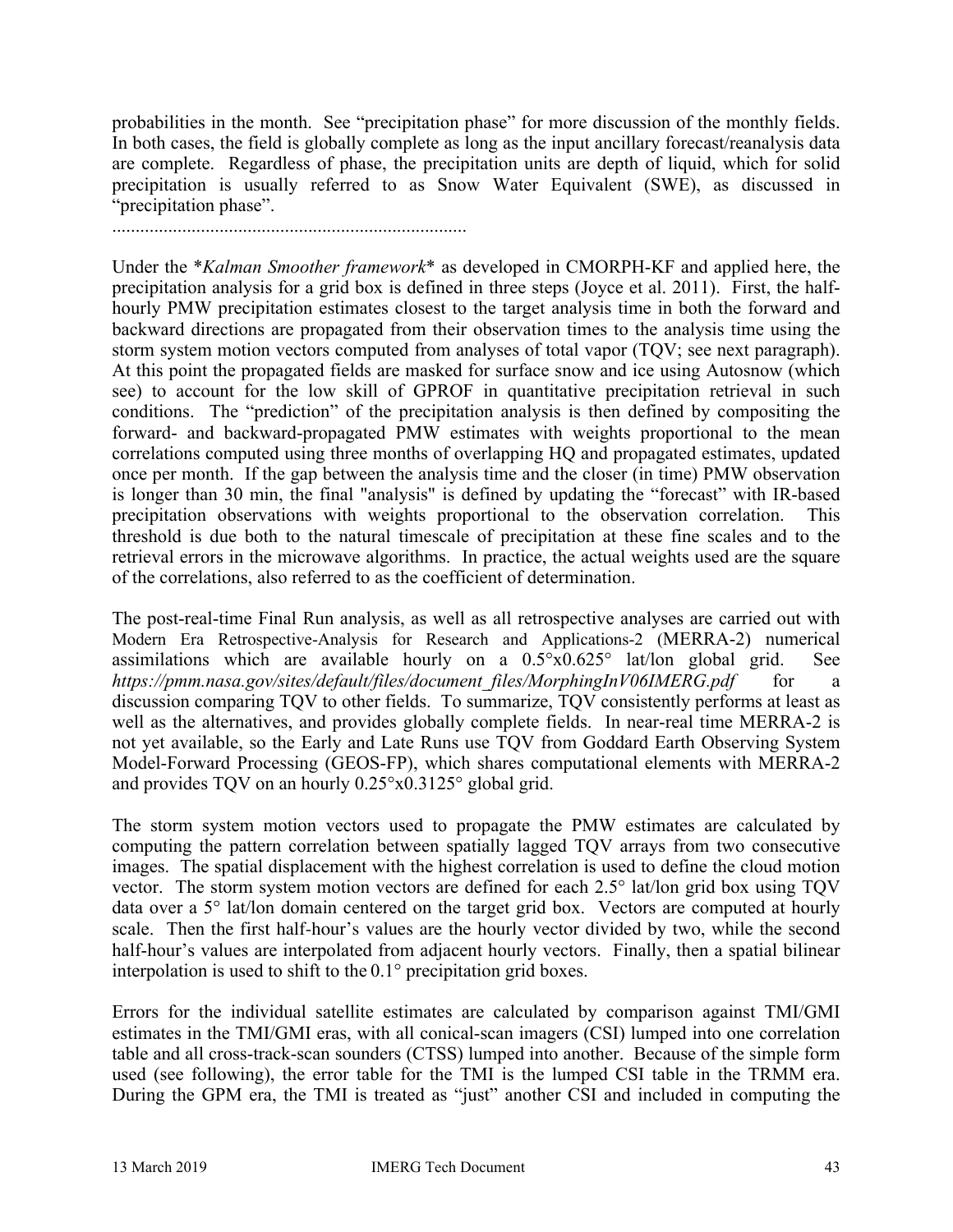probabilities in the month. See "precipitation phase" for more discussion of the monthly fields. In both cases, the field is globally complete as long as the input ancillary forecast/reanalysis data are complete. Regardless of phase, the precipitation units are depth of liquid, which for solid precipitation is usually referred to as Snow Water Equivalent (SWE), as discussed in "precipitation phase".

............................................................................

Under the **Kalman Smoother framework** as developed in CMORPH-KF and applied here, the precipitation analysis for a grid box is defined in three steps (Joyce et al. 2011). First, the half-hourly PMW precipitation estimates closest to the target analysis time in both the forward and backward directions are propagated from their observation times to the analysis time using the storm system motion vectors computed from analyses of total vapor (TQV; see next paragraph). At this point the propagated fields are masked for surface snow and ice using Autosnow (which see) to account for the low skill of GPROF in quantitative precipitation retrieval in such conditions. The "prediction" of the precipitation analysis is then defined by compositing the forward- and backward-propagated PMW estimates with weights proportional to the mean correlations computed using three months of overlapping HQ and propagated estimates, updated once per month. If the gap between the analysis time and the closer (in time) PMW observation is longer than 30 min, the final "analysis" is defined by updating the "forecast" with IR-based precipitation observations with weights proportional to the observation correlation. This threshold is due both to the natural timescale of precipitation at these fine scales and to the retrieval errors in the microwave algorithms. In practice, the actual weights used are the square of the correlations, also referred to as the coefficient of determination.

The post-real-time Final Run analysis, as well as all retrospective analyses are carried out with Modern Era Retrospective-Analysis for Research and Applications-2 (MERRA-2) numerical assimilations which are available hourly on a 0.5°x0.625° lat/lon global grid. See *https://pmm.nasa.gov/sites/default/files/document_files/MorphingInV06IMERG.pdf* for a discussion comparing TQV to other fields. To summarize, TQV consistently performs at least as well as the alternatives, and provides globally complete fields. In near-real time MERRA-2 is not yet available, so the Early and Late Runs use TQV from Goddard Earth Observing System Model-Forward Processing (GEOS-FP), which shares computational elements with MERRA-2 and provides TQV on an hourly 0.25°x0.3125° global grid.

The storm system motion vectors used to propagate the PMW estimates are calculated by computing the pattern correlation between spatially lagged TQV arrays from two consecutive images. The spatial displacement with the highest correlation is used to define the cloud motion vector. The storm system motion vectors are defined for each 2.5° lat/lon grid box using TQV data over a 5° lat/lon domain centered on the target grid box. Vectors are computed at hourly scale. Then the first half-hour's values are the hourly vector divided by two, while the second half-hour's values are interpolated from adjacent hourly vectors. Finally, then a spatial bilinear interpolation is used to shift to the 0.1° precipitation grid boxes.

Errors for the individual satellite estimates are calculated by comparison against TMI/GMI estimates in the TMI/GMI eras, with all conical-scan imagers (CSI) lumped into one correlation table and all cross-track-scan sounders (CTSS) lumped into another. Because of the simple form used (see following), the error table for the TMI is the lumped CSI table in the TRMM era. During the GPM era, the TMI is treated as "just" another CSI and included in computing the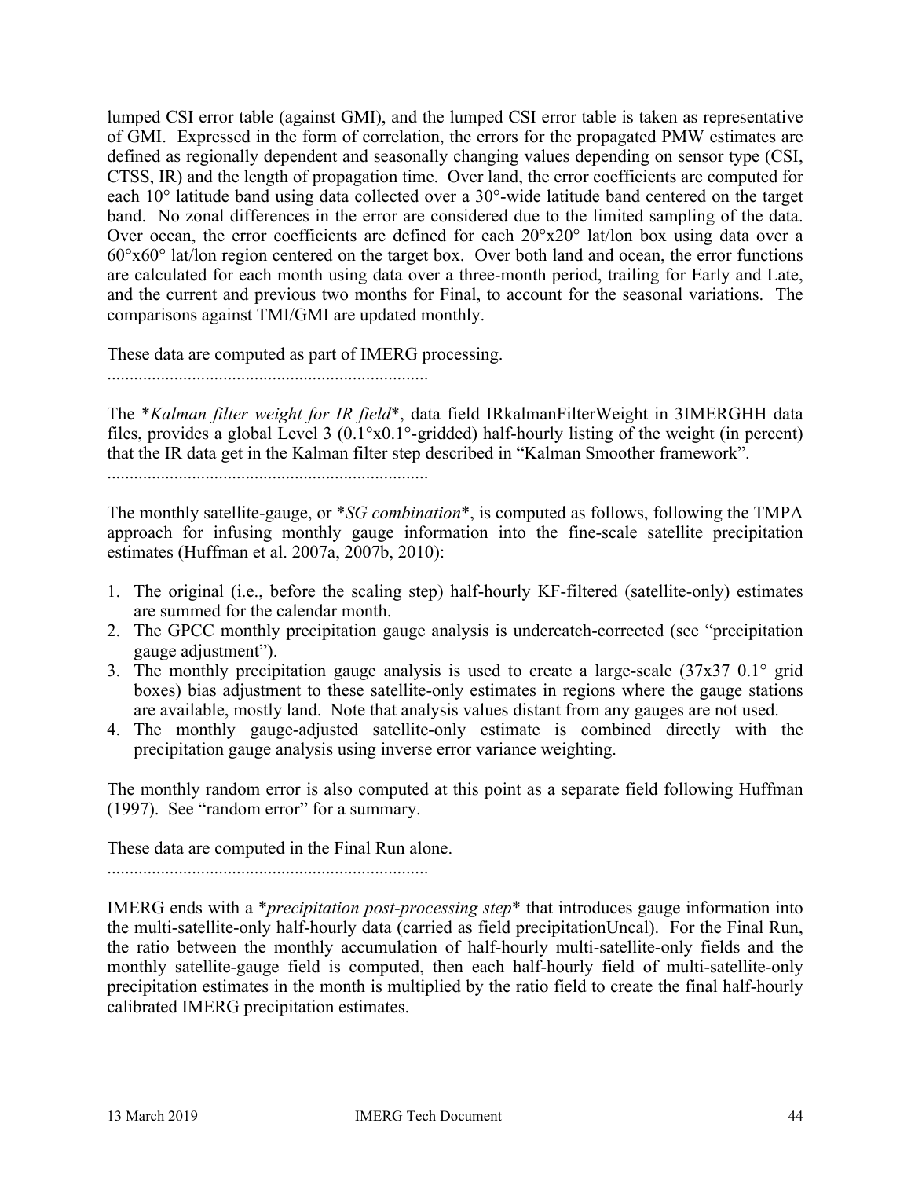lumped CSI error table (against GMI), and the lumped CSI error table is taken as representative of GMI. Expressed in the form of correlation, the errors for the propagated PMW estimates are defined as regionally dependent and seasonally changing values depending on sensor type (CSI, CTSS, IR) and the length of propagation time. Over land, the error coefficients are computed for each 10° latitude band using data collected over a 30°-wide latitude band centered on the target band. No zonal differences in the error are considered due to the limited sampling of the data. Over ocean, the error coefficients are defined for each 20°x20° lat/lon box using data over a 60°x60° lat/lon region centered on the target box. Over both land and ocean, the error functions are calculated for each month using data over a three-month period, trailing for Early and Late, and the current and previous two months for Final, to account for the seasonal variations. The comparisons against TMI/GMI are updated monthly.

These data are computed as part of IMERG processing.

........................................................................

The **Kalman filter weight for IR field**, data field IRkalmanFilterWeight in 3IMERGHH data files, provides a global Level 3 (0.1°x0.1°-gridded) half-hourly listing of the weight (in percent) that the IR data get in the Kalman filter step described in "Kalman Smoother framework".

........................................................................

The monthly satellite-gauge, or **SG combination**, is computed as follows, following the TMPA approach for infusing monthly gauge information into the fine-scale satellite precipitation estimates (Huffman et al. 2007a, 2007b, 2010):

1. The original (i.e., before the scaling step) half-hourly KF-filtered (satellite-only) estimates are summed for the calendar month.
2. The GPCC monthly precipitation gauge analysis is undercatch-corrected (see "precipitation gauge adjustment").
3. The monthly precipitation gauge analysis is used to create a large-scale (37x37 0.1° grid boxes) bias adjustment to these satellite-only estimates in regions where the gauge stations are available, mostly land. Note that analysis values distant from any gauges are not used.
4. The monthly gauge-adjusted satellite-only estimate is combined directly with the precipitation gauge analysis using inverse error variance weighting.

The monthly random error is also computed at this point as a separate field following Huffman (1997). See "random error" for a summary.

These data are computed in the Final Run alone.

........................................................................

IMERG ends with a **precipitation post-processing step** that introduces gauge information into the multi-satellite-only half-hourly data (carried as field precipitationUncal). For the Final Run, the ratio between the monthly accumulation of half-hourly multi-satellite-only fields and the monthly satellite-gauge field is computed, then each half-hourly field of multi-satellite-only precipitation estimates in the month is multiplied by the ratio field to create the final half-hourly calibrated IMERG precipitation estimates.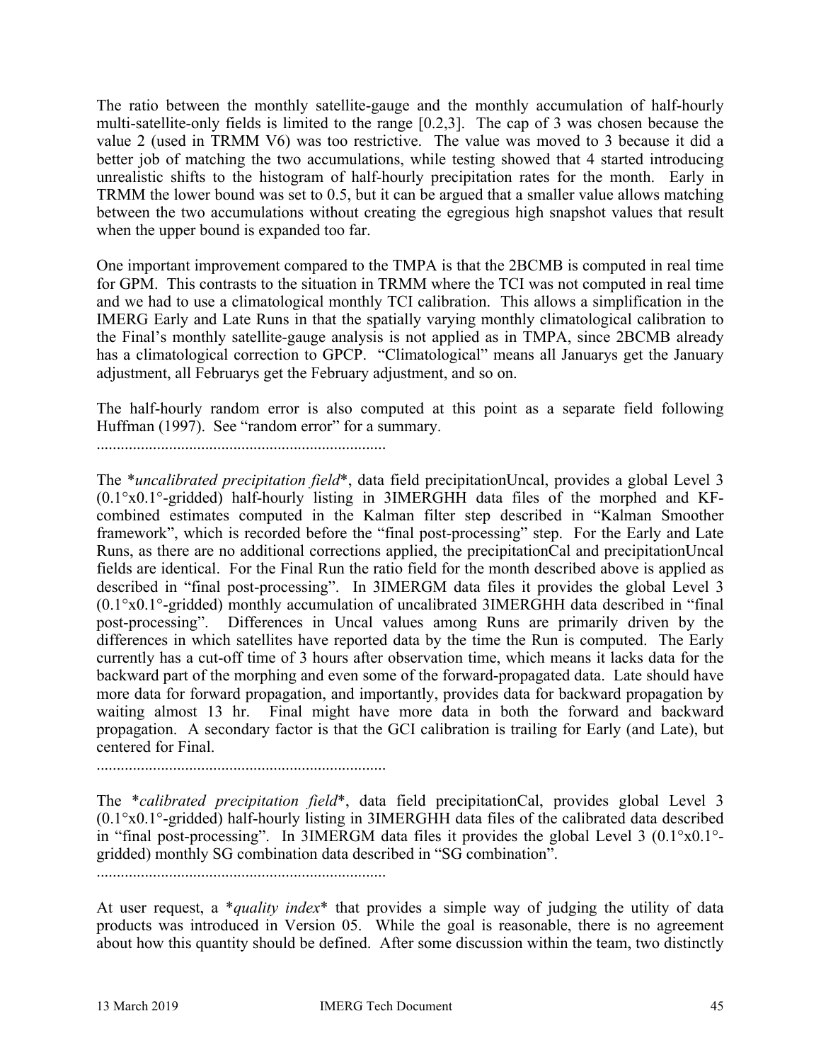The ratio between the monthly satellite-gauge and the monthly accumulation of half-hourly multi-satellite-only fields is limited to the range [0.2,3]. The cap of 3 was chosen because the value 2 (used in TRMM V6) was too restrictive. The value was moved to 3 because it did a better job of matching the two accumulations, while testing showed that 4 started introducing unrealistic shifts to the histogram of half-hourly precipitation rates for the month. Early in TRMM the lower bound was set to 0.5, but it can be argued that a smaller value allows matching between the two accumulations without creating the egregious high snapshot values that result when the upper bound is expanded too far.

One important improvement compared to the TMPA is that the 2BCMB is computed in real time for GPM. This contrasts to the situation in TRMM where the TCI was not computed in real time and we had to use a climatological monthly TCI calibration. This allows a simplification in the IMERG Early and Late Runs in that the spatially varying monthly climatological calibration to the Final's monthly satellite-gauge analysis is not applied as in TMPA, since 2BCMB already has a climatological correction to GPCP. "Climatological" means all Januarys get the January adjustment, all Februarys get the February adjustment, and so on.

The half-hourly random error is also computed at this point as a separate field following Huffman (1997). See "random error" for a summary.

........................................................................

The *\*uncalibrated precipitation field\**, data field precipitationUncal, provides a global Level 3 (0.1°x0.1°-gridded) half-hourly listing in 3IMERGHH data files of the morphed and KF-combined estimates computed in the Kalman filter step described in "Kalman Smoother framework", which is recorded before the "final post-processing" step. For the Early and Late Runs, as there are no additional corrections applied, the precipitationCal and precipitationUncal fields are identical. For the Final Run the ratio field for the month described above is applied as described in "final post-processing". In 3IMERGM data files it provides the global Level 3 (0.1°x0.1°-gridded) monthly accumulation of uncalibrated 3IMERGHH data described in "final post-processing". Differences in Uncal values among Runs are primarily driven by the differences in which satellites have reported data by the time the Run is computed. The Early currently has a cut-off time of 3 hours after observation time, which means it lacks data for the backward part of the morphing and even some of the forward-propagated data. Late should have more data for forward propagation, and importantly, provides data for backward propagation by waiting almost 13 hr. Final might have more data in both the forward and backward propagation. A secondary factor is that the GCI calibration is trailing for Early (and Late), but centered for Final.

........................................................................

The *\*calibrated precipitation field\**, data field precipitationCal, provides global Level 3 (0.1°x0.1°-gridded) half-hourly listing in 3IMERGHH data files of the calibrated data described in "final post-processing". In 3IMERGM data files it provides the global Level 3 (0.1°x0.1°-gridded) monthly SG combination data described in "SG combination".

........................................................................

At user request, a *\*quality index\** that provides a simple way of judging the utility of data products was introduced in Version 05. While the goal is reasonable, there is no agreement about how this quantity should be defined. After some discussion within the team, two distinctly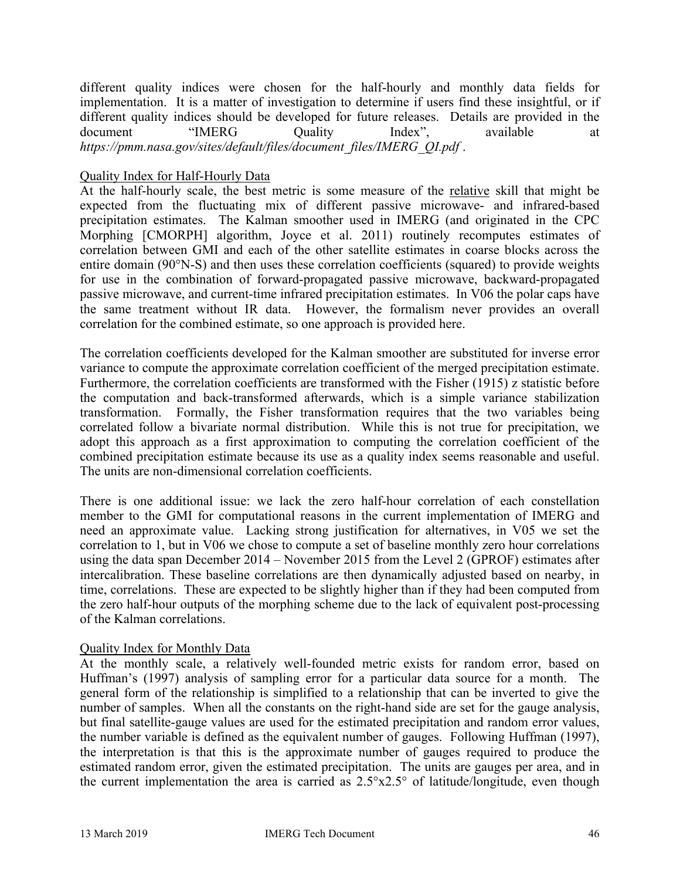different quality indices were chosen for the half-hourly and monthly data fields for implementation. It is a matter of investigation to determine if users find these insightful, or if different quality indices should be developed for future releases. Details are provided in the document "IMERG Quality Index", available at *https://pmm.nasa.gov/sites/default/files/document_files/IMERG_QI.pdf* .

Quality Index for Half-Hourly Data

At the half-hourly scale, the best metric is some measure of the relative skill that might be expected from the fluctuating mix of different passive microwave- and infrared-based precipitation estimates. The Kalman smoother used in IMERG (and originated in the CPC Morphing [CMORPH] algorithm, Joyce et al. 2011) routinely recomputes estimates of correlation between GMI and each of the other satellite estimates in coarse blocks across the entire domain (90°N-S) and then uses these correlation coefficients (squared) to provide weights for use in the combination of forward-propagated passive microwave, backward-propagated passive microwave, and current-time infrared precipitation estimates. In V06 the polar caps have the same treatment without IR data. However, the formalism never provides an overall correlation for the combined estimate, so one approach is provided here.

The correlation coefficients developed for the Kalman smoother are substituted for inverse error variance to compute the approximate correlation coefficient of the merged precipitation estimate. Furthermore, the correlation coefficients are transformed with the Fisher (1915) z statistic before the computation and back-transformed afterwards, which is a simple variance stabilization transformation. Formally, the Fisher transformation requires that the two variables being correlated follow a bivariate normal distribution. While this is not true for precipitation, we adopt this approach as a first approximation to computing the correlation coefficient of the combined precipitation estimate because its use as a quality index seems reasonable and useful. The units are non-dimensional correlation coefficients.

There is one additional issue: we lack the zero half-hour correlation of each constellation member to the GMI for computational reasons in the current implementation of IMERG and need an approximate value. Lacking strong justification for alternatives, in V05 we set the correlation to 1, but in V06 we chose to compute a set of baseline monthly zero hour correlations using the data span December 2014 – November 2015 from the Level 2 (GPROF) estimates after intercalibration. These baseline correlations are then dynamically adjusted based on nearby, in time, correlations. These are expected to be slightly higher than if they had been computed from the zero half-hour outputs of the morphing scheme due to the lack of equivalent post-processing of the Kalman correlations.

Quality Index for Monthly Data

At the monthly scale, a relatively well-founded metric exists for random error, based on Huffman's (1997) analysis of sampling error for a particular data source for a month. The general form of the relationship is simplified to a relationship that can be inverted to give the number of samples. When all the constants on the right-hand side are set for the gauge analysis, but final satellite-gauge values are used for the estimated precipitation and random error values, the number variable is defined as the equivalent number of gauges. Following Huffman (1997), the interpretation is that this is the approximate number of gauges required to produce the estimated random error, given the estimated precipitation. The units are gauges per area, and in the current implementation the area is carried as 2.5°x2.5° of latitude/longitude, even though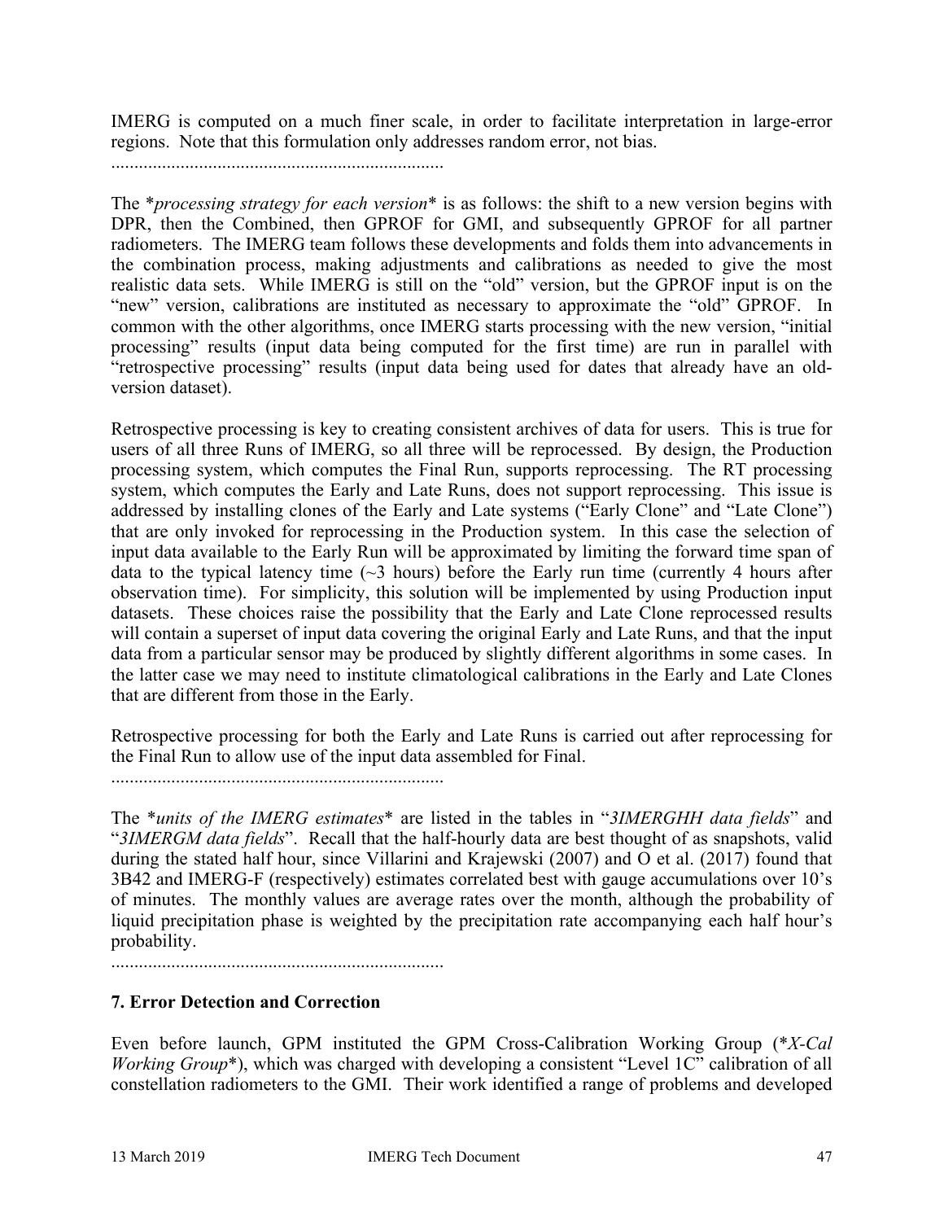IMERG is computed on a much finer scale, in order to facilitate interpretation in large-error regions. Note that this formulation only addresses random error, not bias.

........................................................................

The **processing strategy for each version** is as follows: the shift to a new version begins with DPR, then the Combined, then GPROF for GMI, and subsequently GPROF for all partner radiometers. The IMERG team follows these developments and folds them into advancements in the combination process, making adjustments and calibrations as needed to give the most realistic data sets. While IMERG is still on the "old" version, but the GPROF input is on the "new" version, calibrations are instituted as necessary to approximate the "old" GPROF. In common with the other algorithms, once IMERG starts processing with the new version, "initial processing" results (input data being computed for the first time) are run in parallel with "retrospective processing" results (input data being used for dates that already have an old-version dataset).

Retrospective processing is key to creating consistent archives of data for users. This is true for users of all three Runs of IMERG, so all three will be reprocessed. By design, the Production processing system, which computes the Final Run, supports reprocessing. The RT processing system, which computes the Early and Late Runs, does not support reprocessing. This issue is addressed by installing clones of the Early and Late systems ("Early Clone" and "Late Clone") that are only invoked for reprocessing in the Production system. In this case the selection of input data available to the Early Run will be approximated by limiting the forward time span of data to the typical latency time (~3 hours) before the Early run time (currently 4 hours after observation time). For simplicity, this solution will be implemented by using Production input datasets. These choices raise the possibility that the Early and Late Clone reprocessed results will contain a superset of input data covering the original Early and Late Runs, and that the input data from a particular sensor may be produced by slightly different algorithms in some cases. In the latter case we may need to institute climatological calibrations in the Early and Late Clones that are different from those in the Early.

Retrospective processing for both the Early and Late Runs is carried out after reprocessing for the Final Run to allow use of the input data assembled for Final.

........................................................................

The **units of the IMERG estimates** are listed in the tables in "*3IMERGHH data fields*" and "*3IMERGM data fields*". Recall that the half-hourly data are best thought of as snapshots, valid during the stated half hour, since Villarini and Krajewski (2007) and O et al. (2017) found that 3B42 and IMERG-F (respectively) estimates correlated best with gauge accumulations over 10's of minutes. The monthly values are average rates over the month, although the probability of liquid precipitation phase is weighted by the precipitation rate accompanying each half hour's probability.

........................................................................

## 7. Error Detection and Correction

Even before launch, GPM instituted the GPM Cross-Calibration Working Group (**X-Cal Working Group**), which was charged with developing a consistent "Level 1C" calibration of all constellation radiometers to the GMI. Their work identified a range of problems and developed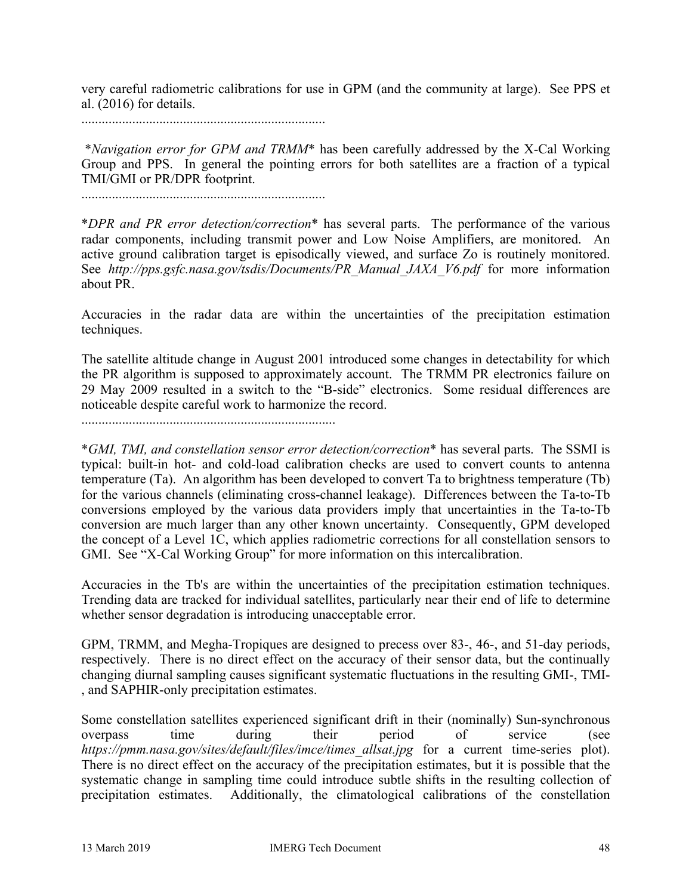very careful radiometric calibrations for use in GPM (and the community at large). See PPS et al. (2016) for details.

.........................................................................

*\*Navigation error for GPM and TRMM\** has been carefully addressed by the X-Cal Working Group and PPS. In general the pointing errors for both satellites are a fraction of a typical TMI/GMI or PR/DPR footprint.

.........................................................................

*\*DPR and PR error detection/correction\** has several parts. The performance of the various radar components, including transmit power and Low Noise Amplifiers, are monitored. An active ground calibration target is episodically viewed, and surface Zo is routinely monitored. See *http://pps.gsfc.nasa.gov/tsdis/Documents/PR_Manual_JAXA_V6.pdf* for more information about PR.

Accuracies in the radar data are within the uncertainties of the precipitation estimation techniques.

The satellite altitude change in August 2001 introduced some changes in detectability for which the PR algorithm is supposed to approximately account. The TRMM PR electronics failure on 29 May 2009 resulted in a switch to the "B-side" electronics. Some residual differences are noticeable despite careful work to harmonize the record.

.........................................................................

*\*GMI, TMI, and constellation sensor error detection/correction\** has several parts. The SSMI is typical: built-in hot- and cold-load calibration checks are used to convert counts to antenna temperature (Ta). An algorithm has been developed to convert Ta to brightness temperature (Tb) for the various channels (eliminating cross-channel leakage). Differences between the Ta-to-Tb conversions employed by the various data providers imply that uncertainties in the Ta-to-Tb conversion are much larger than any other known uncertainty. Consequently, GPM developed the concept of a Level 1C, which applies radiometric corrections for all constellation sensors to GMI. See "X-Cal Working Group" for more information on this intercalibration.

Accuracies in the Tb's are within the uncertainties of the precipitation estimation techniques. Trending data are tracked for individual satellites, particularly near their end of life to determine whether sensor degradation is introducing unacceptable error.

GPM, TRMM, and Megha-Tropiques are designed to precess over 83-, 46-, and 51-day periods, respectively. There is no direct effect on the accuracy of their sensor data, but the continually changing diurnal sampling causes significant systematic fluctuations in the resulting GMI-, TMI-, and SAPHIR-only precipitation estimates.

Some constellation satellites experienced significant drift in their (nominally) Sun-synchronous overpass time during their period of service (see *https://pmm.nasa.gov/sites/default/files/imce/times_allsat.jpg* for a current time-series plot). There is no direct effect on the accuracy of the precipitation estimates, but it is possible that the systematic change in sampling time could introduce subtle shifts in the resulting collection of precipitation estimates. Additionally, the climatological calibrations of the constellation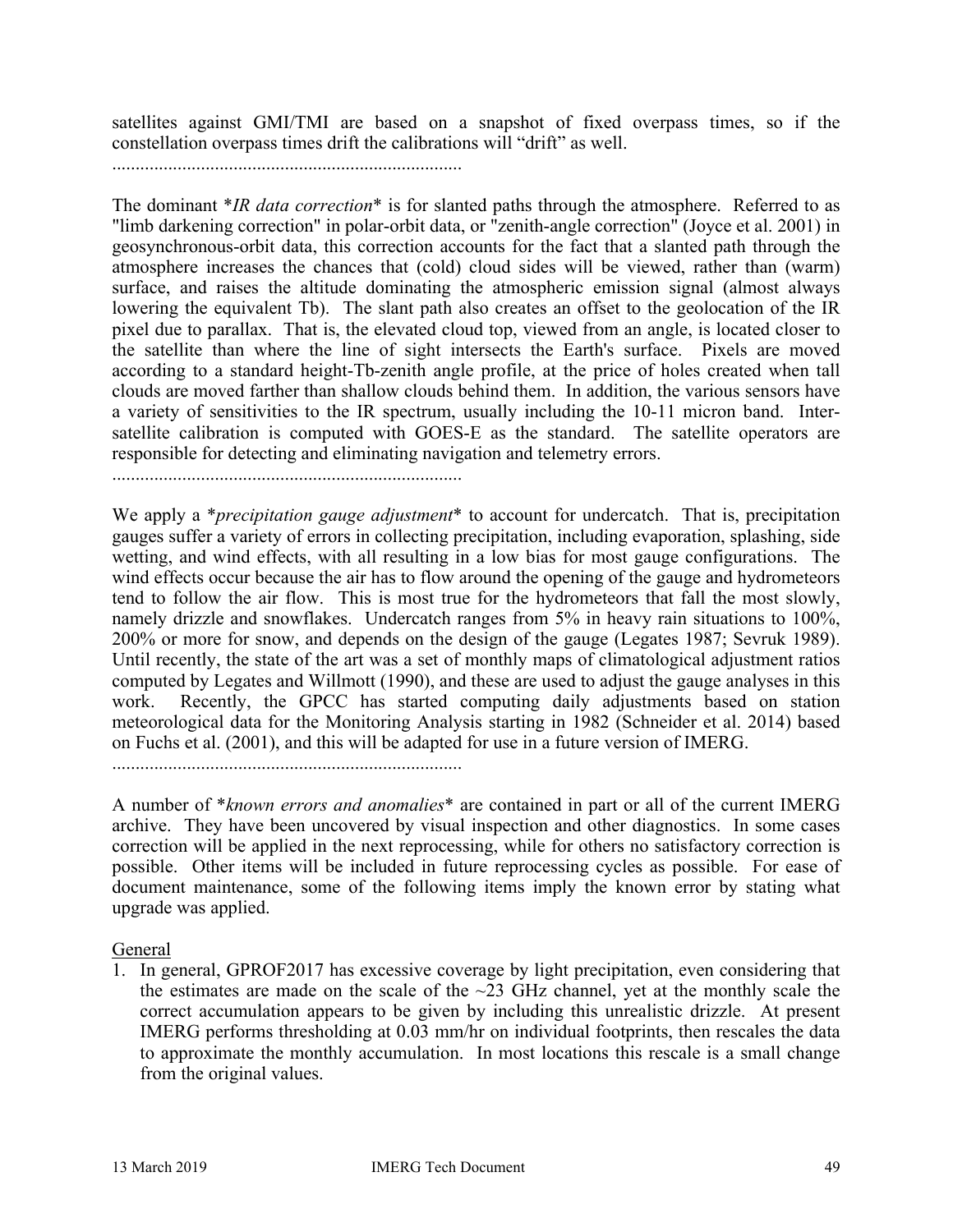satellites against GMI/TMI are based on a snapshot of fixed overpass times, so if the constellation overpass times drift the calibrations will "drift" as well.

...........................................................................

The dominant **IR data correction** is for slanted paths through the atmosphere. Referred to as "limb darkening correction" in polar-orbit data, or "zenith-angle correction" (Joyce et al. 2001) in geosynchronous-orbit data, this correction accounts for the fact that a slanted path through the atmosphere increases the chances that (cold) cloud sides will be viewed, rather than (warm) surface, and raises the altitude dominating the atmospheric emission signal (almost always lowering the equivalent Tb). The slant path also creates an offset to the geolocation of the IR pixel due to parallax. That is, the elevated cloud top, viewed from an angle, is located closer to the satellite than where the line of sight intersects the Earth's surface. Pixels are moved according to a standard height-Tb-zenith angle profile, at the price of holes created when tall clouds are moved farther than shallow clouds behind them. In addition, the various sensors have a variety of sensitivities to the IR spectrum, usually including the 10-11 micron band. Inter-satellite calibration is computed with GOES-E as the standard. The satellite operators are responsible for detecting and eliminating navigation and telemetry errors.

...........................................................................

We apply a **precipitation gauge adjustment** to account for undercatch. That is, precipitation gauges suffer a variety of errors in collecting precipitation, including evaporation, splashing, side wetting, and wind effects, with all resulting in a low bias for most gauge configurations. The wind effects occur because the air has to flow around the opening of the gauge and hydrometeors tend to follow the air flow. This is most true for the hydrometeors that fall the most slowly, namely drizzle and snowflakes. Undercatch ranges from 5% in heavy rain situations to 100%, 200% or more for snow, and depends on the design of the gauge (Legates 1987; Sevruk 1989). Until recently, the state of the art was a set of monthly maps of climatological adjustment ratios computed by Legates and Willmott (1990), and these are used to adjust the gauge analyses in this work. Recently, the GPCC has started computing daily adjustments based on station meteorological data for the Monitoring Analysis starting in 1982 (Schneider et al. 2014) based on Fuchs et al. (2001), and this will be adapted for use in a future version of IMERG.

...........................................................................

A number of **known errors and anomalies** are contained in part or all of the current IMERG archive. They have been uncovered by visual inspection and other diagnostics. In some cases correction will be applied in the next reprocessing, while for others no satisfactory correction is possible. Other items will be included in future reprocessing cycles as possible. For ease of document maintenance, some of the following items imply the known error by stating what upgrade was applied.

<u>General</u>

1. In general, GPROF2017 has excessive coverage by light precipitation, even considering that the estimates are made on the scale of the ~23 GHz channel, yet at the monthly scale the correct accumulation appears to be given by including this unrealistic drizzle. At present IMERG performs thresholding at 0.03 mm/hr on individual footprints, then rescales the data to approximate the monthly accumulation. In most locations this rescale is a small change from the original values.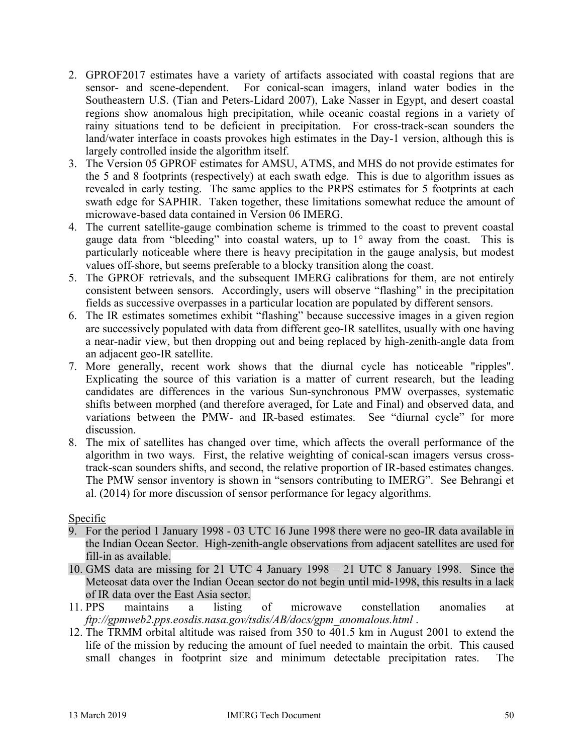2. GPROF2017 estimates have a variety of artifacts associated with coastal regions that are sensor- and scene-dependent. For conical-scan imagers, inland water bodies in the Southeastern U.S. (Tian and Peters-Lidard 2007), Lake Nasser in Egypt, and desert coastal regions show anomalous high precipitation, while oceanic coastal regions in a variety of rainy situations tend to be deficient in precipitation. For cross-track-scan sounders the land/water interface in coasts provokes high estimates in the Day-1 version, although this is largely controlled inside the algorithm itself.
3. The Version 05 GPROF estimates for AMSU, ATMS, and MHS do not provide estimates for the 5 and 8 footprints (respectively) at each swath edge. This is due to algorithm issues as revealed in early testing. The same applies to the PRPS estimates for 5 footprints at each swath edge for SAPHIR. Taken together, these limitations somewhat reduce the amount of microwave-based data contained in Version 06 IMERG.
4. The current satellite-gauge combination scheme is trimmed to the coast to prevent coastal gauge data from "bleeding" into coastal waters, up to 1° away from the coast. This is particularly noticeable where there is heavy precipitation in the gauge analysis, but modest values off-shore, but seems preferable to a blocky transition along the coast.
5. The GPROF retrievals, and the subsequent IMERG calibrations for them, are not entirely consistent between sensors. Accordingly, users will observe "flashing" in the precipitation fields as successive overpasses in a particular location are populated by different sensors.
6. The IR estimates sometimes exhibit "flashing" because successive images in a given region are successively populated with data from different geo-IR satellites, usually with one having a near-nadir view, but then dropping out and being replaced by high-zenith-angle data from an adjacent geo-IR satellite.
7. More generally, recent work shows that the diurnal cycle has noticeable "ripples". Explicating the source of this variation is a matter of current research, but the leading candidates are differences in the various Sun-synchronous PMW overpasses, systematic shifts between morphed (and therefore averaged, for Late and Final) and observed data, and variations between the PMW- and IR-based estimates. See "diurnal cycle" for more discussion.
8. The mix of satellites has changed over time, which affects the overall performance of the algorithm in two ways. First, the relative weighting of conical-scan imagers versus cross-track-scan sounders shifts, and second, the relative proportion of IR-based estimates changes. The PMW sensor inventory is shown in "sensors contributing to IMERG". See Behrangi et al. (2014) for more discussion of sensor performance for legacy algorithms.

Specific

9. For the period 1 January 1998 - 03 UTC 16 June 1998 there were no geo-IR data available in the Indian Ocean Sector. High-zenith-angle observations from adjacent satellites are used for fill-in as available.
10. GMS data are missing for 21 UTC 4 January 1998 – 21 UTC 8 January 1998. Since the Meteosat data over the Indian Ocean sector do not begin until mid-1998, this results in a lack of IR data over the East Asia sector.
11. PPS maintains a listing of microwave constellation anomalies at *ftp://gpmweb2.pps.eosdis.nasa.gov/tsdis/AB/docs/gpm_anomalous.html* .
12. The TRMM orbital altitude was raised from 350 to 401.5 km in August 2001 to extend the life of the mission by reducing the amount of fuel needed to maintain the orbit. This caused small changes in footprint size and minimum detectable precipitation rates. The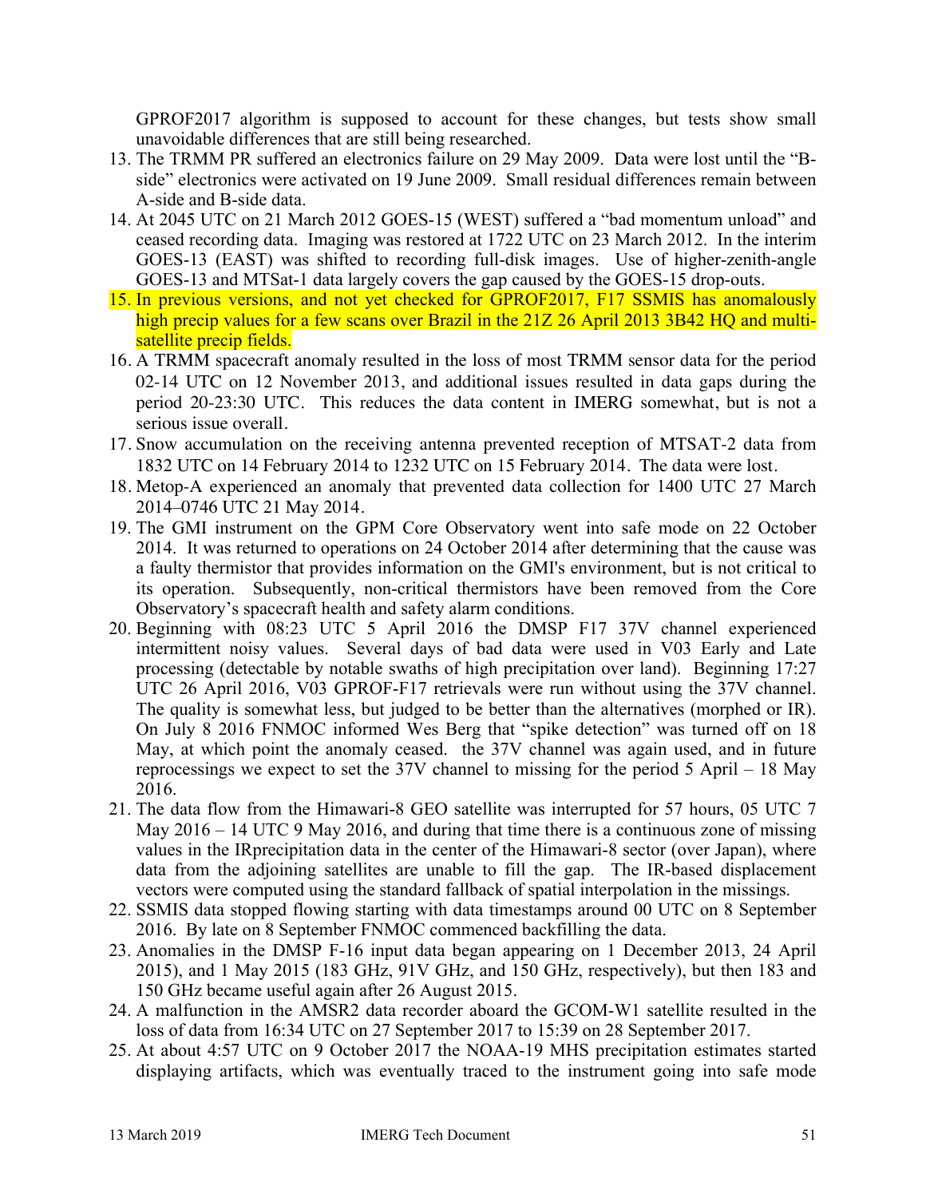GPROF2017 algorithm is supposed to account for these changes, but tests show small unavoidable differences that are still being researched.

13. The TRMM PR suffered an electronics failure on 29 May 2009. Data were lost until the "B-side" electronics were activated on 19 June 2009. Small residual differences remain between A-side and B-side data.
14. At 2045 UTC on 21 March 2012 GOES-15 (WEST) suffered a "bad momentum unload" and ceased recording data. Imaging was restored at 1722 UTC on 23 March 2012. In the interim GOES-13 (EAST) was shifted to recording full-disk images. Use of higher-zenith-angle GOES-13 and MTSat-1 data largely covers the gap caused by the GOES-15 drop-outs.
15. In previous versions, and not yet checked for GPROF2017, F17 SSMIS has anomalously high precip values for a few scans over Brazil in the 21Z 26 April 2013 3B42 HQ and multi-satellite precip fields.
16. A TRMM spacecraft anomaly resulted in the loss of most TRMM sensor data for the period 02-14 UTC on 12 November 2013, and additional issues resulted in data gaps during the period 20-23:30 UTC. This reduces the data content in IMERG somewhat, but is not a serious issue overall.
17. Snow accumulation on the receiving antenna prevented reception of MTSAT-2 data from 1832 UTC on 14 February 2014 to 1232 UTC on 15 February 2014. The data were lost.
18. Metop-A experienced an anomaly that prevented data collection for 1400 UTC 27 March 2014–0746 UTC 21 May 2014.
19. The GMI instrument on the GPM Core Observatory went into safe mode on 22 October 2014. It was returned to operations on 24 October 2014 after determining that the cause was a faulty thermistor that provides information on the GMI's environment, but is not critical to its operation. Subsequently, non-critical thermistors have been removed from the Core Observatory's spacecraft health and safety alarm conditions.
20. Beginning with 08:23 UTC 5 April 2016 the DMSP F17 37V channel experienced intermittent noisy values. Several days of bad data were used in V03 Early and Late processing (detectable by notable swaths of high precipitation over land). Beginning 17:27 UTC 26 April 2016, V03 GPROF-F17 retrievals were run without using the 37V channel. The quality is somewhat less, but judged to be better than the alternatives (morphed or IR). On July 8 2016 FNMOC informed Wes Berg that "spike detection" was turned off on 18 May, at which point the anomaly ceased. the 37V channel was again used, and in future reprocessings we expect to set the 37V channel to missing for the period 5 April – 18 May 2016.
21. The data flow from the Himawari-8 GEO satellite was interrupted for 57 hours, 05 UTC 7 May 2016 – 14 UTC 9 May 2016, and during that time there is a continuous zone of missing values in the IRprecipitation data in the center of the Himawari-8 sector (over Japan), where data from the adjoining satellites are unable to fill the gap. The IR-based displacement vectors were computed using the standard fallback of spatial interpolation in the missings.
22. SSMIS data stopped flowing starting with data timestamps around 00 UTC on 8 September 2016. By late on 8 September FNMOC commenced backfilling the data.
23. Anomalies in the DMSP F-16 input data began appearing on 1 December 2013, 24 April 2015), and 1 May 2015 (183 GHz, 91V GHz, and 150 GHz, respectively), but then 183 and 150 GHz became useful again after 26 August 2015.
24. A malfunction in the AMSR2 data recorder aboard the GCOM-W1 satellite resulted in the loss of data from 16:34 UTC on 27 September 2017 to 15:39 on 28 September 2017.
25. At about 4:57 UTC on 9 October 2017 the NOAA-19 MHS precipitation estimates started displaying artifacts, which was eventually traced to the instrument going into safe mode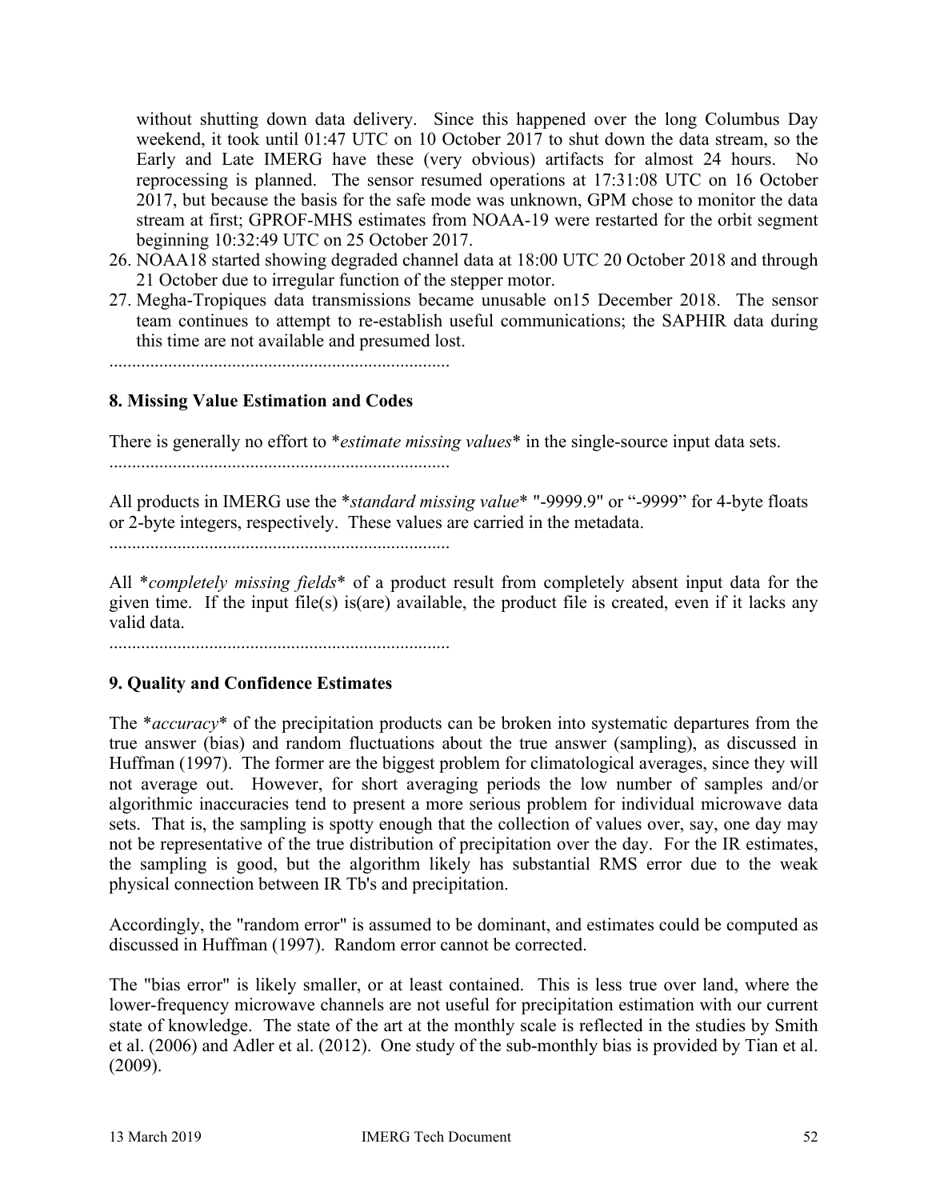without shutting down data delivery. Since this happened over the long Columbus Day weekend, it took until 01:47 UTC on 10 October 2017 to shut down the data stream, so the Early and Late IMERG have these (very obvious) artifacts for almost 24 hours. No reprocessing is planned. The sensor resumed operations at 17:31:08 UTC on 16 October 2017, but because the basis for the safe mode was unknown, GPM chose to monitor the data stream at first; GPROF-MHS estimates from NOAA-19 were restarted for the orbit segment beginning 10:32:49 UTC on 25 October 2017.

26. NOAA18 started showing degraded channel data at 18:00 UTC 20 October 2018 and through 21 October due to irregular function of the stepper motor.
27. Megha-Tropiques data transmissions became unusable on15 December 2018. The sensor team continues to attempt to re-establish useful communications; the SAPHIR data during this time are not available and presumed lost.

...........................................................................

## 8. Missing Value Estimation and Codes

There is generally no effort to *\*estimate missing values\** in the single-source input data sets.

...........................................................................

All products in IMERG use the *\*standard missing value\** "-9999.9" or "-9999" for 4-byte floats or 2-byte integers, respectively. These values are carried in the metadata.

...........................................................................

All *\*completely missing fields\** of a product result from completely absent input data for the given time. If the input file(s) is(are) available, the product file is created, even if it lacks any valid data.

...........................................................................

## 9. Quality and Confidence Estimates

The *\*accuracy\** of the precipitation products can be broken into systematic departures from the true answer (bias) and random fluctuations about the true answer (sampling), as discussed in Huffman (1997). The former are the biggest problem for climatological averages, since they will not average out. However, for short averaging periods the low number of samples and/or algorithmic inaccuracies tend to present a more serious problem for individual microwave data sets. That is, the sampling is spotty enough that the collection of values over, say, one day may not be representative of the true distribution of precipitation over the day. For the IR estimates, the sampling is good, but the algorithm likely has substantial RMS error due to the weak physical connection between IR Tb's and precipitation.

Accordingly, the "random error" is assumed to be dominant, and estimates could be computed as discussed in Huffman (1997). Random error cannot be corrected.

The "bias error" is likely smaller, or at least contained. This is less true over land, where the lower-frequency microwave channels are not useful for precipitation estimation with our current state of knowledge. The state of the art at the monthly scale is reflected in the studies by Smith et al. (2006) and Adler et al. (2012). One study of the sub-monthly bias is provided by Tian et al. (2009).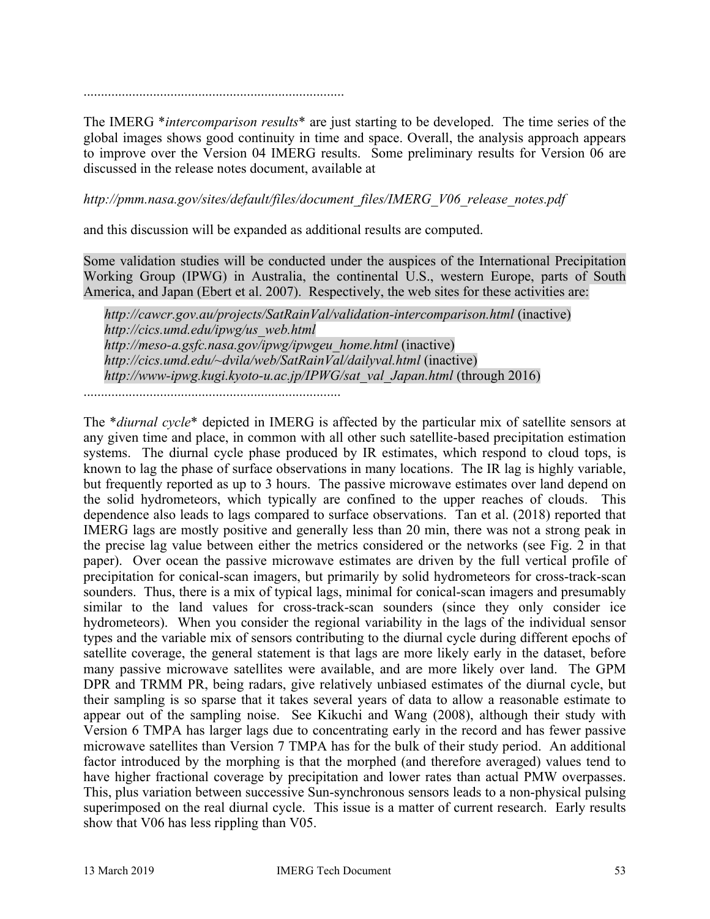........................................................................

The IMERG *\*intercomparison results\** are just starting to be developed. The time series of the global images shows good continuity in time and space. Overall, the analysis approach appears to improve over the Version 04 IMERG results. Some preliminary results for Version 06 are discussed in the release notes document, available at

*http://pmm.nasa.gov/sites/default/files/document_files/IMERG_V06_release_notes.pdf*

and this discussion will be expanded as additional results are computed.

Some validation studies will be conducted under the auspices of the International Precipitation Working Group (IPWG) in Australia, the continental U.S., western Europe, parts of South America, and Japan (Ebert et al. 2007). Respectively, the web sites for these activities are:

*http://cawcr.gov.au/projects/SatRainVal/validation-intercomparison.html* (inactive)
*http://cics.umd.edu/ipwg/us_web.html*
*http://meso-a.gsfc.nasa.gov/ipwg/ipwgeu_home.html* (inactive)
*http://cics.umd.edu/~dvila/web/SatRainVal/dailyval.html* (inactive)
*http://www-ipwg.kugi.kyoto-u.ac.jp/IPWG/sat_val_Japan.html* (through 2016)

........................................................................

The *\*diurnal cycle\** depicted in IMERG is affected by the particular mix of satellite sensors at any given time and place, in common with all other such satellite-based precipitation estimation systems. The diurnal cycle phase produced by IR estimates, which respond to cloud tops, is known to lag the phase of surface observations in many locations. The IR lag is highly variable, but frequently reported as up to 3 hours. The passive microwave estimates over land depend on the solid hydrometeors, which typically are confined to the upper reaches of clouds. This dependence also leads to lags compared to surface observations. Tan et al. (2018) reported that IMERG lags are mostly positive and generally less than 20 min, there was not a strong peak in the precise lag value between either the metrics considered or the networks (see Fig. 2 in that paper). Over ocean the passive microwave estimates are driven by the full vertical profile of precipitation for conical-scan imagers, but primarily by solid hydrometeors for cross-track-scan sounders. Thus, there is a mix of typical lags, minimal for conical-scan imagers and presumably similar to the land values for cross-track-scan sounders (since they only consider ice hydrometeors). When you consider the regional variability in the lags of the individual sensor types and the variable mix of sensors contributing to the diurnal cycle during different epochs of satellite coverage, the general statement is that lags are more likely early in the dataset, before many passive microwave satellites were available, and are more likely over land. The GPM DPR and TRMM PR, being radars, give relatively unbiased estimates of the diurnal cycle, but their sampling is so sparse that it takes several years of data to allow a reasonable estimate to appear out of the sampling noise. See Kikuchi and Wang (2008), although their study with Version 6 TMPA has larger lags due to concentrating early in the record and has fewer passive microwave satellites than Version 7 TMPA has for the bulk of their study period. An additional factor introduced by the morphing is that the morphed (and therefore averaged) values tend to have higher fractional coverage by precipitation and lower rates than actual PMW overpasses. This, plus variation between successive Sun-synchronous sensors leads to a non-physical pulsing superimposed on the real diurnal cycle. This issue is a matter of current research. Early results show that V06 has less rippling than V05.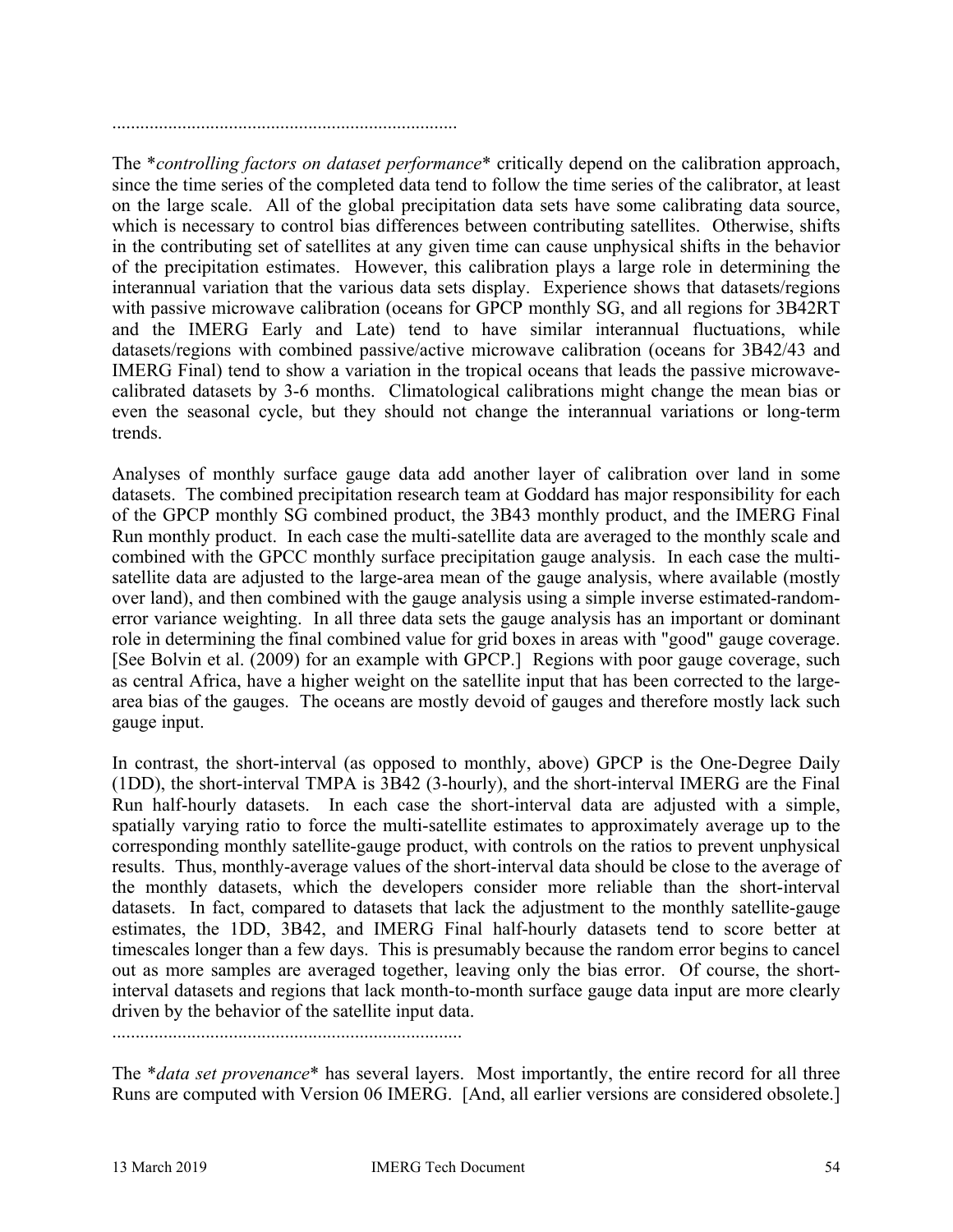..........................................................................

The *controlling factors on dataset performance* critically depend on the calibration approach, since the time series of the completed data tend to follow the time series of the calibrator, at least on the large scale. All of the global precipitation data sets have some calibrating data source, which is necessary to control bias differences between contributing satellites. Otherwise, shifts in the contributing set of satellites at any given time can cause unphysical shifts in the behavior of the precipitation estimates. However, this calibration plays a large role in determining the interannual variation that the various data sets display. Experience shows that datasets/regions with passive microwave calibration (oceans for GPCP monthly SG, and all regions for 3B42RT and the IMERG Early and Late) tend to have similar interannual fluctuations, while datasets/regions with combined passive/active microwave calibration (oceans for 3B42/43 and IMERG Final) tend to show a variation in the tropical oceans that leads the passive microwave-calibrated datasets by 3-6 months. Climatological calibrations might change the mean bias or even the seasonal cycle, but they should not change the interannual variations or long-term trends.

Analyses of monthly surface gauge data add another layer of calibration over land in some datasets. The combined precipitation research team at Goddard has major responsibility for each of the GPCP monthly SG combined product, the 3B43 monthly product, and the IMERG Final Run monthly product. In each case the multi-satellite data are averaged to the monthly scale and combined with the GPCC monthly surface precipitation gauge analysis. In each case the multi-satellite data are adjusted to the large-area mean of the gauge analysis, where available (mostly over land), and then combined with the gauge analysis using a simple inverse estimated-random-error variance weighting. In all three data sets the gauge analysis has an important or dominant role in determining the final combined value for grid boxes in areas with "good" gauge coverage. [See Bolvin et al. (2009) for an example with GPCP.] Regions with poor gauge coverage, such as central Africa, have a higher weight on the satellite input that has been corrected to the large-area bias of the gauges. The oceans are mostly devoid of gauges and therefore mostly lack such gauge input.

In contrast, the short-interval (as opposed to monthly, above) GPCP is the One-Degree Daily (1DD), the short-interval TMPA is 3B42 (3-hourly), and the short-interval IMERG are the Final Run half-hourly datasets. In each case the short-interval data are adjusted with a simple, spatially varying ratio to force the multi-satellite estimates to approximately average up to the corresponding monthly satellite-gauge product, with controls on the ratios to prevent unphysical results. Thus, monthly-average values of the short-interval data should be close to the average of the monthly datasets, which the developers consider more reliable than the short-interval datasets. In fact, compared to datasets that lack the adjustment to the monthly satellite-gauge estimates, the 1DD, 3B42, and IMERG Final half-hourly datasets tend to score better at timescales longer than a few days. This is presumably because the random error begins to cancel out as more samples are averaged together, leaving only the bias error. Of course, the short-interval datasets and regions that lack month-to-month surface gauge data input are more clearly driven by the behavior of the satellite input data.

..........................................................................

The *data set provenance* has several layers. Most importantly, the entire record for all three Runs are computed with Version 06 IMERG. [And, all earlier versions are considered obsolete.]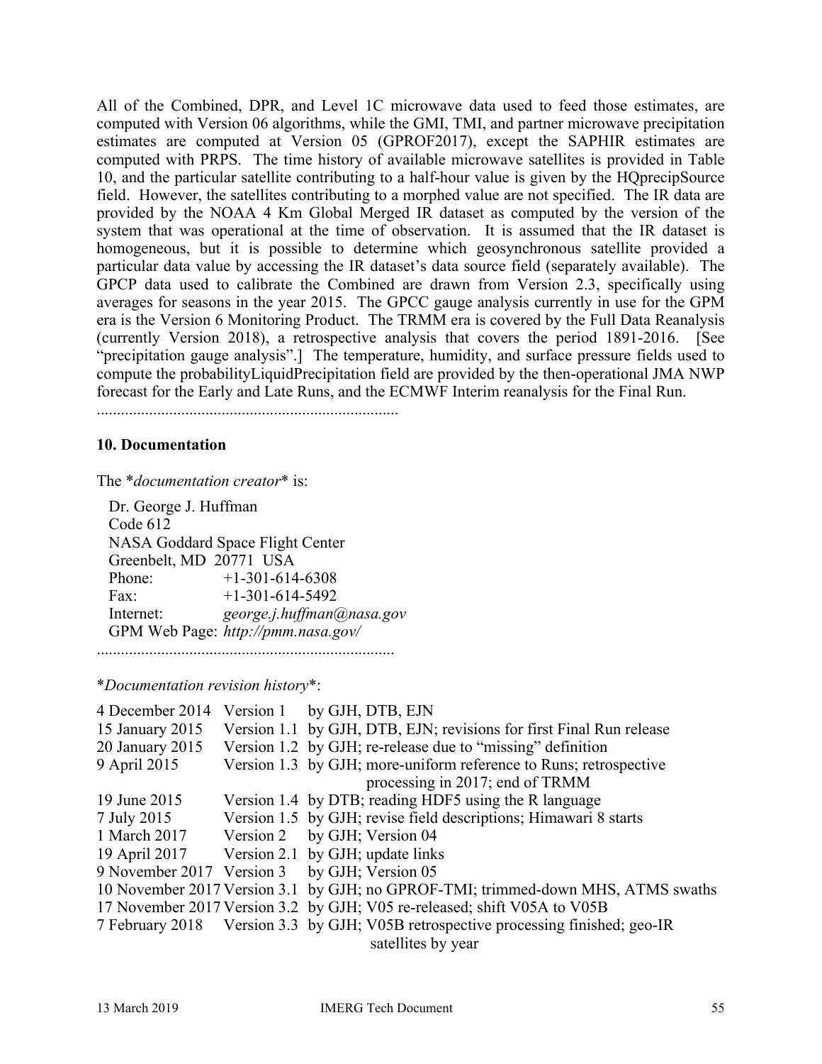All of the Combined, DPR, and Level 1C microwave data used to feed those estimates, are computed with Version 06 algorithms, while the GMI, TMI, and partner microwave precipitation estimates are computed at Version 05 (GPROF2017), except the SAPHIR estimates are computed with PRPS. The time history of available microwave satellites is provided in Table 10, and the particular satellite contributing to a half-hour value is given by the HQprecipSource field. However, the satellites contributing to a morphed value are not specified. The IR data are provided by the NOAA 4 Km Global Merged IR dataset as computed by the version of the system that was operational at the time of observation. It is assumed that the IR dataset is homogeneous, but it is possible to determine which geosynchronous satellite provided a particular data value by accessing the IR dataset's data source field (separately available). The GPCP data used to calibrate the Combined are drawn from Version 2.3, specifically using averages for seasons in the year 2015. The GPCC gauge analysis currently in use for the GPM era is the Version 6 Monitoring Product. The TRMM era is covered by the Full Data Reanalysis (currently Version 2018), a retrospective analysis that covers the period 1891-2016. [See "precipitation gauge analysis".] The temperature, humidity, and surface pressure fields used to compute the probabilityLiquidPrecipitation field are provided by the then-operational JMA NWP forecast for the Early and Late Runs, and the ECMWF Interim reanalysis for the Final Run.

..........................................................................

## 10. Documentation

The *\*documentation creator\** is:

Dr. George J. Huffman
Code 612
NASA Goddard Space Flight Center
Greenbelt, MD 20771 USA
Phone: +1-301-614-6308
Fax: +1-301-614-5492
Internet: *george.j.huffman@nasa.gov*
GPM Web Page: *http://pmm.nasa.gov/*

..........................................................................

\**Documentation revision history*\*:

| | | |
|---|---|---|
| 4 December 2014 | Version 1 | by GJH, DTB, EJN |
| 15 January 2015 | Version 1.1 | by GJH, DTB, EJN; revisions for first Final Run release |
| 20 January 2015 | Version 1.2 | by GJH; re-release due to "missing" definition |
| 9 April 2015 | Version 1.3 | by GJH; more-uniform reference to Runs; retrospective processing in 2017; end of TRMM |
| 19 June 2015 | Version 1.4 | by DTB; reading HDF5 using the R language |
| 7 July 2015 | Version 1.5 | by GJH; revise field descriptions; Himawari 8 starts |
| 1 March 2017 | Version 2 | by GJH; Version 04 |
| 19 April 2017 | Version 2.1 | by GJH; update links |
| 9 November 2017 | Version 3 | by GJH; Version 05 |
| 10 November 2017 | Version 3.1 | by GJH; no GPROF-TMI; trimmed-down MHS, ATMS swaths |
| 17 November 2017 | Version 3.2 | by GJH; V05 re-released; shift V05A to V05B |
| 7 February 2018 | Version 3.3 | by GJH; V05B retrospective processing finished; geo-IR satellites by year |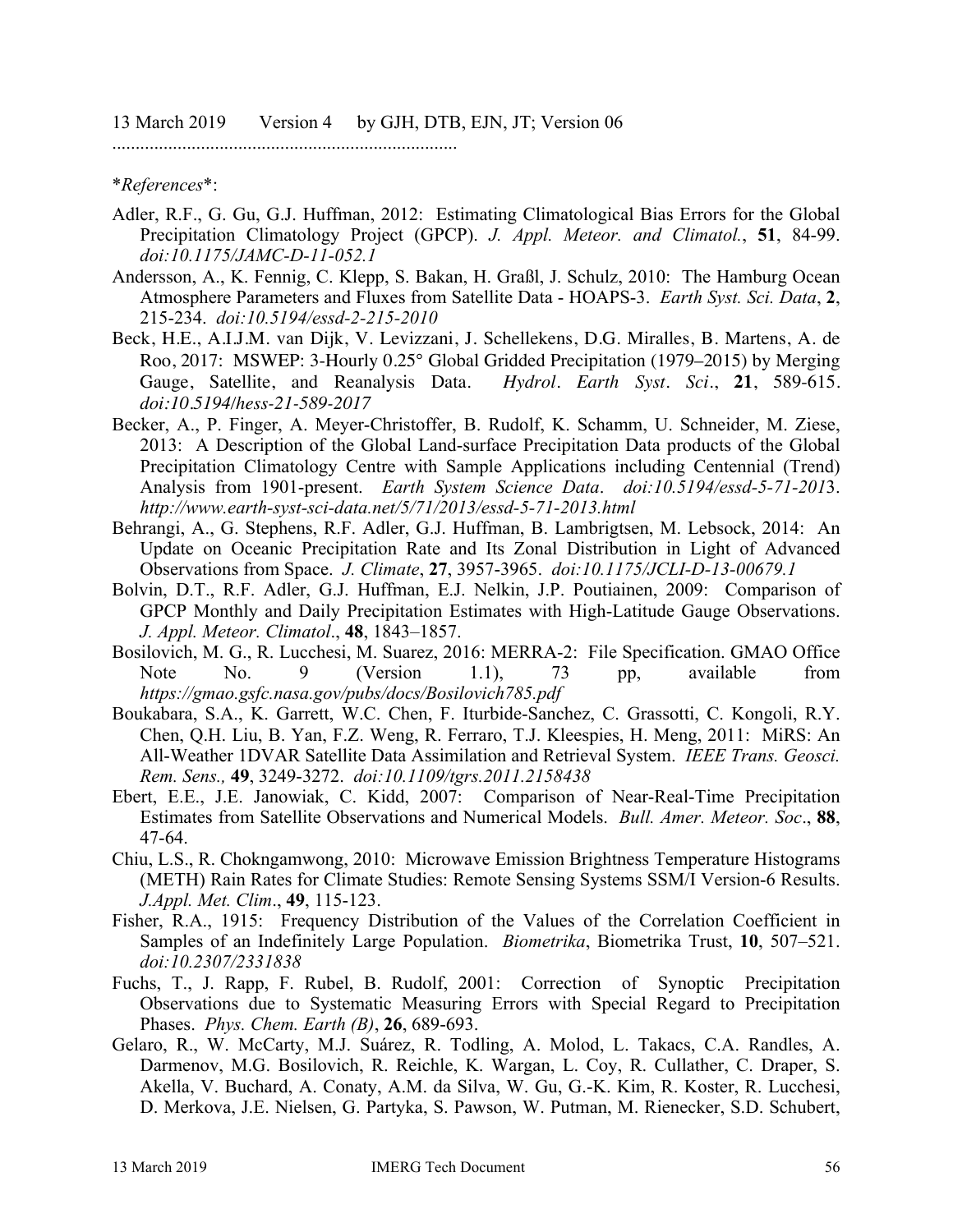13 March 2019    Version 4    by GJH, DTB, EJN, JT; Version 06

..........................................................................

*References*:

Adler, R.F., G. Gu, G.J. Huffman, 2012: Estimating Climatological Bias Errors for the Global Precipitation Climatology Project (GPCP). *J. Appl. Meteor. and Climatol.*, **51**, 84-99. *doi:10.1175/JAMC-D-11-052.1*

Andersson, A., K. Fennig, C. Klepp, S. Bakan, H. Graßl, J. Schulz, 2010: The Hamburg Ocean Atmosphere Parameters and Fluxes from Satellite Data - HOAPS-3. *Earth Syst. Sci. Data*, **2**, 215-234. *doi:10.5194/essd-2-215-2010*

Beck, H.E., A.I.J.M. van Dijk, V. Levizzani, J. Schellekens, D.G. Miralles, B. Martens, A. de Roo, 2017: MSWEP: 3-Hourly 0.25° Global Gridded Precipitation (1979–2015) by Merging Gauge, Satellite, and Reanalysis Data. *Hydrol. Earth Syst. Sci.*, **21**, 589-615. *doi:10.5194/hess-21-589-2017*

Becker, A., P. Finger, A. Meyer-Christoffer, B. Rudolf, K. Schamm, U. Schneider, M. Ziese, 2013: A Description of the Global Land-surface Precipitation Data products of the Global Precipitation Climatology Centre with Sample Applications including Centennial (Trend) Analysis from 1901-present. *Earth System Science Data*. *doi:10.5194/essd-5-71-2013*. *http://www.earth-syst-sci-data.net/5/71/2013/essd-5-71-2013.html*

Behrangi, A., G. Stephens, R.F. Adler, G.J. Huffman, B. Lambrigtsen, M. Lebsock, 2014: An Update on Oceanic Precipitation Rate and Its Zonal Distribution in Light of Advanced Observations from Space. *J. Climate*, **27**, 3957-3965. *doi:10.1175/JCLI-D-13-00679.1*

Bolvin, D.T., R.F. Adler, G.J. Huffman, E.J. Nelkin, J.P. Poutiainen, 2009: Comparison of GPCP Monthly and Daily Precipitation Estimates with High-Latitude Gauge Observations. *J. Appl. Meteor. Climatol*., **48**, 1843–1857.

Bosilovich, M. G., R. Lucchesi, M. Suarez, 2016: MERRA-2: File Specification. GMAO Office Note No. 9 (Version 1.1), 73 pp, available from *https://gmao.gsfc.nasa.gov/pubs/docs/Bosilovich785.pdf*

Boukabara, S.A., K. Garrett, W.C. Chen, F. Iturbide-Sanchez, C. Grassotti, C. Kongoli, R.Y. Chen, Q.H. Liu, B. Yan, F.Z. Weng, R. Ferraro, T.J. Kleespies, H. Meng, 2011: MiRS: An All-Weather 1DVAR Satellite Data Assimilation and Retrieval System. *IEEE Trans. Geosci. Rem. Sens.,* **49**, 3249-3272. *doi:10.1109/tgrs.2011.2158438*

Ebert, E.E., J.E. Janowiak, C. Kidd, 2007: Comparison of Near-Real-Time Precipitation Estimates from Satellite Observations and Numerical Models. *Bull. Amer. Meteor. Soc*., **88**, 47-64.

Chiu, L.S., R. Chokngamwong, 2010: Microwave Emission Brightness Temperature Histograms (METH) Rain Rates for Climate Studies: Remote Sensing Systems SSM/I Version-6 Results. *J.Appl. Met. Clim*., **49**, 115-123.

Fisher, R.A., 1915: Frequency Distribution of the Values of the Correlation Coefficient in Samples of an Indefinitely Large Population. *Biometrika*, Biometrika Trust, **10**, 507–521. *doi:10.2307/2331838*

Fuchs, T., J. Rapp, F. Rubel, B. Rudolf, 2001: Correction of Synoptic Precipitation Observations due to Systematic Measuring Errors with Special Regard to Precipitation Phases. *Phys. Chem. Earth (B)*, **26**, 689-693.

Gelaro, R., W. McCarty, M.J. Suárez, R. Todling, A. Molod, L. Takacs, C.A. Randles, A. Darmenov, M.G. Bosilovich, R. Reichle, K. Wargan, L. Coy, R. Cullather, C. Draper, S. Akella, V. Buchard, A. Conaty, A.M. da Silva, W. Gu, G.-K. Kim, R. Koster, R. Lucchesi, D. Merkova, J.E. Nielsen, G. Partyka, S. Pawson, W. Putman, M. Rienecker, S.D. Schubert,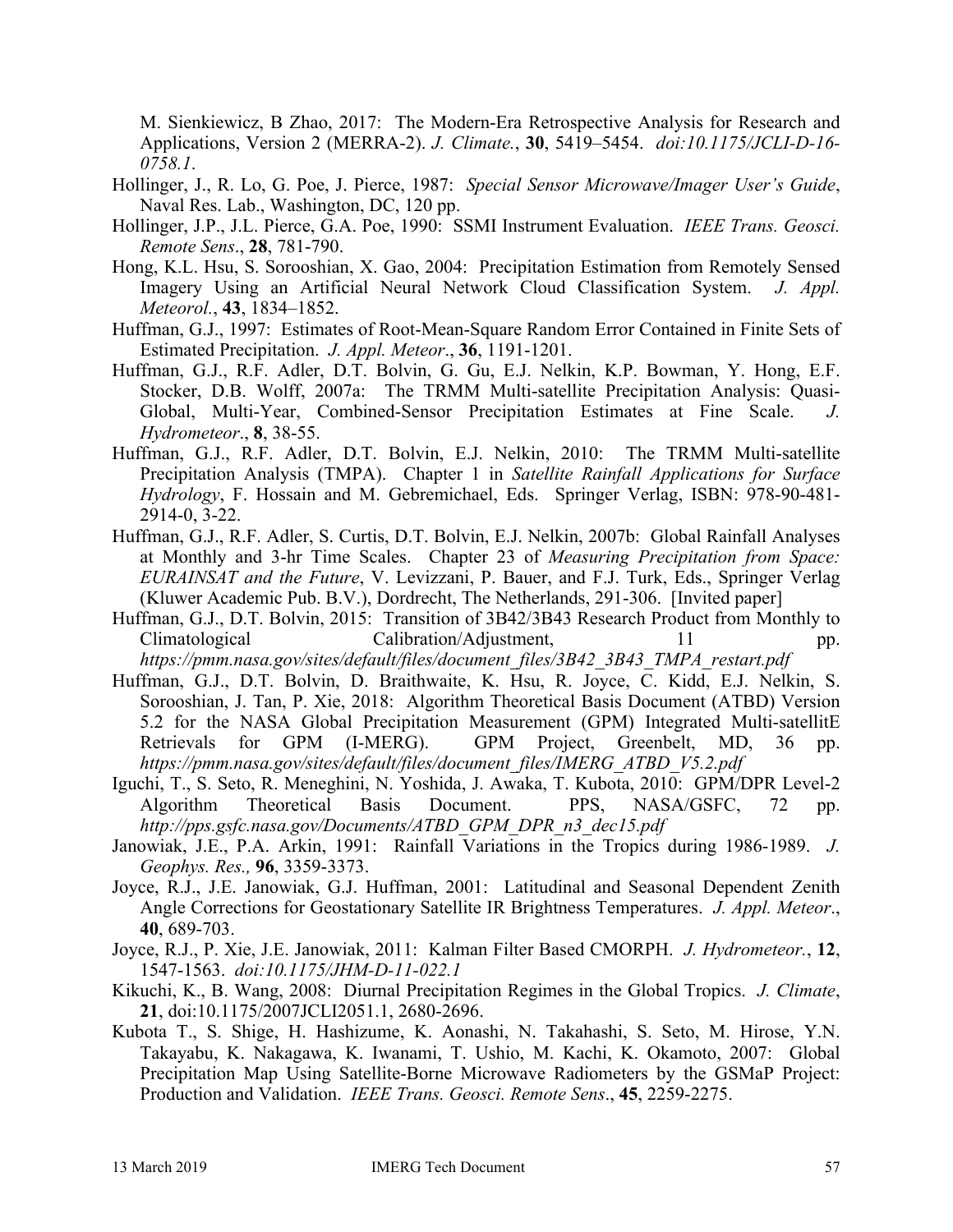M. Sienkiewicz, B Zhao, 2017: The Modern-Era Retrospective Analysis for Research and Applications, Version 2 (MERRA-2). *J. Climate.*, **30**, 5419–5454. *doi:10.1175/JCLI-D-16-0758.1*.

Hollinger, J., R. Lo, G. Poe, J. Pierce, 1987: *Special Sensor Microwave/Imager User's Guide*, Naval Res. Lab., Washington, DC, 120 pp.

Hollinger, J.P., J.L. Pierce, G.A. Poe, 1990: SSMI Instrument Evaluation. *IEEE Trans. Geosci. Remote Sens*., **28**, 781-790.

Hong, K.L. Hsu, S. Sorooshian, X. Gao, 2004: Precipitation Estimation from Remotely Sensed Imagery Using an Artificial Neural Network Cloud Classification System. *J. Appl. Meteorol.*, **43**, 1834–1852.

Huffman, G.J., 1997: Estimates of Root-Mean-Square Random Error Contained in Finite Sets of Estimated Precipitation. *J. Appl. Meteor*., **36**, 1191-1201.

Huffman, G.J., R.F. Adler, D.T. Bolvin, G. Gu, E.J. Nelkin, K.P. Bowman, Y. Hong, E.F. Stocker, D.B. Wolff, 2007a: The TRMM Multi-satellite Precipitation Analysis: Quasi-Global, Multi-Year, Combined-Sensor Precipitation Estimates at Fine Scale. *J. Hydrometeor*., **8**, 38-55.

Huffman, G.J., R.F. Adler, D.T. Bolvin, E.J. Nelkin, 2010: The TRMM Multi-satellite Precipitation Analysis (TMPA). Chapter 1 in *Satellite Rainfall Applications for Surface Hydrology*, F. Hossain and M. Gebremichael, Eds. Springer Verlag, ISBN: 978-90-481-2914-0, 3-22.

Huffman, G.J., R.F. Adler, S. Curtis, D.T. Bolvin, E.J. Nelkin, 2007b: Global Rainfall Analyses at Monthly and 3-hr Time Scales. Chapter 23 of *Measuring Precipitation from Space: EURAINSAT and the Future*, V. Levizzani, P. Bauer, and F.J. Turk, Eds., Springer Verlag (Kluwer Academic Pub. B.V.), Dordrecht, The Netherlands, 291-306. [Invited paper]

Huffman, G.J., D.T. Bolvin, 2015: Transition of 3B42/3B43 Research Product from Monthly to Climatological Calibration/Adjustment, 11 pp. *https://pmm.nasa.gov/sites/default/files/document_files/3B42_3B43_TMPA_restart.pdf*

Huffman, G.J., D.T. Bolvin, D. Braithwaite, K. Hsu, R. Joyce, C. Kidd, E.J. Nelkin, S. Sorooshian, J. Tan, P. Xie, 2018: Algorithm Theoretical Basis Document (ATBD) Version 5.2 for the NASA Global Precipitation Measurement (GPM) Integrated Multi-satellitE Retrievals for GPM (I-MERG). GPM Project, Greenbelt, MD, 36 pp. *https://pmm.nasa.gov/sites/default/files/document_files/IMERG_ATBD_V5.2.pdf*

Iguchi, T., S. Seto, R. Meneghini, N. Yoshida, J. Awaka, T. Kubota, 2010: GPM/DPR Level-2 Algorithm Theoretical Basis Document. PPS, NASA/GSFC, 72 pp. *http://pps.gsfc.nasa.gov/Documents/ATBD_GPM_DPR_n3_dec15.pdf*

Janowiak, J.E., P.A. Arkin, 1991: Rainfall Variations in the Tropics during 1986-1989. *J. Geophys. Res.,* **96**, 3359-3373.

Joyce, R.J., J.E. Janowiak, G.J. Huffman, 2001: Latitudinal and Seasonal Dependent Zenith Angle Corrections for Geostationary Satellite IR Brightness Temperatures. *J. Appl. Meteor*., **40**, 689-703.

Joyce, R.J., P. Xie, J.E. Janowiak, 2011: Kalman Filter Based CMORPH. *J. Hydrometeor.*, **12**, 1547-1563. *doi:10.1175/JHM-D-11-022.1*

Kikuchi, K., B. Wang, 2008: Diurnal Precipitation Regimes in the Global Tropics. *J. Climate*, **21**, doi:10.1175/2007JCLI2051.1, 2680-2696.

Kubota T., S. Shige, H. Hashizume, K. Aonashi, N. Takahashi, S. Seto, M. Hirose, Y.N. Takayabu, K. Nakagawa, K. Iwanami, T. Ushio, M. Kachi, K. Okamoto, 2007: Global Precipitation Map Using Satellite-Borne Microwave Radiometers by the GSMaP Project: Production and Validation. *IEEE Trans. Geosci. Remote Sens*., **45**, 2259-2275.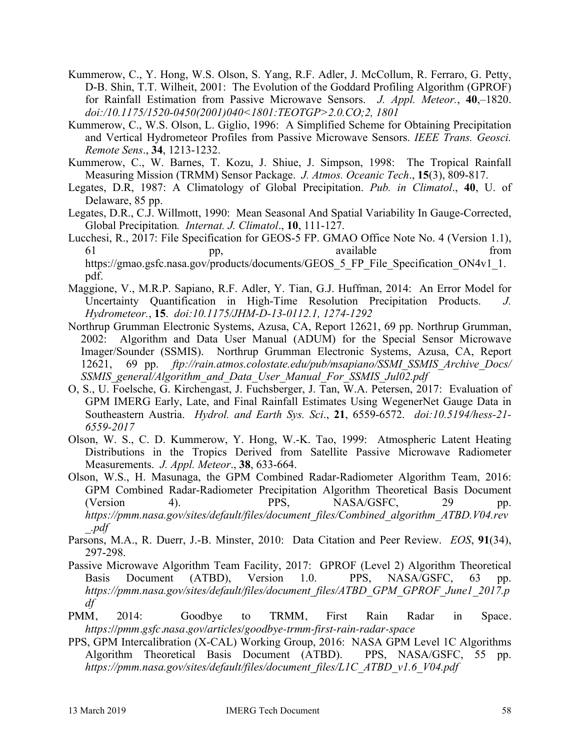Kummerow, C., Y. Hong, W.S. Olson, S. Yang, R.F. Adler, J. McCollum, R. Ferraro, G. Petty, D-B. Shin, T.T. Wilheit, 2001: The Evolution of the Goddard Profiling Algorithm (GPROF) for Rainfall Estimation from Passive Microwave Sensors. *J. Appl. Meteor.*, **40**,–1820. *doi:/10.1175/1520-0450(2001)040<1801:TEOTGP>2.0.CO;2, 1801*

Kummerow, C., W.S. Olson, L. Giglio, 1996: A Simplified Scheme for Obtaining Precipitation and Vertical Hydrometeor Profiles from Passive Microwave Sensors. *IEEE Trans. Geosci. Remote Sens*., **34**, 1213-1232.

Kummerow, C., W. Barnes, T. Kozu, J. Shiue, J. Simpson, 1998: The Tropical Rainfall Measuring Mission (TRMM) Sensor Package. *J. Atmos. Oceanic Tech*., **15**(3), 809-817.

Legates, D.R, 1987: A Climatology of Global Precipitation. *Pub. in Climatol*., **40**, U. of Delaware, 85 pp.

Legates, D.R., C.J. Willmott, 1990: Mean Seasonal And Spatial Variability In Gauge-Corrected, Global Precipitation*. Internat. J. Climatol*., **10**, 111-127.

Lucchesi, R., 2017: File Specification for GEOS-5 FP. GMAO Office Note No. 4 (Version 1.1), 61 pp, available from https://gmao.gsfc.nasa.gov/products/documents/GEOS_5_FP_File_Specification_ON4v1_1.pdf.

Maggione, V., M.R.P. Sapiano, R.F. Adler, Y. Tian, G.J. Huffman, 2014: An Error Model for Uncertainty Quantification in High-Time Resolution Precipitation Products. *J. Hydrometeor.*, **15**. *doi:10.1175/JHM-D-13-0112.1, 1274-1292*

Northrup Grumman Electronic Systems, Azusa, CA, Report 12621, 69 pp. Northrup Grumman, 2002: Algorithm and Data User Manual (ADUM) for the Special Sensor Microwave Imager/Sounder (SSMIS). Northrup Grumman Electronic Systems, Azusa, CA, Report 12621, 69 pp. *ftp://rain.atmos.colostate.edu/pub/msapiano/SSMI_SSMIS_Archive_Docs/SSMIS_general/Algorithm_and_Data_User_Manual_For_SSMIS_Jul02.pdf*

O, S., U. Foelsche, G. Kirchengast, J. Fuchsberger, J. Tan, W.A. Petersen, 2017: Evaluation of GPM IMERG Early, Late, and Final Rainfall Estimates Using WegenerNet Gauge Data in Southeastern Austria. *Hydrol. and Earth Sys. Sci*., **21**, 6559-6572. *doi:10.5194/hess-21-6559-2017*

Olson, W. S., C. D. Kummerow, Y. Hong, W.-K. Tao, 1999: Atmospheric Latent Heating Distributions in the Tropics Derived from Satellite Passive Microwave Radiometer Measurements. *J. Appl. Meteor*., **38**, 633-664.

Olson, W.S., H. Masunaga, the GPM Combined Radar-Radiometer Algorithm Team, 2016: GPM Combined Radar-Radiometer Precipitation Algorithm Theoretical Basis Document (Version 4). PPS, NASA/GSFC, 29 pp. *https://pmm.nasa.gov/sites/default/files/document_files/Combined_algorithm_ATBD.V04.rev_.pdf*

Parsons, M.A., R. Duerr, J.-B. Minster, 2010: Data Citation and Peer Review. *EOS*, **91**(34), 297-298.

Passive Microwave Algorithm Team Facility, 2017: GPROF (Level 2) Algorithm Theoretical Basis Document (ATBD), Version 1.0. PPS, NASA/GSFC, 63 pp. *https://pmm.nasa.gov/sites/default/files/document_files/ATBD_GPM_GPROF_June1_2017.pdf*

PMM, 2014: Goodbye to TRMM, First Rain Radar in Space. *https://pmm.gsfc.nasa.gov/articles/goodbye-trmm-first-rain-radar-space*

PPS, GPM Intercalibration (X-CAL) Working Group, 2016: NASA GPM Level 1C Algorithms Algorithm Theoretical Basis Document (ATBD). PPS, NASA/GSFC, 55 pp. *https://pmm.nasa.gov/sites/default/files/document_files/L1C_ATBD_v1.6_V04.pdf*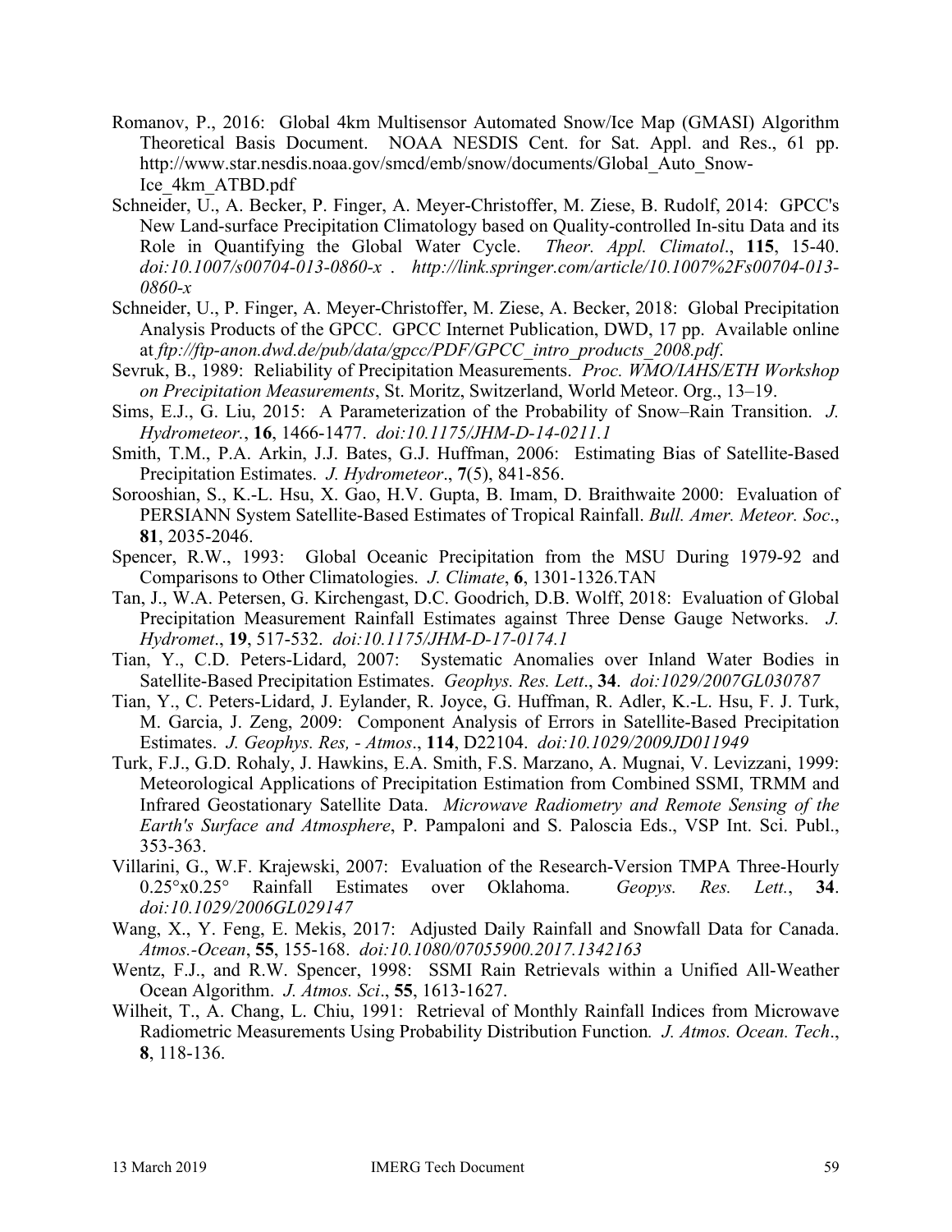Romanov, P., 2016: Global 4km Multisensor Automated Snow/Ice Map (GMASI) Algorithm Theoretical Basis Document. NOAA NESDIS Cent. for Sat. Appl. and Res., 61 pp. http://www.star.nesdis.noaa.gov/smcd/emb/snow/documents/Global_Auto_Snow-Ice_4km_ATBD.pdf

Schneider, U., A. Becker, P. Finger, A. Meyer-Christoffer, M. Ziese, B. Rudolf, 2014: GPCC's New Land-surface Precipitation Climatology based on Quality-controlled In-situ Data and its Role in Quantifying the Global Water Cycle. *Theor. Appl. Climatol*., **115**, 15-40. *doi:10.1007/s00704-013-0860-x* . *http://link.springer.com/article/10.1007%2Fs00704-013-0860-x*

Schneider, U., P. Finger, A. Meyer-Christoffer, M. Ziese, A. Becker, 2018: Global Precipitation Analysis Products of the GPCC. GPCC Internet Publication, DWD, 17 pp. Available online at *ftp://ftp-anon.dwd.de/pub/data/gpcc/PDF/GPCC_intro_products_2008.pdf*.

Sevruk, B., 1989: Reliability of Precipitation Measurements. *Proc. WMO/IAHS/ETH Workshop on Precipitation Measurements*, St. Moritz, Switzerland, World Meteor. Org., 13–19.

Sims, E.J., G. Liu, 2015: A Parameterization of the Probability of Snow–Rain Transition. *J. Hydrometeor.*, **16**, 1466-1477. *doi:10.1175/JHM-D-14-0211.1*

Smith, T.M., P.A. Arkin, J.J. Bates, G.J. Huffman, 2006: Estimating Bias of Satellite-Based Precipitation Estimates. *J. Hydrometeor*., **7**(5), 841-856.

Sorooshian, S., K.-L. Hsu, X. Gao, H.V. Gupta, B. Imam, D. Braithwaite 2000: Evaluation of PERSIANN System Satellite-Based Estimates of Tropical Rainfall. *Bull. Amer. Meteor. Soc*., **81**, 2035-2046.

Spencer, R.W., 1993: Global Oceanic Precipitation from the MSU During 1979-92 and Comparisons to Other Climatologies. *J. Climate*, **6**, 1301-1326.TAN

Tan, J., W.A. Petersen, G. Kirchengast, D.C. Goodrich, D.B. Wolff, 2018: Evaluation of Global Precipitation Measurement Rainfall Estimates against Three Dense Gauge Networks. *J. Hydromet*., **19**, 517-532. *doi:10.1175/JHM-D-17-0174.1*

Tian, Y., C.D. Peters-Lidard, 2007: Systematic Anomalies over Inland Water Bodies in Satellite-Based Precipitation Estimates. *Geophys. Res. Lett*., **34**. *doi:1029/2007GL030787*

Tian, Y., C. Peters-Lidard, J. Eylander, R. Joyce, G. Huffman, R. Adler, K.-L. Hsu, F. J. Turk, M. Garcia, J. Zeng, 2009: Component Analysis of Errors in Satellite-Based Precipitation Estimates. *J. Geophys. Res, - Atmos*., **114**, D22104. *doi:10.1029/2009JD011949*

Turk, F.J., G.D. Rohaly, J. Hawkins, E.A. Smith, F.S. Marzano, A. Mugnai, V. Levizzani, 1999: Meteorological Applications of Precipitation Estimation from Combined SSMI, TRMM and Infrared Geostationary Satellite Data. *Microwave Radiometry and Remote Sensing of the Earth's Surface and Atmosphere*, P. Pampaloni and S. Paloscia Eds., VSP Int. Sci. Publ., 353-363.

Villarini, G., W.F. Krajewski, 2007: Evaluation of the Research-Version TMPA Three-Hourly 0.25°x0.25° Rainfall Estimates over Oklahoma. *Geopys. Res. Lett.*, **34**. *doi:10.1029/2006GL029147*

Wang, X., Y. Feng, E. Mekis, 2017: Adjusted Daily Rainfall and Snowfall Data for Canada. *Atmos.-Ocean*, **55**, 155-168. *doi:10.1080/07055900.2017.1342163*

Wentz, F.J., and R.W. Spencer, 1998: SSMI Rain Retrievals within a Unified All-Weather Ocean Algorithm. *J. Atmos. Sci*., **55**, 1613-1627.

Wilheit, T., A. Chang, L. Chiu, 1991: Retrieval of Monthly Rainfall Indices from Microwave Radiometric Measurements Using Probability Distribution Function*.* *J. Atmos. Ocean. Tech*., **8**, 118-136.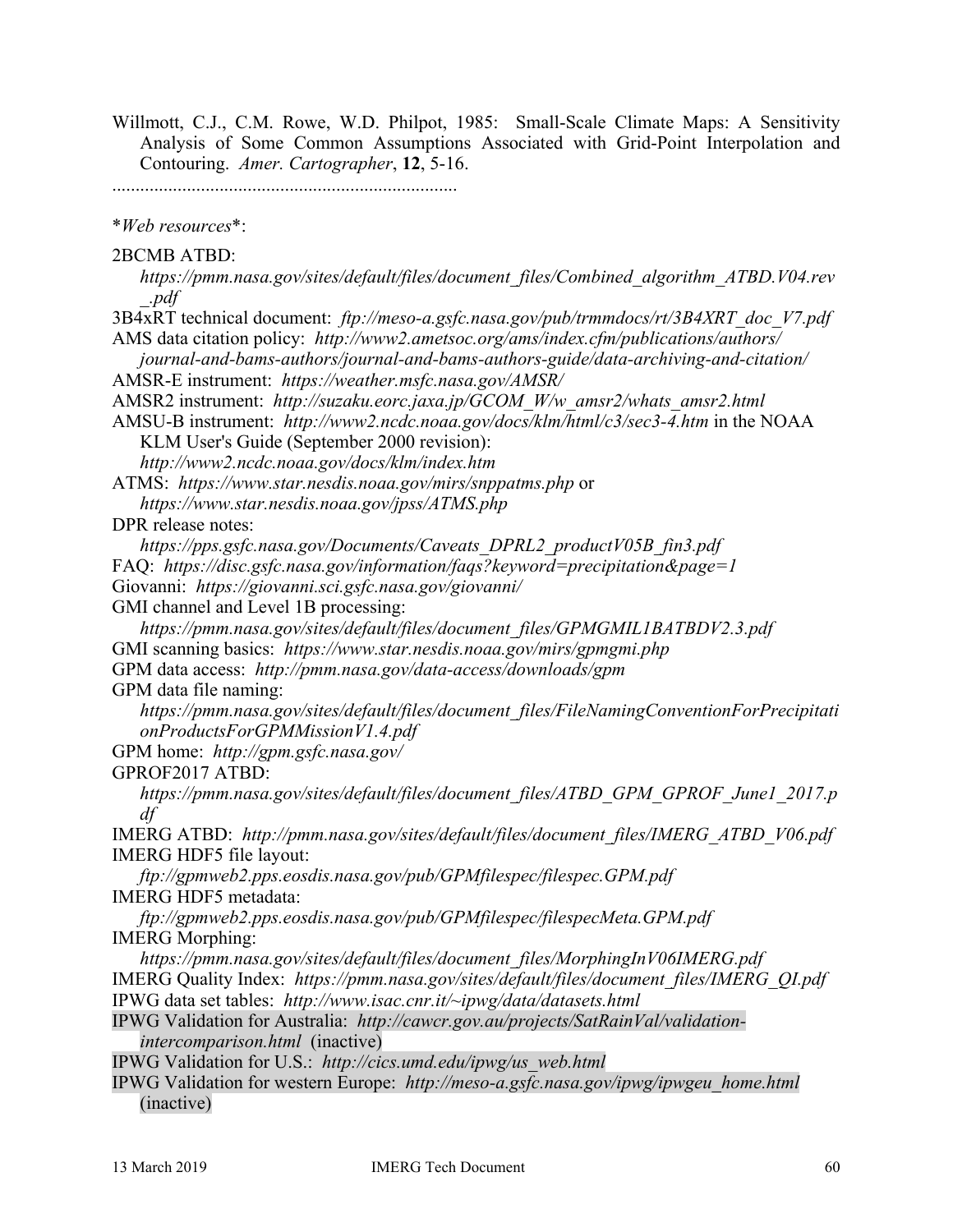Willmott, C.J., C.M. Rowe, W.D. Philpot, 1985: Small-Scale Climate Maps: A Sensitivity Analysis of Some Common Assumptions Associated with Grid-Point Interpolation and Contouring. *Amer. Cartographer*, **12**, 5-16.

..........................................................................

**Web resources*:

2BCMB ATBD:
*https://pmm.nasa.gov/sites/default/files/document_files/Combined_algorithm_ATBD.V04.rev_.pdf*

3B4xRT technical document: *ftp://meso-a.gsfc.nasa.gov/pub/trmmdocs/rt/3B4XRT_doc_V7.pdf*

AMS data citation policy: *http://www2.ametsoc.org/ams/index.cfm/publications/authors/journal-and-bams-authors/journal-and-bams-authors-guide/data-archiving-and-citation/*

AMSR-E instrument: *https://weather.msfc.nasa.gov/AMSR/*

AMSR2 instrument: *http://suzaku.eorc.jaxa.jp/GCOM_W/w_amsr2/whats_amsr2.html*

AMSU-B instrument: *http://www2.ncdc.noaa.gov/docs/klm/html/c3/sec3-4.htm* in the NOAA KLM User's Guide (September 2000 revision):
*http://www2.ncdc.noaa.gov/docs/klm/index.htm*

ATMS: *https://www.star.nesdis.noaa.gov/mirs/snppatms.php* or
*https://www.star.nesdis.noaa.gov/jpss/ATMS.php*

DPR release notes:
*https://pps.gsfc.nasa.gov/Documents/Caveats_DPRL2_productV05B_fin3.pdf*

FAQ: *https://disc.gsfc.nasa.gov/information/faqs?keyword=precipitation&page=1*

Giovanni: *https://giovanni.sci.gsfc.nasa.gov/giovanni/*

GMI channel and Level 1B processing:
*https://pmm.nasa.gov/sites/default/files/document_files/GPMGMIL1BATBDV2.3.pdf*

GMI scanning basics: *https://www.star.nesdis.noaa.gov/mirs/gpmgmi.php*

GPM data access: *http://pmm.nasa.gov/data-access/downloads/gpm*

GPM data file naming:
*https://pmm.nasa.gov/sites/default/files/document_files/FileNamingConventionForPrecipitationProductsForGPMMissionV1.4.pdf*

GPM home: *http://gpm.gsfc.nasa.gov/*

GPROF2017 ATBD:
*https://pmm.nasa.gov/sites/default/files/document_files/ATBD_GPM_GPROF_June1_2017.pdf*

IMERG ATBD: *http://pmm.nasa.gov/sites/default/files/document_files/IMERG_ATBD_V06.pdf*

IMERG HDF5 file layout:
*ftp://gpmweb2.pps.eosdis.nasa.gov/pub/GPMfilespec/filespec.GPM.pdf*

IMERG HDF5 metadata:
*ftp://gpmweb2.pps.eosdis.nasa.gov/pub/GPMfilespec/filespecMeta.GPM.pdf*

IMERG Morphing:
*https://pmm.nasa.gov/sites/default/files/document_files/MorphingInV06IMERG.pdf*

IMERG Quality Index: *https://pmm.nasa.gov/sites/default/files/document_files/IMERG_QI.pdf*

IPWG data set tables: *http://www.isac.cnr.it/~ipwg/data/datasets.html*

IPWG Validation for Australia: *http://cawcr.gov.au/projects/SatRainVal/validation-intercomparison.html* (inactive)

IPWG Validation for U.S.: *http://cics.umd.edu/ipwg/us_web.html*

IPWG Validation for western Europe: *http://meso-a.gsfc.nasa.gov/ipwg/ipwgeu_home.html* (inactive)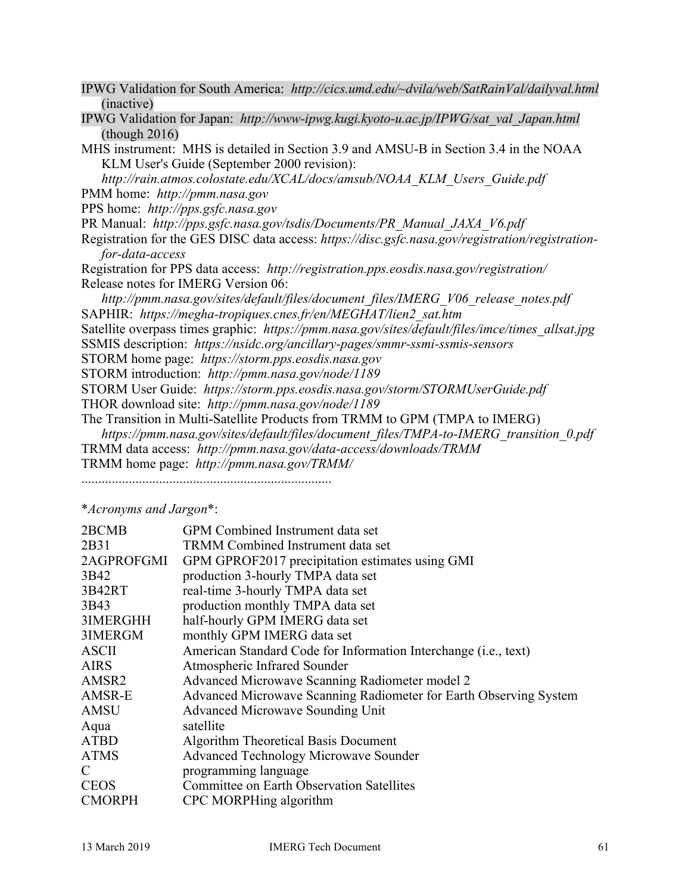IPWG Validation for South America: *http://cics.umd.edu/~dvila/web/SatRainVal/dailyval.html* (inactive)

IPWG Validation for Japan: *http://www-ipwg.kugi.kyoto-u.ac.jp/IPWG/sat_val_Japan.html* (though 2016)

MHS instrument: MHS is detailed in Section 3.9 and AMSU-B in Section 3.4 in the NOAA KLM User's Guide (September 2000 revision):
*http://rain.atmos.colostate.edu/XCAL/docs/amsub/NOAA_KLM_Users_Guide.pdf*

PMM home: *http://pmm.nasa.gov*

PPS home: *http://pps.gsfc.nasa.gov*

PR Manual: *http://pps.gsfc.nasa.gov/tsdis/Documents/PR_Manual_JAXA_V6.pdf*

Registration for the GES DISC data access: *https://disc.gsfc.nasa.gov/registration/registration-for-data-access*

Registration for PPS data access: *http://registration.pps.eosdis.nasa.gov/registration/*

Release notes for IMERG Version 06:
*http://pmm.nasa.gov/sites/default/files/document_files/IMERG_V06_release_notes.pdf*

SAPHIR: *https://megha-tropiques.cnes.fr/en/MEGHAT/lien2_sat.htm*

Satellite overpass times graphic: *https://pmm.nasa.gov/sites/default/files/imce/times_allsat.jpg*

SSMIS description: *https://nsidc.org/ancillary-pages/smmr-ssmi-ssmis-sensors*

STORM home page: *https://storm.pps.eosdis.nasa.gov*

STORM introduction: *http://pmm.nasa.gov/node/1189*

STORM User Guide: *https://storm.pps.eosdis.nasa.gov/storm/STORMUserGuide.pdf*

THOR download site: *http://pmm.nasa.gov/node/1189*

The Transition in Multi-Satellite Products from TRMM to GPM (TMPA to IMERG)
*https://pmm.nasa.gov/sites/default/files/document_files/TMPA-to-IMERG_transition_0.pdf*

TRMM data access: *http://pmm.nasa.gov/data-access/downloads/TRMM*

TRMM home page: *http://pmm.nasa.gov/TRMM/*

..........................................................................

\**Acronyms and Jargon*\*:

| | |
|---|---|
| 2BCMB | GPM Combined Instrument data set |
| 2B31 | TRMM Combined Instrument data set |
| 2AGPROFGMI | GPM GPROF2017 precipitation estimates using GMI |
| 3B42 | production 3-hourly TMPA data set |
| 3B42RT | real-time 3-hourly TMPA data set |
| 3B43 | production monthly TMPA data set |
| 3IMERGHH | half-hourly GPM IMERG data set |
| 3IMERGM | monthly GPM IMERG data set |
| ASCII | American Standard Code for Information Interchange (i.e., text) |
| AIRS | Atmospheric Infrared Sounder |
| AMSR2 | Advanced Microwave Scanning Radiometer model 2 |
| AMSR-E | Advanced Microwave Scanning Radiometer for Earth Observing System |
| AMSU | Advanced Microwave Sounding Unit |
| Aqua | satellite |
| ATBD | Algorithm Theoretical Basis Document |
| ATMS | Advanced Technology Microwave Sounder |
| C | programming language |
| CEOS | Committee on Earth Observation Satellites |
| CMORPH | CPC MORPHing algorithm |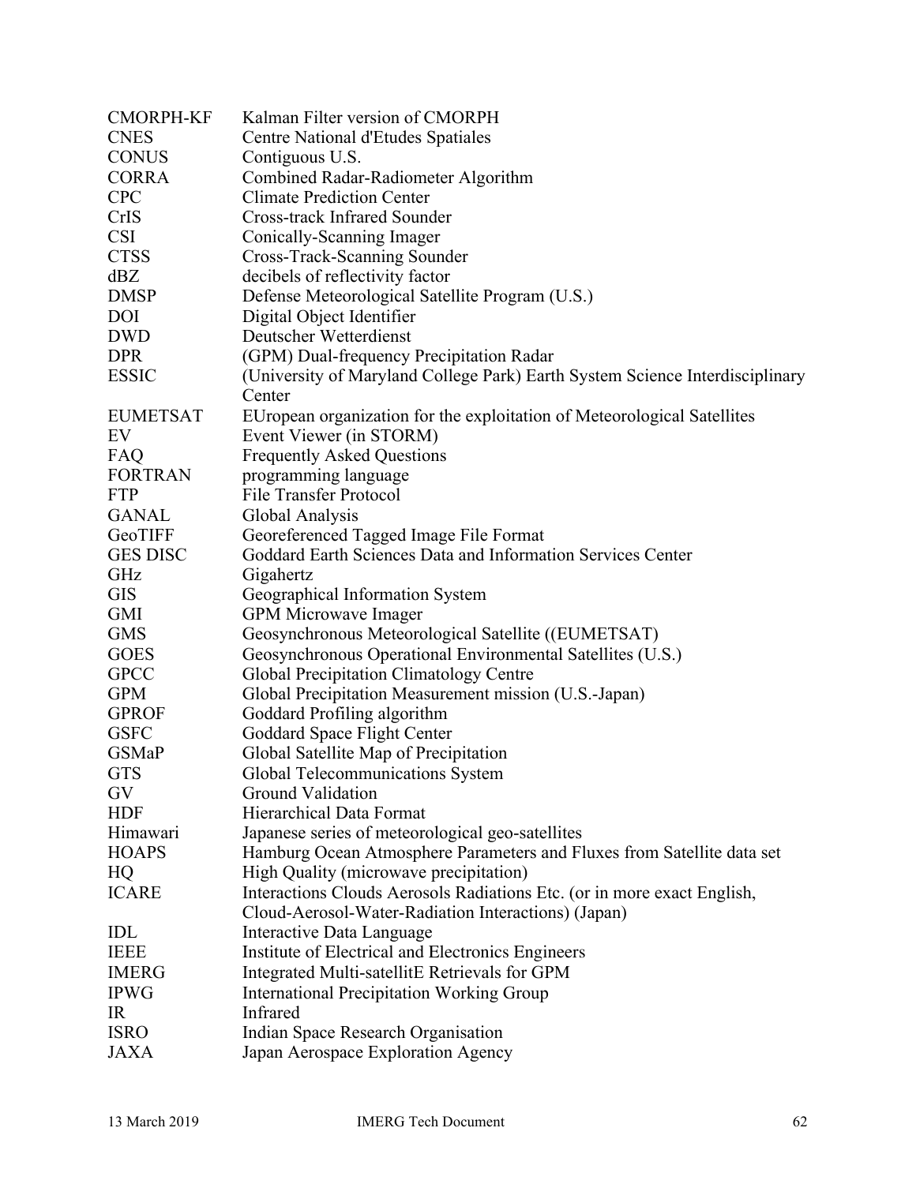| | |
|---|---|
| CMORPH-KF | Kalman Filter version of CMORPH |
| CNES | Centre National d'Etudes Spatiales |
| CONUS | Contiguous U.S. |
| CORRA | Combined Radar-Radiometer Algorithm |
| CPC | Climate Prediction Center |
| CrIS | Cross-track Infrared Sounder |
| CSI | Conically-Scanning Imager |
| CTSS | Cross-Track-Scanning Sounder |
| dBZ | decibels of reflectivity factor |
| DMSP | Defense Meteorological Satellite Program (U.S.) |
| DOI | Digital Object Identifier |
| DWD | Deutscher Wetterdienst |
| DPR | (GPM) Dual-frequency Precipitation Radar |
| ESSIC | (University of Maryland College Park) Earth System Science Interdisciplinary Center |
| EUMETSAT | EUropean organization for the exploitation of Meteorological Satellites |
| EV | Event Viewer (in STORM) |
| FAQ | Frequently Asked Questions |
| FORTRAN | programming language |
| FTP | File Transfer Protocol |
| GANAL | Global Analysis |
| GeoTIFF | Georeferenced Tagged Image File Format |
| GES DISC | Goddard Earth Sciences Data and Information Services Center |
| GHz | Gigahertz |
| GIS | Geographical Information System |
| GMI | GPM Microwave Imager |
| GMS | Geosynchronous Meteorological Satellite ((EUMETSAT) |
| GOES | Geosynchronous Operational Environmental Satellites (U.S.) |
| GPCC | Global Precipitation Climatology Centre |
| GPM | Global Precipitation Measurement mission (U.S.-Japan) |
| GPROF | Goddard Profiling algorithm |
| GSFC | Goddard Space Flight Center |
| GSMaP | Global Satellite Map of Precipitation |
| GTS | Global Telecommunications System |
| GV | Ground Validation |
| HDF | Hierarchical Data Format |
| Himawari | Japanese series of meteorological geo-satellites |
| HOAPS | Hamburg Ocean Atmosphere Parameters and Fluxes from Satellite data set |
| HQ | High Quality (microwave precipitation) |
| ICARE | Interactions Clouds Aerosols Radiations Etc. (or in more exact English, Cloud-Aerosol-Water-Radiation Interactions) (Japan) |
| IDL | Interactive Data Language |
| IEEE | Institute of Electrical and Electronics Engineers |
| IMERG | Integrated Multi-satellitE Retrievals for GPM |
| IPWG | International Precipitation Working Group |
| IR | Infrared |
| ISRO | Indian Space Research Organisation |
| JAXA | Japan Aerospace Exploration Agency |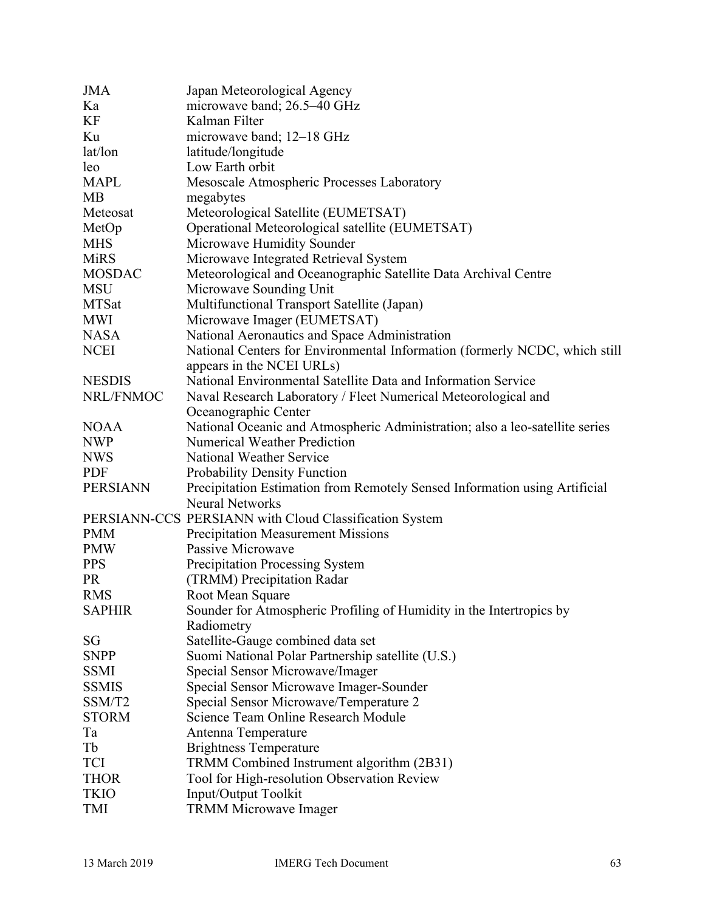| | |
|---|---|
| JMA | Japan Meteorological Agency |
| Ka | microwave band; 26.5–40 GHz |
| KF | Kalman Filter |
| Ku | microwave band; 12–18 GHz |
| lat/lon | latitude/longitude |
| leo | Low Earth orbit |
| MAPL | Mesoscale Atmospheric Processes Laboratory |
| MB | megabytes |
| Meteosat | Meteorological Satellite (EUMETSAT) |
| MetOp | Operational Meteorological satellite (EUMETSAT) |
| MHS | Microwave Humidity Sounder |
| MiRS | Microwave Integrated Retrieval System |
| MOSDAC | Meteorological and Oceanographic Satellite Data Archival Centre |
| MSU | Microwave Sounding Unit |
| MTSat | Multifunctional Transport Satellite (Japan) |
| MWI | Microwave Imager (EUMETSAT) |
| NASA | National Aeronautics and Space Administration |
| NCEI | National Centers for Environmental Information (formerly NCDC, which still appears in the NCEI URLs) |
| NESDIS | National Environmental Satellite Data and Information Service |
| NRL/FNMOC | Naval Research Laboratory / Fleet Numerical Meteorological and Oceanographic Center |
| NOAA | National Oceanic and Atmospheric Administration; also a leo-satellite series |
| NWP | Numerical Weather Prediction |
| NWS | National Weather Service |
| PDF | Probability Density Function |
| PERSIANN | Precipitation Estimation from Remotely Sensed Information using Artificial Neural Networks |
| PERSIANN-CCS | PERSIANN with Cloud Classification System |
| PMM | Precipitation Measurement Missions |
| PMW | Passive Microwave |
| PPS | Precipitation Processing System |
| PR | (TRMM) Precipitation Radar |
| RMS | Root Mean Square |
| SAPHIR | Sounder for Atmospheric Profiling of Humidity in the Intertropics by Radiometry |
| SG | Satellite-Gauge combined data set |
| SNPP | Suomi National Polar Partnership satellite (U.S.) |
| SSMI | Special Sensor Microwave/Imager |
| SSMIS | Special Sensor Microwave Imager-Sounder |
| SSM/T2 | Special Sensor Microwave/Temperature 2 |
| STORM | Science Team Online Research Module |
| Ta | Antenna Temperature |
| Tb | Brightness Temperature |
| TCI | TRMM Combined Instrument algorithm (2B31) |
| THOR | Tool for High-resolution Observation Review |
| TKIO | Input/Output Toolkit |
| TMI | TRMM Microwave Imager |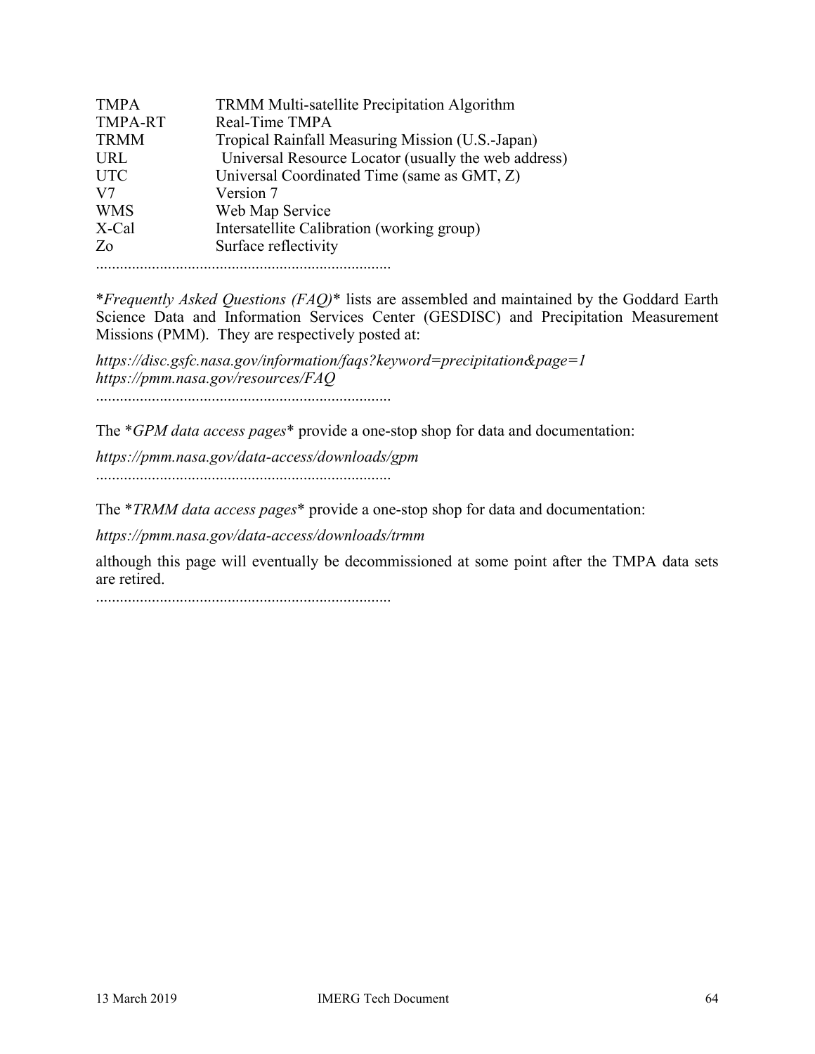| | |
|---|---|
| TMPA | TRMM Multi-satellite Precipitation Algorithm |
| TMPA-RT | Real-Time TMPA |
| TRMM | Tropical Rainfall Measuring Mission (U.S.-Japan) |
| URL | Universal Resource Locator (usually the web address) |
| UTC | Universal Coordinated Time (same as GMT, Z) |
| V7 | Version 7 |
| WMS | Web Map Service |
| X-Cal | Intersatellite Calibration (working group) |
| Zo | Surface reflectivity |

..........................................................................

*Frequently Asked Questions (FAQ)* lists are assembled and maintained by the Goddard Earth Science Data and Information Services Center (GESDISC) and Precipitation Measurement Missions (PMM). They are respectively posted at:

*https://disc.gsfc.nasa.gov/information/faqs?keyword=precipitation&page=1*
*https://pmm.nasa.gov/resources/FAQ*

..........................................................................

The *GPM data access pages* provide a one-stop shop for data and documentation:

*https://pmm.nasa.gov/data-access/downloads/gpm*

..........................................................................

The *TRMM data access pages* provide a one-stop shop for data and documentation:

*https://pmm.nasa.gov/data-access/downloads/trmm*

although this page will eventually be decommissioned at some point after the TMPA data sets are retired.

..........................................................................